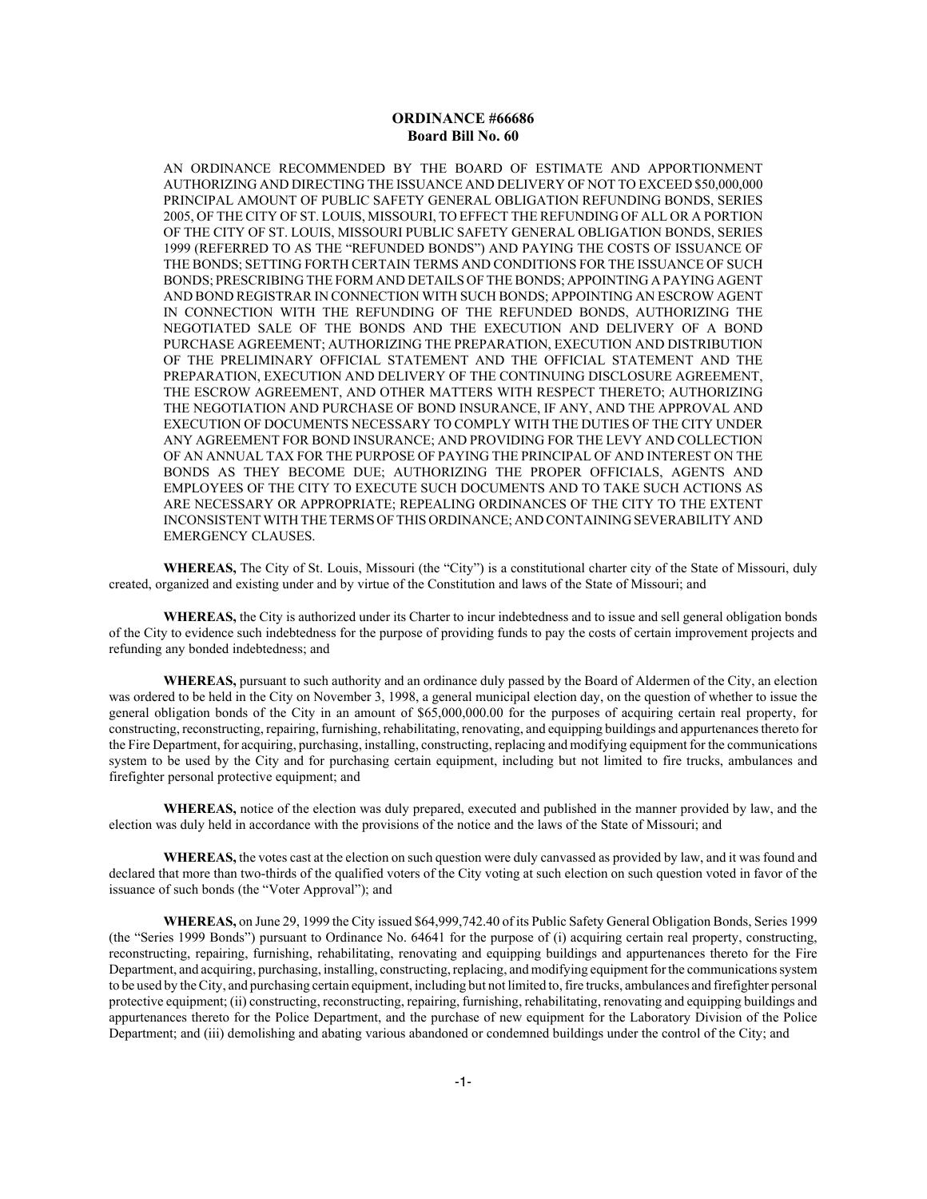**ORDINANCE #66686**
**Board Bill No. 60**

AN ORDINANCE RECOMMENDED BY THE BOARD OF ESTIMATE AND APPORTIONMENT AUTHORIZING AND DIRECTING THE ISSUANCE AND DELIVERY OF NOT TO EXCEED $50,000,000 PRINCIPAL AMOUNT OF PUBLIC SAFETY GENERAL OBLIGATION REFUNDING BONDS, SERIES 2005, OF THE CITY OF ST. LOUIS, MISSOURI, TO EFFECT THE REFUNDING OF ALL OR A PORTION OF THE CITY OF ST. LOUIS, MISSOURI PUBLIC SAFETY GENERAL OBLIGATION BONDS, SERIES 1999 (REFERRED TO AS THE "REFUNDED BONDS") AND PAYING THE COSTS OF ISSUANCE OF THE BONDS; SETTING FORTH CERTAIN TERMS AND CONDITIONS FOR THE ISSUANCE OF SUCH BONDS; PRESCRIBING THE FORM AND DETAILS OF THE BONDS; APPOINTING A PAYING AGENT AND BOND REGISTRAR IN CONNECTION WITH SUCH BONDS; APPOINTING AN ESCROW AGENT IN CONNECTION WITH THE REFUNDING OF THE REFUNDED BONDS, AUTHORIZING THE NEGOTIATED SALE OF THE BONDS AND THE EXECUTION AND DELIVERY OF A BOND PURCHASE AGREEMENT; AUTHORIZING THE PREPARATION, EXECUTION AND DISTRIBUTION OF THE PRELIMINARY OFFICIAL STATEMENT AND THE OFFICIAL STATEMENT AND THE PREPARATION, EXECUTION AND DELIVERY OF THE CONTINUING DISCLOSURE AGREEMENT, THE ESCROW AGREEMENT, AND OTHER MATTERS WITH RESPECT THERETO; AUTHORIZING THE NEGOTIATION AND PURCHASE OF BOND INSURANCE, IF ANY, AND THE APPROVAL AND EXECUTION OF DOCUMENTS NECESSARY TO COMPLY WITH THE DUTIES OF THE CITY UNDER ANY AGREEMENT FOR BOND INSURANCE; AND PROVIDING FOR THE LEVY AND COLLECTION OF AN ANNUAL TAX FOR THE PURPOSE OF PAYING THE PRINCIPAL OF AND INTEREST ON THE BONDS AS THEY BECOME DUE; AUTHORIZING THE PROPER OFFICIALS, AGENTS AND EMPLOYEES OF THE CITY TO EXECUTE SUCH DOCUMENTS AND TO TAKE SUCH ACTIONS AS ARE NECESSARY OR APPROPRIATE; REPEALING ORDINANCES OF THE CITY TO THE EXTENT INCONSISTENT WITH THE TERMS OF THIS ORDINANCE; AND CONTAINING SEVERABILITY AND EMERGENCY CLAUSES.

**WHEREAS,** The City of St. Louis, Missouri (the "City") is a constitutional charter city of the State of Missouri, duly created, organized and existing under and by virtue of the Constitution and laws of the State of Missouri; and

**WHEREAS,** the City is authorized under its Charter to incur indebtedness and to issue and sell general obligation bonds of the City to evidence such indebtedness for the purpose of providing funds to pay the costs of certain improvement projects and refunding any bonded indebtedness; and

**WHEREAS,** pursuant to such authority and an ordinance duly passed by the Board of Aldermen of the City, an election was ordered to be held in the City on November 3, 1998, a general municipal election day, on the question of whether to issue the general obligation bonds of the City in an amount of $65,000,000.00 for the purposes of acquiring certain real property, for constructing, reconstructing, repairing, furnishing, rehabilitating, renovating, and equipping buildings and appurtenances thereto for the Fire Department, for acquiring, purchasing, installing, constructing, replacing and modifying equipment for the communications system to be used by the City and for purchasing certain equipment, including but not limited to fire trucks, ambulances and firefighter personal protective equipment; and

**WHEREAS,** notice of the election was duly prepared, executed and published in the manner provided by law, and the election was duly held in accordance with the provisions of the notice and the laws of the State of Missouri; and

**WHEREAS,** the votes cast at the election on such question were duly canvassed as provided by law, and it was found and declared that more than two-thirds of the qualified voters of the City voting at such election on such question voted in favor of the issuance of such bonds (the "Voter Approval"); and

**WHEREAS,** on June 29, 1999 the City issued $64,999,742.40 of its Public Safety General Obligation Bonds, Series 1999 (the "Series 1999 Bonds") pursuant to Ordinance No. 64641 for the purpose of (i) acquiring certain real property, constructing, reconstructing, repairing, furnishing, rehabilitating, renovating and equipping buildings and appurtenances thereto for the Fire Department, and acquiring, purchasing, installing, constructing, replacing, and modifying equipment for the communications system to be used by the City, and purchasing certain equipment, including but not limited to, fire trucks, ambulances and firefighter personal protective equipment; (ii) constructing, reconstructing, repairing, furnishing, rehabilitating, renovating and equipping buildings and appurtenances thereto for the Police Department, and the purchase of new equipment for the Laboratory Division of the Police Department; and (iii) demolishing and abating various abandoned or condemned buildings under the control of the City; and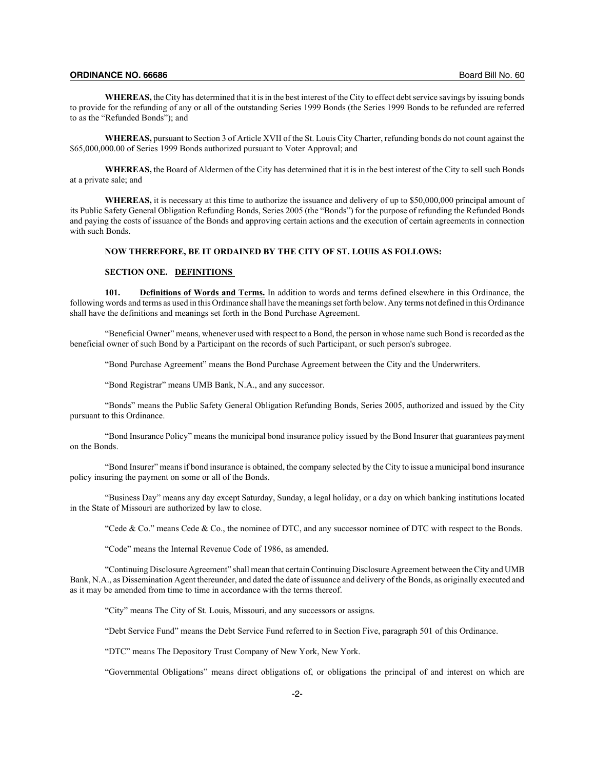**WHEREAS,** the City has determined that it is in the best interest of the City to effect debt service savings by issuing bonds to provide for the refunding of any or all of the outstanding Series 1999 Bonds (the Series 1999 Bonds to be refunded are referred to as the "Refunded Bonds"); and

**WHEREAS,** pursuant to Section 3 of Article XVII of the St. Louis City Charter, refunding bonds do not count against the $65,000,000.00 of Series 1999 Bonds authorized pursuant to Voter Approval; and

**WHEREAS,** the Board of Aldermen of the City has determined that it is in the best interest of the City to sell such Bonds at a private sale; and

**WHEREAS,** it is necessary at this time to authorize the issuance and delivery of up to $50,000,000 principal amount of its Public Safety General Obligation Refunding Bonds, Series 2005 (the "Bonds") for the purpose of refunding the Refunded Bonds and paying the costs of issuance of the Bonds and approving certain actions and the execution of certain agreements in connection with such Bonds.

**NOW THEREFORE, BE IT ORDAINED BY THE CITY OF ST. LOUIS AS FOLLOWS:**

## SECTION ONE. DEFINITIONS

**101. Definitions of Words and Terms.** In addition to words and terms defined elsewhere in this Ordinance, the following words and terms as used in this Ordinance shall have the meanings set forth below. Any terms not defined in this Ordinance shall have the definitions and meanings set forth in the Bond Purchase Agreement.

"Beneficial Owner" means, whenever used with respect to a Bond, the person in whose name such Bond is recorded as the beneficial owner of such Bond by a Participant on the records of such Participant, or such person's subrogee.

"Bond Purchase Agreement" means the Bond Purchase Agreement between the City and the Underwriters.

"Bond Registrar" means UMB Bank, N.A., and any successor.

"Bonds" means the Public Safety General Obligation Refunding Bonds, Series 2005, authorized and issued by the City pursuant to this Ordinance.

"Bond Insurance Policy" means the municipal bond insurance policy issued by the Bond Insurer that guarantees payment on the Bonds.

"Bond Insurer" means if bond insurance is obtained, the company selected by the City to issue a municipal bond insurance policy insuring the payment on some or all of the Bonds.

"Business Day" means any day except Saturday, Sunday, a legal holiday, or a day on which banking institutions located in the State of Missouri are authorized by law to close.

"Cede & Co." means Cede & Co., the nominee of DTC, and any successor nominee of DTC with respect to the Bonds.

"Code" means the Internal Revenue Code of 1986, as amended.

"Continuing Disclosure Agreement" shall mean that certain Continuing Disclosure Agreement between the City and UMB Bank, N.A., as Dissemination Agent thereunder, and dated the date of issuance and delivery of the Bonds, as originally executed and as it may be amended from time to time in accordance with the terms thereof.

"City" means The City of St. Louis, Missouri, and any successors or assigns.

"Debt Service Fund" means the Debt Service Fund referred to in Section Five, paragraph 501 of this Ordinance.

"DTC" means The Depository Trust Company of New York, New York.

"Governmental Obligations" means direct obligations of, or obligations the principal of and interest on which are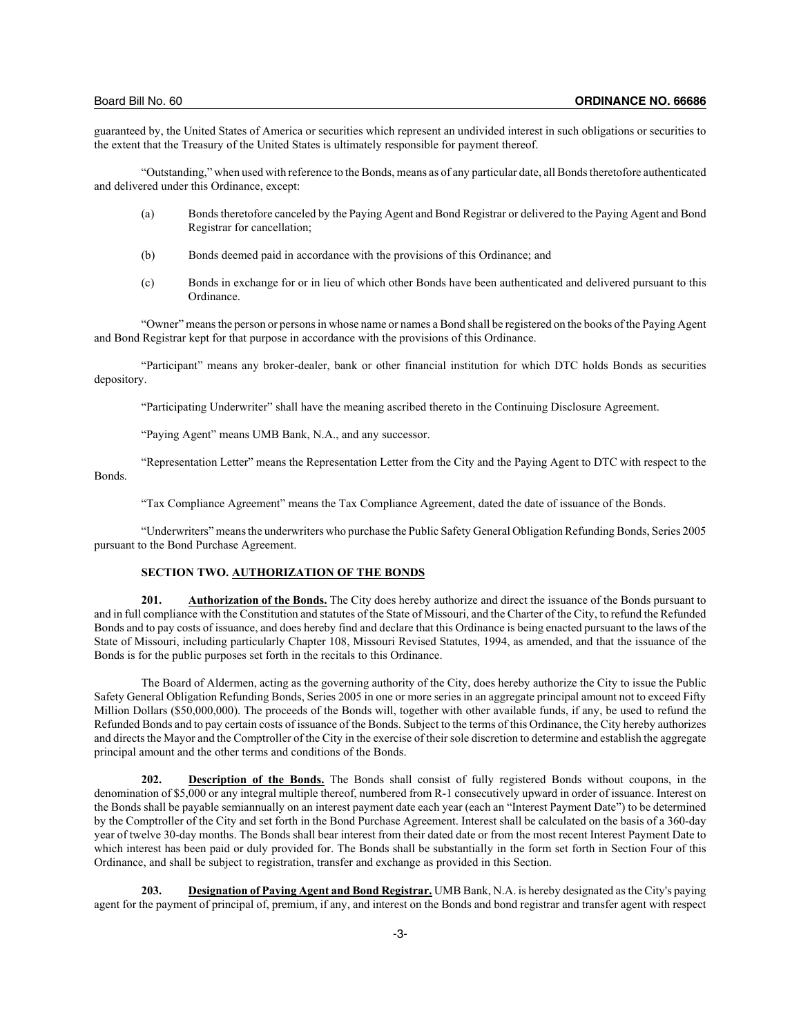guaranteed by, the United States of America or securities which represent an undivided interest in such obligations or securities to the extent that the Treasury of the United States is ultimately responsible for payment thereof.

"Outstanding," when used with reference to the Bonds, means as of any particular date, all Bonds theretofore authenticated and delivered under this Ordinance, except:

(a) Bonds theretofore canceled by the Paying Agent and Bond Registrar or delivered to the Paying Agent and Bond Registrar for cancellation;

(b) Bonds deemed paid in accordance with the provisions of this Ordinance; and

(c) Bonds in exchange for or in lieu of which other Bonds have been authenticated and delivered pursuant to this Ordinance.

"Owner" means the person or persons in whose name or names a Bond shall be registered on the books of the Paying Agent and Bond Registrar kept for that purpose in accordance with the provisions of this Ordinance.

"Participant" means any broker-dealer, bank or other financial institution for which DTC holds Bonds as securities depository.

"Participating Underwriter" shall have the meaning ascribed thereto in the Continuing Disclosure Agreement.

"Paying Agent" means UMB Bank, N.A., and any successor.

"Representation Letter" means the Representation Letter from the City and the Paying Agent to DTC with respect to the Bonds.

"Tax Compliance Agreement" means the Tax Compliance Agreement, dated the date of issuance of the Bonds.

"Underwriters" means the underwriters who purchase the Public Safety General Obligation Refunding Bonds, Series 2005 pursuant to the Bond Purchase Agreement.

**SECTION TWO. AUTHORIZATION OF THE BONDS**

**201. Authorization of the Bonds.** The City does hereby authorize and direct the issuance of the Bonds pursuant to and in full compliance with the Constitution and statutes of the State of Missouri, and the Charter of the City, to refund the Refunded Bonds and to pay costs of issuance, and does hereby find and declare that this Ordinance is being enacted pursuant to the laws of the State of Missouri, including particularly Chapter 108, Missouri Revised Statutes, 1994, as amended, and that the issuance of the Bonds is for the public purposes set forth in the recitals to this Ordinance.

The Board of Aldermen, acting as the governing authority of the City, does hereby authorize the City to issue the Public Safety General Obligation Refunding Bonds, Series 2005 in one or more series in an aggregate principal amount not to exceed Fifty Million Dollars ($50,000,000). The proceeds of the Bonds will, together with other available funds, if any, be used to refund the Refunded Bonds and to pay certain costs of issuance of the Bonds. Subject to the terms of this Ordinance, the City hereby authorizes and directs the Mayor and the Comptroller of the City in the exercise of their sole discretion to determine and establish the aggregate principal amount and the other terms and conditions of the Bonds.

**202. Description of the Bonds.** The Bonds shall consist of fully registered Bonds without coupons, in the denomination of $5,000 or any integral multiple thereof, numbered from R-1 consecutively upward in order of issuance. Interest on the Bonds shall be payable semiannually on an interest payment date each year (each an "Interest Payment Date") to be determined by the Comptroller of the City and set forth in the Bond Purchase Agreement. Interest shall be calculated on the basis of a 360-day year of twelve 30-day months. The Bonds shall bear interest from their dated date or from the most recent Interest Payment Date to which interest has been paid or duly provided for. The Bonds shall be substantially in the form set forth in Section Four of this Ordinance, and shall be subject to registration, transfer and exchange as provided in this Section.

**203. Designation of Paying Agent and Bond Registrar.** UMB Bank, N.A. is hereby designated as the City's paying agent for the payment of principal of, premium, if any, and interest on the Bonds and bond registrar and transfer agent with respect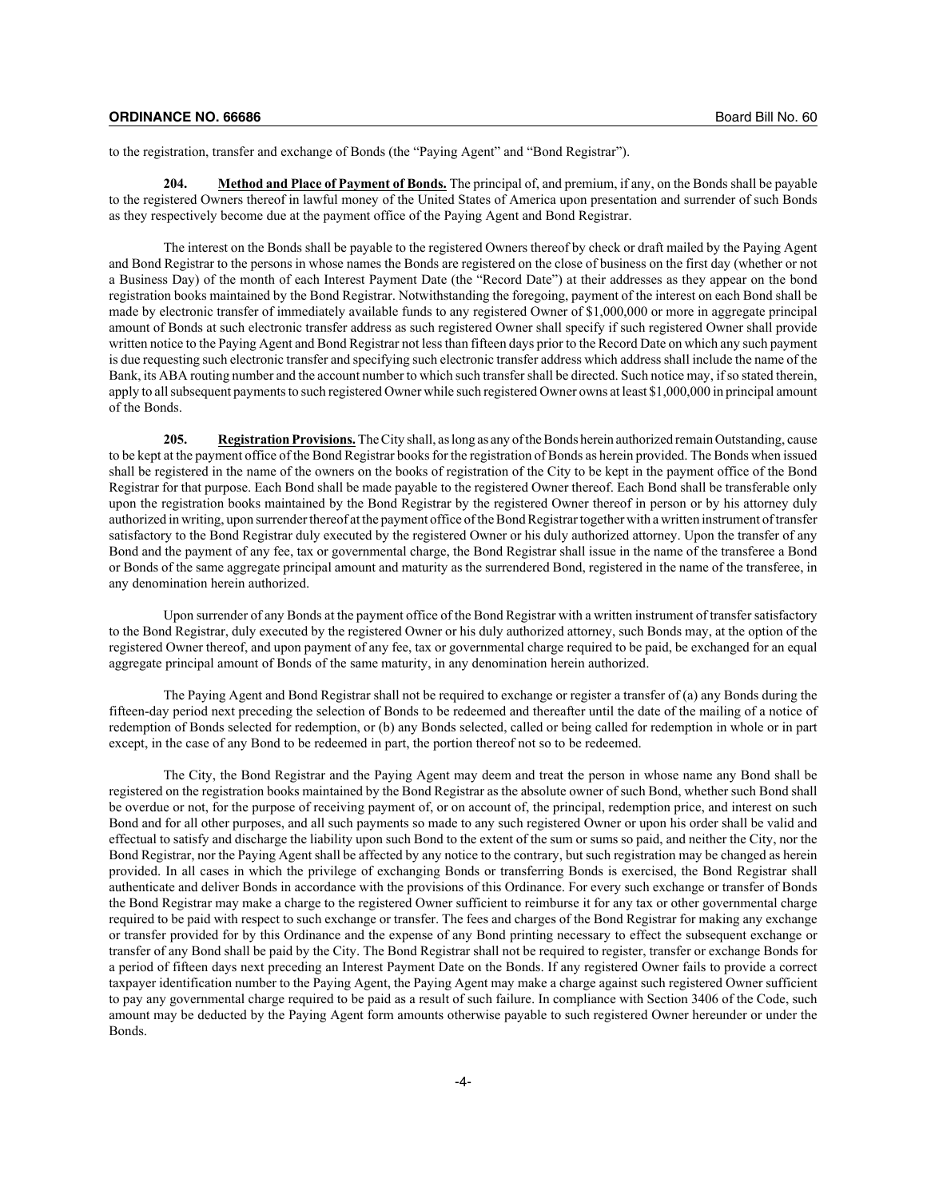to the registration, transfer and exchange of Bonds (the "Paying Agent" and "Bond Registrar").

**204. Method and Place of Payment of Bonds.** The principal of, and premium, if any, on the Bonds shall be payable to the registered Owners thereof in lawful money of the United States of America upon presentation and surrender of such Bonds as they respectively become due at the payment office of the Paying Agent and Bond Registrar.

The interest on the Bonds shall be payable to the registered Owners thereof by check or draft mailed by the Paying Agent and Bond Registrar to the persons in whose names the Bonds are registered on the close of business on the first day (whether or not a Business Day) of the month of each Interest Payment Date (the "Record Date") at their addresses as they appear on the bond registration books maintained by the Bond Registrar. Notwithstanding the foregoing, payment of the interest on each Bond shall be made by electronic transfer of immediately available funds to any registered Owner of $1,000,000 or more in aggregate principal amount of Bonds at such electronic transfer address as such registered Owner shall specify if such registered Owner shall provide written notice to the Paying Agent and Bond Registrar not less than fifteen days prior to the Record Date on which any such payment is due requesting such electronic transfer and specifying such electronic transfer address which address shall include the name of the Bank, its ABA routing number and the account number to which such transfer shall be directed. Such notice may, if so stated therein, apply to all subsequent payments to such registered Owner while such registered Owner owns at least $1,000,000 in principal amount of the Bonds.

**205. Registration Provisions.** The City shall, as long as any of the Bonds herein authorized remain Outstanding, cause to be kept at the payment office of the Bond Registrar books for the registration of Bonds as herein provided. The Bonds when issued shall be registered in the name of the owners on the books of registration of the City to be kept in the payment office of the Bond Registrar for that purpose. Each Bond shall be made payable to the registered Owner thereof. Each Bond shall be transferable only upon the registration books maintained by the Bond Registrar by the registered Owner thereof in person or by his attorney duly authorized in writing, upon surrender thereof at the payment office of the Bond Registrar together with a written instrument of transfer satisfactory to the Bond Registrar duly executed by the registered Owner or his duly authorized attorney. Upon the transfer of any Bond and the payment of any fee, tax or governmental charge, the Bond Registrar shall issue in the name of the transferee a Bond or Bonds of the same aggregate principal amount and maturity as the surrendered Bond, registered in the name of the transferee, in any denomination herein authorized.

Upon surrender of any Bonds at the payment office of the Bond Registrar with a written instrument of transfer satisfactory to the Bond Registrar, duly executed by the registered Owner or his duly authorized attorney, such Bonds may, at the option of the registered Owner thereof, and upon payment of any fee, tax or governmental charge required to be paid, be exchanged for an equal aggregate principal amount of Bonds of the same maturity, in any denomination herein authorized.

The Paying Agent and Bond Registrar shall not be required to exchange or register a transfer of (a) any Bonds during the fifteen-day period next preceding the selection of Bonds to be redeemed and thereafter until the date of the mailing of a notice of redemption of Bonds selected for redemption, or (b) any Bonds selected, called or being called for redemption in whole or in part except, in the case of any Bond to be redeemed in part, the portion thereof not so to be redeemed.

The City, the Bond Registrar and the Paying Agent may deem and treat the person in whose name any Bond shall be registered on the registration books maintained by the Bond Registrar as the absolute owner of such Bond, whether such Bond shall be overdue or not, for the purpose of receiving payment of, or on account of, the principal, redemption price, and interest on such Bond and for all other purposes, and all such payments so made to any such registered Owner or upon his order shall be valid and effectual to satisfy and discharge the liability upon such Bond to the extent of the sum or sums so paid, and neither the City, nor the Bond Registrar, nor the Paying Agent shall be affected by any notice to the contrary, but such registration may be changed as herein provided. In all cases in which the privilege of exchanging Bonds or transferring Bonds is exercised, the Bond Registrar shall authenticate and deliver Bonds in accordance with the provisions of this Ordinance. For every such exchange or transfer of Bonds the Bond Registrar may make a charge to the registered Owner sufficient to reimburse it for any tax or other governmental charge required to be paid with respect to such exchange or transfer. The fees and charges of the Bond Registrar for making any exchange or transfer provided for by this Ordinance and the expense of any Bond printing necessary to effect the subsequent exchange or transfer of any Bond shall be paid by the City. The Bond Registrar shall not be required to register, transfer or exchange Bonds for a period of fifteen days next preceding an Interest Payment Date on the Bonds. If any registered Owner fails to provide a correct taxpayer identification number to the Paying Agent, the Paying Agent may make a charge against such registered Owner sufficient to pay any governmental charge required to be paid as a result of such failure. In compliance with Section 3406 of the Code, such amount may be deducted by the Paying Agent form amounts otherwise payable to such registered Owner hereunder or under the Bonds.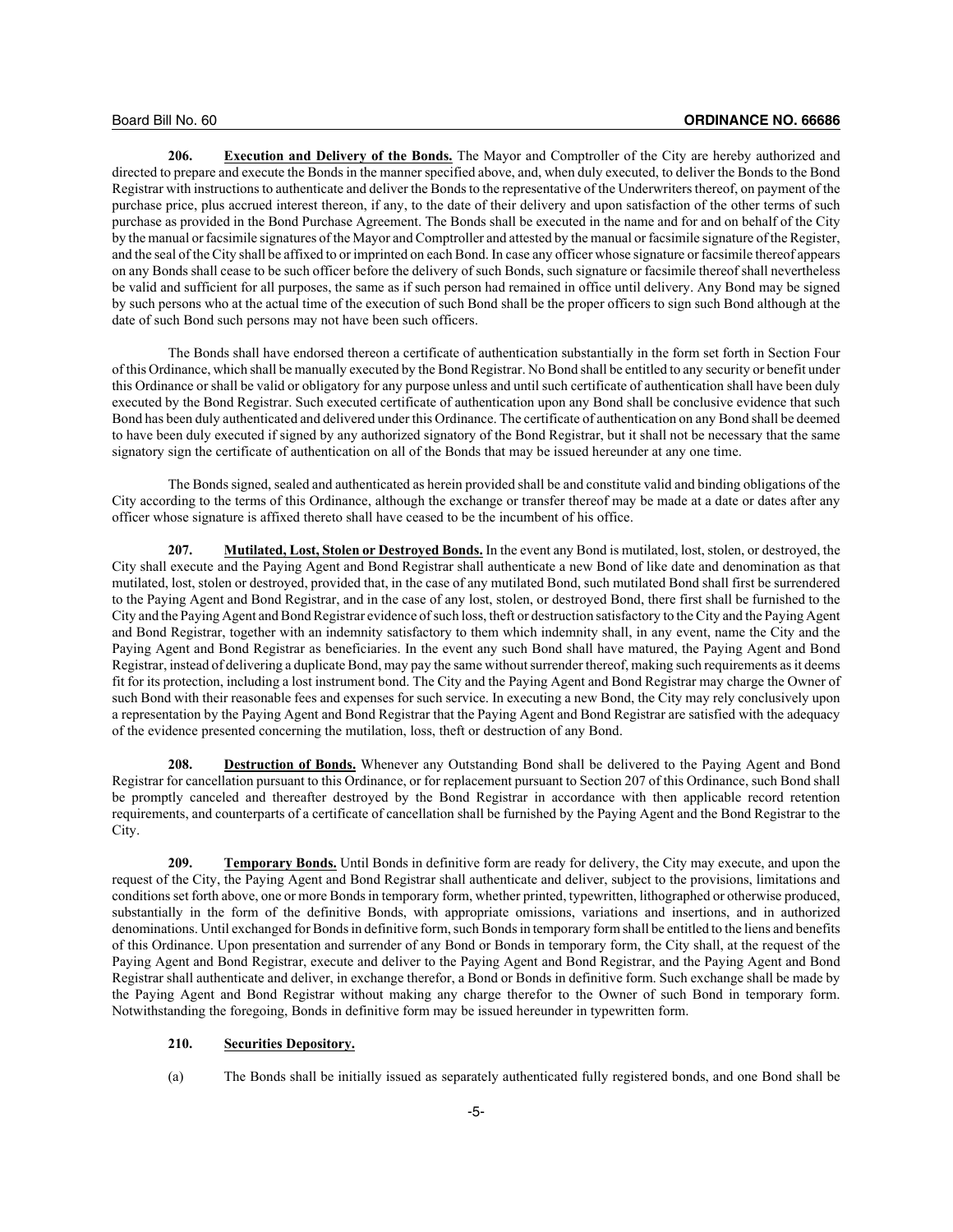**206. Execution and Delivery of the Bonds.** The Mayor and Comptroller of the City are hereby authorized and directed to prepare and execute the Bonds in the manner specified above, and, when duly executed, to deliver the Bonds to the Bond Registrar with instructions to authenticate and deliver the Bonds to the representative of the Underwriters thereof, on payment of the purchase price, plus accrued interest thereon, if any, to the date of their delivery and upon satisfaction of the other terms of such purchase as provided in the Bond Purchase Agreement. The Bonds shall be executed in the name and for and on behalf of the City by the manual or facsimile signatures of the Mayor and Comptroller and attested by the manual or facsimile signature of the Register, and the seal of the City shall be affixed to or imprinted on each Bond. In case any officer whose signature or facsimile thereof appears on any Bonds shall cease to be such officer before the delivery of such Bonds, such signature or facsimile thereof shall nevertheless be valid and sufficient for all purposes, the same as if such person had remained in office until delivery. Any Bond may be signed by such persons who at the actual time of the execution of such Bond shall be the proper officers to sign such Bond although at the date of such Bond such persons may not have been such officers.

The Bonds shall have endorsed thereon a certificate of authentication substantially in the form set forth in Section Four of this Ordinance, which shall be manually executed by the Bond Registrar. No Bond shall be entitled to any security or benefit under this Ordinance or shall be valid or obligatory for any purpose unless and until such certificate of authentication shall have been duly executed by the Bond Registrar. Such executed certificate of authentication upon any Bond shall be conclusive evidence that such Bond has been duly authenticated and delivered under this Ordinance. The certificate of authentication on any Bond shall be deemed to have been duly executed if signed by any authorized signatory of the Bond Registrar, but it shall not be necessary that the same signatory sign the certificate of authentication on all of the Bonds that may be issued hereunder at any one time.

The Bonds signed, sealed and authenticated as herein provided shall be and constitute valid and binding obligations of the City according to the terms of this Ordinance, although the exchange or transfer thereof may be made at a date or dates after any officer whose signature is affixed thereto shall have ceased to be the incumbent of his office.

**207. Mutilated, Lost, Stolen or Destroyed Bonds.** In the event any Bond is mutilated, lost, stolen, or destroyed, the City shall execute and the Paying Agent and Bond Registrar shall authenticate a new Bond of like date and denomination as that mutilated, lost, stolen or destroyed, provided that, in the case of any mutilated Bond, such mutilated Bond shall first be surrendered to the Paying Agent and Bond Registrar, and in the case of any lost, stolen, or destroyed Bond, there first shall be furnished to the City and the Paying Agent and Bond Registrar evidence of such loss, theft or destruction satisfactory to the City and the Paying Agent and Bond Registrar, together with an indemnity satisfactory to them which indemnity shall, in any event, name the City and the Paying Agent and Bond Registrar as beneficiaries. In the event any such Bond shall have matured, the Paying Agent and Bond Registrar, instead of delivering a duplicate Bond, may pay the same without surrender thereof, making such requirements as it deems fit for its protection, including a lost instrument bond. The City and the Paying Agent and Bond Registrar may charge the Owner of such Bond with their reasonable fees and expenses for such service. In executing a new Bond, the City may rely conclusively upon a representation by the Paying Agent and Bond Registrar that the Paying Agent and Bond Registrar are satisfied with the adequacy of the evidence presented concerning the mutilation, loss, theft or destruction of any Bond.

**208. Destruction of Bonds.** Whenever any Outstanding Bond shall be delivered to the Paying Agent and Bond Registrar for cancellation pursuant to this Ordinance, or for replacement pursuant to Section 207 of this Ordinance, such Bond shall be promptly canceled and thereafter destroyed by the Bond Registrar in accordance with then applicable record retention requirements, and counterparts of a certificate of cancellation shall be furnished by the Paying Agent and the Bond Registrar to the City.

**209. Temporary Bonds.** Until Bonds in definitive form are ready for delivery, the City may execute, and upon the request of the City, the Paying Agent and Bond Registrar shall authenticate and deliver, subject to the provisions, limitations and conditions set forth above, one or more Bonds in temporary form, whether printed, typewritten, lithographed or otherwise produced, substantially in the form of the definitive Bonds, with appropriate omissions, variations and insertions, and in authorized denominations. Until exchanged for Bonds in definitive form, such Bonds in temporary form shall be entitled to the liens and benefits of this Ordinance. Upon presentation and surrender of any Bond or Bonds in temporary form, the City shall, at the request of the Paying Agent and Bond Registrar, execute and deliver to the Paying Agent and Bond Registrar, and the Paying Agent and Bond Registrar shall authenticate and deliver, in exchange therefor, a Bond or Bonds in definitive form. Such exchange shall be made by the Paying Agent and Bond Registrar without making any charge therefor to the Owner of such Bond in temporary form. Notwithstanding the foregoing, Bonds in definitive form may be issued hereunder in typewritten form.

**210. Securities Depository.**

(a) The Bonds shall be initially issued as separately authenticated fully registered bonds, and one Bond shall be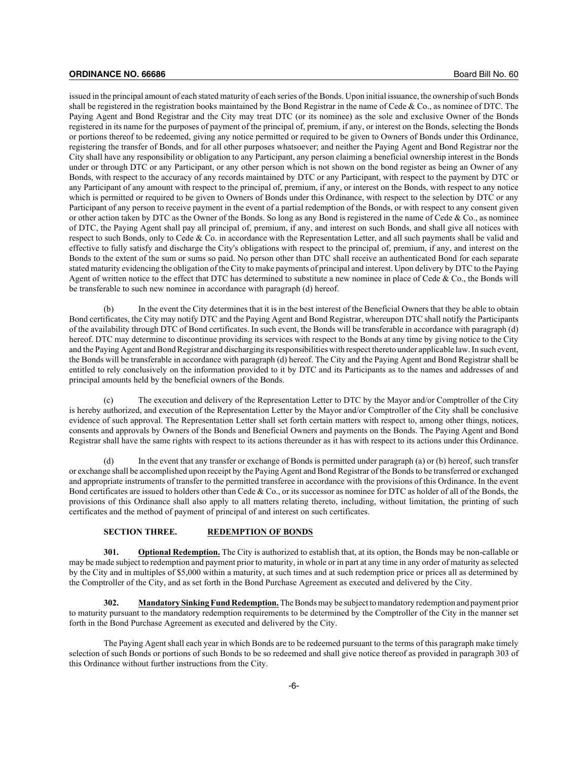issued in the principal amount of each stated maturity of each series of the Bonds. Upon initial issuance, the ownership of such Bonds shall be registered in the registration books maintained by the Bond Registrar in the name of Cede & Co., as nominee of DTC. The Paying Agent and Bond Registrar and the City may treat DTC (or its nominee) as the sole and exclusive Owner of the Bonds registered in its name for the purposes of payment of the principal of, premium, if any, or interest on the Bonds, selecting the Bonds or portions thereof to be redeemed, giving any notice permitted or required to be given to Owners of Bonds under this Ordinance, registering the transfer of Bonds, and for all other purposes whatsoever; and neither the Paying Agent and Bond Registrar nor the City shall have any responsibility or obligation to any Participant, any person claiming a beneficial ownership interest in the Bonds under or through DTC or any Participant, or any other person which is not shown on the bond register as being an Owner of any Bonds, with respect to the accuracy of any records maintained by DTC or any Participant, with respect to the payment by DTC or any Participant of any amount with respect to the principal of, premium, if any, or interest on the Bonds, with respect to any notice which is permitted or required to be given to Owners of Bonds under this Ordinance, with respect to the selection by DTC or any Participant of any person to receive payment in the event of a partial redemption of the Bonds, or with respect to any consent given or other action taken by DTC as the Owner of the Bonds. So long as any Bond is registered in the name of Cede & Co., as nominee of DTC, the Paying Agent shall pay all principal of, premium, if any, and interest on such Bonds, and shall give all notices with respect to such Bonds, only to Cede & Co. in accordance with the Representation Letter, and all such payments shall be valid and effective to fully satisfy and discharge the City's obligations with respect to the principal of, premium, if any, and interest on the Bonds to the extent of the sum or sums so paid. No person other than DTC shall receive an authenticated Bond for each separate stated maturity evidencing the obligation of the City to make payments of principal and interest. Upon delivery by DTC to the Paying Agent of written notice to the effect that DTC has determined to substitute a new nominee in place of Cede & Co., the Bonds will be transferable to such new nominee in accordance with paragraph (d) hereof.

(b) In the event the City determines that it is in the best interest of the Beneficial Owners that they be able to obtain Bond certificates, the City may notify DTC and the Paying Agent and Bond Registrar, whereupon DTC shall notify the Participants of the availability through DTC of Bond certificates. In such event, the Bonds will be transferable in accordance with paragraph (d) hereof. DTC may determine to discontinue providing its services with respect to the Bonds at any time by giving notice to the City and the Paying Agent and Bond Registrar and discharging its responsibilities with respect thereto under applicable law. In such event, the Bonds will be transferable in accordance with paragraph (d) hereof. The City and the Paying Agent and Bond Registrar shall be entitled to rely conclusively on the information provided to it by DTC and its Participants as to the names and addresses of and principal amounts held by the beneficial owners of the Bonds.

(c) The execution and delivery of the Representation Letter to DTC by the Mayor and/or Comptroller of the City is hereby authorized, and execution of the Representation Letter by the Mayor and/or Comptroller of the City shall be conclusive evidence of such approval. The Representation Letter shall set forth certain matters with respect to, among other things, notices, consents and approvals by Owners of the Bonds and Beneficial Owners and payments on the Bonds. The Paying Agent and Bond Registrar shall have the same rights with respect to its actions thereunder as it has with respect to its actions under this Ordinance.

(d) In the event that any transfer or exchange of Bonds is permitted under paragraph (a) or (b) hereof, such transfer or exchange shall be accomplished upon receipt by the Paying Agent and Bond Registrar of the Bonds to be transferred or exchanged and appropriate instruments of transfer to the permitted transferee in accordance with the provisions of this Ordinance. In the event Bond certificates are issued to holders other than Cede & Co., or its successor as nominee for DTC as holder of all of the Bonds, the provisions of this Ordinance shall also apply to all matters relating thereto, including, without limitation, the printing of such certificates and the method of payment of principal of and interest on such certificates.

## SECTION THREE. REDEMPTION OF BONDS

**301. Optional Redemption.** The City is authorized to establish that, at its option, the Bonds may be non-callable or may be made subject to redemption and payment prior to maturity, in whole or in part at any time in any order of maturity as selected by the City and in multiples of $5,000 within a maturity, at such times and at such redemption price or prices all as determined by the Comptroller of the City, and as set forth in the Bond Purchase Agreement as executed and delivered by the City.

**302. Mandatory Sinking Fund Redemption.** The Bonds may be subject to mandatory redemption and payment prior to maturity pursuant to the mandatory redemption requirements to be determined by the Comptroller of the City in the manner set forth in the Bond Purchase Agreement as executed and delivered by the City.

The Paying Agent shall each year in which Bonds are to be redeemed pursuant to the terms of this paragraph make timely selection of such Bonds or portions of such Bonds to be so redeemed and shall give notice thereof as provided in paragraph 303 of this Ordinance without further instructions from the City.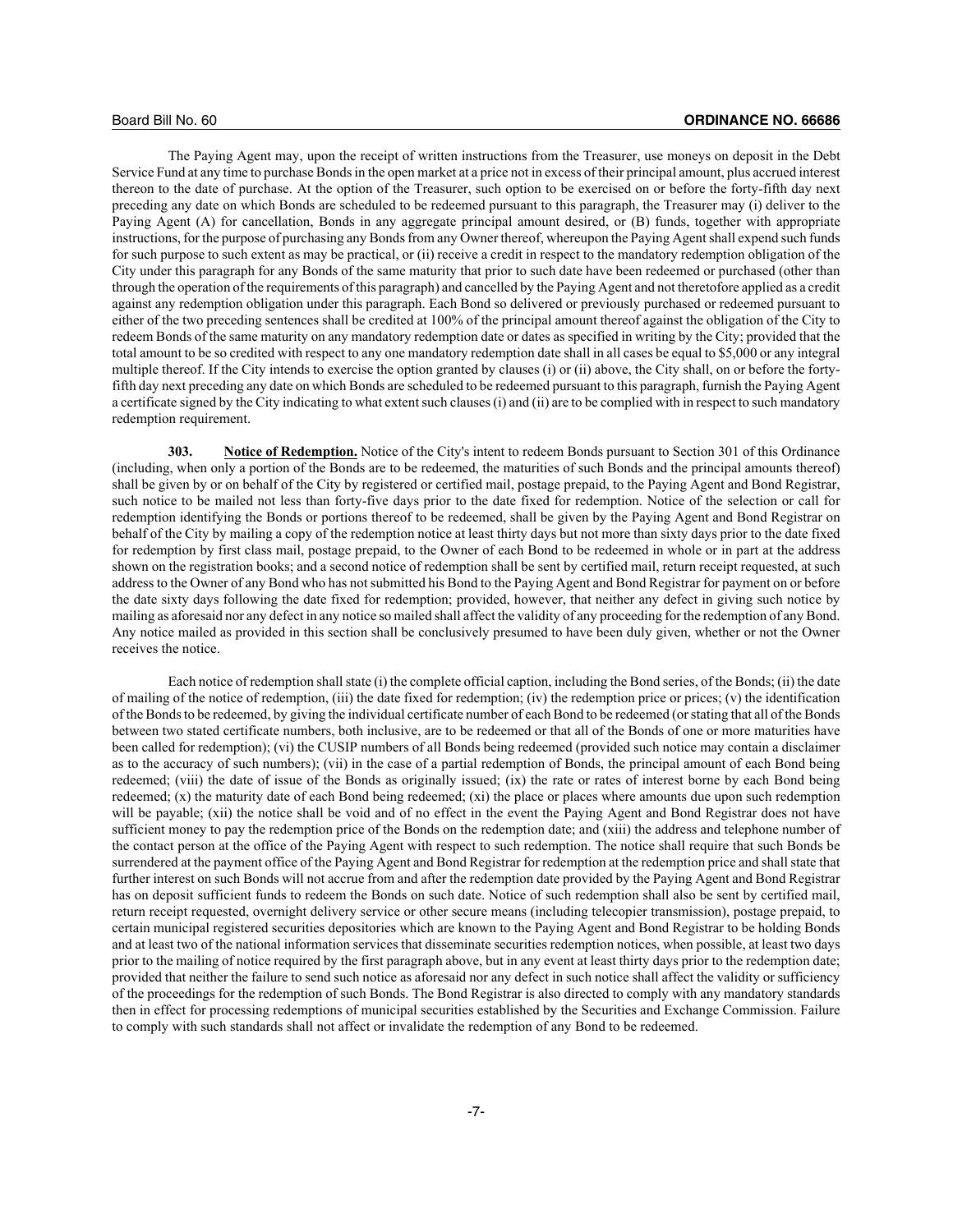The Paying Agent may, upon the receipt of written instructions from the Treasurer, use moneys on deposit in the Debt Service Fund at any time to purchase Bonds in the open market at a price not in excess of their principal amount, plus accrued interest thereon to the date of purchase. At the option of the Treasurer, such option to be exercised on or before the forty-fifth day next preceding any date on which Bonds are scheduled to be redeemed pursuant to this paragraph, the Treasurer may (i) deliver to the Paying Agent (A) for cancellation, Bonds in any aggregate principal amount desired, or (B) funds, together with appropriate instructions, for the purpose of purchasing any Bonds from any Owner thereof, whereupon the Paying Agent shall expend such funds for such purpose to such extent as may be practical, or (ii) receive a credit in respect to the mandatory redemption obligation of the City under this paragraph for any Bonds of the same maturity that prior to such date have been redeemed or purchased (other than through the operation of the requirements of this paragraph) and cancelled by the Paying Agent and not theretofore applied as a credit against any redemption obligation under this paragraph. Each Bond so delivered or previously purchased or redeemed pursuant to either of the two preceding sentences shall be credited at 100% of the principal amount thereof against the obligation of the City to redeem Bonds of the same maturity on any mandatory redemption date or dates as specified in writing by the City; provided that the total amount to be so credited with respect to any one mandatory redemption date shall in all cases be equal to $5,000 or any integral multiple thereof. If the City intends to exercise the option granted by clauses (i) or (ii) above, the City shall, on or before the forty-fifth day next preceding any date on which Bonds are scheduled to be redeemed pursuant to this paragraph, furnish the Paying Agent a certificate signed by the City indicating to what extent such clauses (i) and (ii) are to be complied with in respect to such mandatory redemption requirement.

**303. Notice of Redemption.** Notice of the City's intent to redeem Bonds pursuant to Section 301 of this Ordinance (including, when only a portion of the Bonds are to be redeemed, the maturities of such Bonds and the principal amounts thereof) shall be given by or on behalf of the City by registered or certified mail, postage prepaid, to the Paying Agent and Bond Registrar, such notice to be mailed not less than forty-five days prior to the date fixed for redemption. Notice of the selection or call for redemption identifying the Bonds or portions thereof to be redeemed, shall be given by the Paying Agent and Bond Registrar on behalf of the City by mailing a copy of the redemption notice at least thirty days but not more than sixty days prior to the date fixed for redemption by first class mail, postage prepaid, to the Owner of each Bond to be redeemed in whole or in part at the address shown on the registration books; and a second notice of redemption shall be sent by certified mail, return receipt requested, at such address to the Owner of any Bond who has not submitted his Bond to the Paying Agent and Bond Registrar for payment on or before the date sixty days following the date fixed for redemption; provided, however, that neither any defect in giving such notice by mailing as aforesaid nor any defect in any notice so mailed shall affect the validity of any proceeding for the redemption of any Bond. Any notice mailed as provided in this section shall be conclusively presumed to have been duly given, whether or not the Owner receives the notice.

Each notice of redemption shall state (i) the complete official caption, including the Bond series, of the Bonds; (ii) the date of mailing of the notice of redemption, (iii) the date fixed for redemption; (iv) the redemption price or prices; (v) the identification of the Bonds to be redeemed, by giving the individual certificate number of each Bond to be redeemed (or stating that all of the Bonds between two stated certificate numbers, both inclusive, are to be redeemed or that all of the Bonds of one or more maturities have been called for redemption); (vi) the CUSIP numbers of all Bonds being redeemed (provided such notice may contain a disclaimer as to the accuracy of such numbers); (vii) in the case of a partial redemption of Bonds, the principal amount of each Bond being redeemed; (viii) the date of issue of the Bonds as originally issued; (ix) the rate or rates of interest borne by each Bond being redeemed; (x) the maturity date of each Bond being redeemed; (xi) the place or places where amounts due upon such redemption will be payable; (xii) the notice shall be void and of no effect in the event the Paying Agent and Bond Registrar does not have sufficient money to pay the redemption price of the Bonds on the redemption date; and (xiii) the address and telephone number of the contact person at the office of the Paying Agent with respect to such redemption. The notice shall require that such Bonds be surrendered at the payment office of the Paying Agent and Bond Registrar for redemption at the redemption price and shall state that further interest on such Bonds will not accrue from and after the redemption date provided by the Paying Agent and Bond Registrar has on deposit sufficient funds to redeem the Bonds on such date. Notice of such redemption shall also be sent by certified mail, return receipt requested, overnight delivery service or other secure means (including telecopier transmission), postage prepaid, to certain municipal registered securities depositories which are known to the Paying Agent and Bond Registrar to be holding Bonds and at least two of the national information services that disseminate securities redemption notices, when possible, at least two days prior to the mailing of notice required by the first paragraph above, but in any event at least thirty days prior to the redemption date; provided that neither the failure to send such notice as aforesaid nor any defect in such notice shall affect the validity or sufficiency of the proceedings for the redemption of such Bonds. The Bond Registrar is also directed to comply with any mandatory standards then in effect for processing redemptions of municipal securities established by the Securities and Exchange Commission. Failure to comply with such standards shall not affect or invalidate the redemption of any Bond to be redeemed.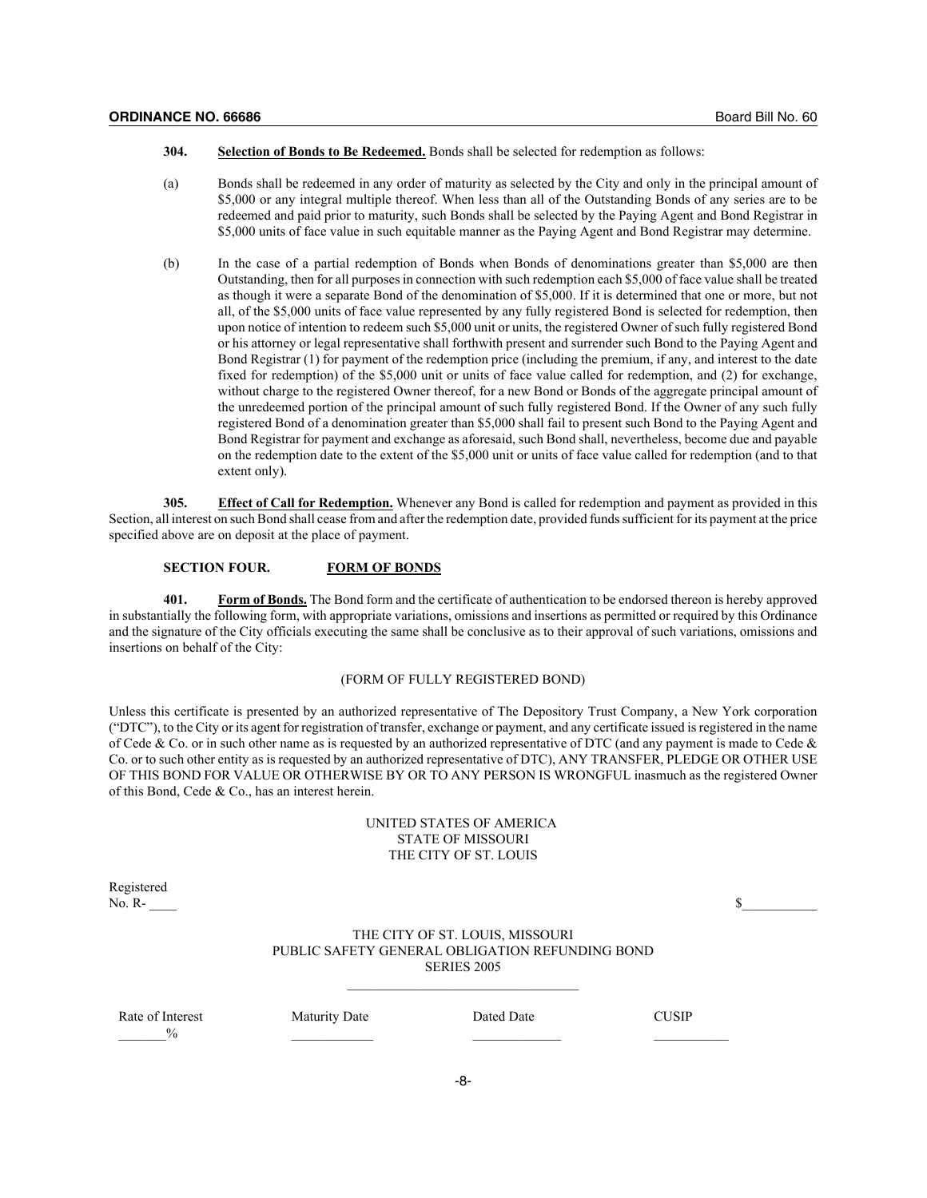**304. Selection of Bonds to Be Redeemed.** Bonds shall be selected for redemption as follows:

(a) Bonds shall be redeemed in any order of maturity as selected by the City and only in the principal amount of $5,000 or any integral multiple thereof. When less than all of the Outstanding Bonds of any series are to be redeemed and paid prior to maturity, such Bonds shall be selected by the Paying Agent and Bond Registrar in $5,000 units of face value in such equitable manner as the Paying Agent and Bond Registrar may determine.

(b) In the case of a partial redemption of Bonds when Bonds of denominations greater than $5,000 are then Outstanding, then for all purposes in connection with such redemption each $5,000 of face value shall be treated as though it were a separate Bond of the denomination of $5,000. If it is determined that one or more, but not all, of the $5,000 units of face value represented by any fully registered Bond is selected for redemption, then upon notice of intention to redeem such $5,000 unit or units, the registered Owner of such fully registered Bond or his attorney or legal representative shall forthwith present and surrender such Bond to the Paying Agent and Bond Registrar (1) for payment of the redemption price (including the premium, if any, and interest to the date fixed for redemption) of the $5,000 unit or units of face value called for redemption, and (2) for exchange, without charge to the registered Owner thereof, for a new Bond or Bonds of the aggregate principal amount of the unredeemed portion of the principal amount of such fully registered Bond. If the Owner of any such fully registered Bond of a denomination greater than $5,000 shall fail to present such Bond to the Paying Agent and Bond Registrar for payment and exchange as aforesaid, such Bond shall, nevertheless, become due and payable on the redemption date to the extent of the $5,000 unit or units of face value called for redemption (and to that extent only).

**305. Effect of Call for Redemption.** Whenever any Bond is called for redemption and payment as provided in this Section, all interest on such Bond shall cease from and after the redemption date, provided funds sufficient for its payment at the price specified above are on deposit at the place of payment.

## SECTION FOUR. FORM OF BONDS

**401. Form of Bonds.** The Bond form and the certificate of authentication to be endorsed thereon is hereby approved in substantially the following form, with appropriate variations, omissions and insertions as permitted or required by this Ordinance and the signature of the City officials executing the same shall be conclusive as to their approval of such variations, omissions and insertions on behalf of the City:

(FORM OF FULLY REGISTERED BOND)

Unless this certificate is presented by an authorized representative of The Depository Trust Company, a New York corporation ("DTC"), to the City or its agent for registration of transfer, exchange or payment, and any certificate issued is registered in the name of Cede & Co. or in such other name as is requested by an authorized representative of DTC (and any payment is made to Cede & Co. or to such other entity as is requested by an authorized representative of DTC), ANY TRANSFER, PLEDGE OR OTHER USE OF THIS BOND FOR VALUE OR OTHERWISE BY OR TO ANY PERSON IS WRONGFUL inasmuch as the registered Owner of this Bond, Cede & Co., has an interest herein.

UNITED STATES OF AMERICA
STATE OF MISSOURI
THE CITY OF ST. LOUIS

Registered
No. R- ____ $___________

THE CITY OF ST. LOUIS, MISSOURI
PUBLIC SAFETY GENERAL OBLIGATION REFUNDING BOND
SERIES 2005

| Rate of Interest | Maturity Date | Dated Date | CUSIP |
|---|---|---|---|
| _______% | ____________ | _____________ | ___________ |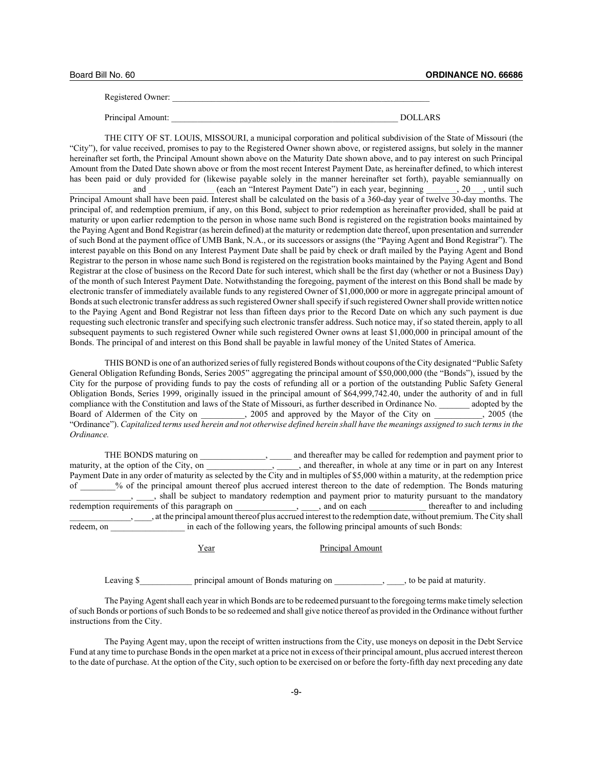Registered Owner: \_\_\_\_\_\_\_\_\_\_\_\_\_\_\_\_\_\_\_\_\_\_\_\_\_\_\_\_\_\_\_\_\_\_\_\_\_\_\_\_\_\_\_\_\_\_\_\_\_\_\_\_\_\_\_\_\_\_

Principal Amount: \_\_\_\_\_\_\_\_\_\_\_\_\_\_\_\_\_\_\_\_\_\_\_\_\_\_\_\_\_\_\_\_\_\_\_\_\_\_\_\_\_\_\_\_\_\_\_\_\_\_ DOLLARS

THE CITY OF ST. LOUIS, MISSOURI, a municipal corporation and political subdivision of the State of Missouri (the "City"), for value received, promises to pay to the Registered Owner shown above, or registered assigns, but solely in the manner hereinafter set forth, the Principal Amount shown above on the Maturity Date shown above, and to pay interest on such Principal Amount from the Dated Date shown above or from the most recent Interest Payment Date, as hereinafter defined, to which interest has been paid or duly provided for (likewise payable solely in the manner hereinafter set forth), payable semiannually on \_\_\_\_\_\_\_\_\_\_\_\_\_ and \_\_\_\_\_\_\_\_\_\_\_\_\_\_ (each an "Interest Payment Date") in each year, beginning \_\_\_\_\_\_\_, 20\_\_\_, until such Principal Amount shall have been paid. Interest shall be calculated on the basis of a 360-day year of twelve 30-day months. The principal of, and redemption premium, if any, on this Bond, subject to prior redemption as hereinafter provided, shall be paid at maturity or upon earlier redemption to the person in whose name such Bond is registered on the registration books maintained by the Paying Agent and Bond Registrar (as herein defined) at the maturity or redemption date thereof, upon presentation and surrender of such Bond at the payment office of UMB Bank, N.A., or its successors or assigns (the "Paying Agent and Bond Registrar"). The interest payable on this Bond on any Interest Payment Date shall be paid by check or draft mailed by the Paying Agent and Bond Registrar to the person in whose name such Bond is registered on the registration books maintained by the Paying Agent and Bond Registrar at the close of business on the Record Date for such interest, which shall be the first day (whether or not a Business Day) of the month of such Interest Payment Date. Notwithstanding the foregoing, payment of the interest on this Bond shall be made by electronic transfer of immediately available funds to any registered Owner of $1,000,000 or more in aggregate principal amount of Bonds at such electronic transfer address as such registered Owner shall specify if such registered Owner shall provide written notice to the Paying Agent and Bond Registrar not less than fifteen days prior to the Record Date on which any such payment is due requesting such electronic transfer and specifying such electronic transfer address. Such notice may, if so stated therein, apply to all subsequent payments to such registered Owner while such registered Owner owns at least $1,000,000 in principal amount of the Bonds. The principal of and interest on this Bond shall be payable in lawful money of the United States of America.

THIS BOND is one of an authorized series of fully registered Bonds without coupons of the City designated "Public Safety General Obligation Refunding Bonds, Series 2005" aggregating the principal amount of $50,000,000 (the "Bonds"), issued by the City for the purpose of providing funds to pay the costs of refunding all or a portion of the outstanding Public Safety General Obligation Bonds, Series 1999, originally issued in the principal amount of $64,999,742.40, under the authority of and in full compliance with the Constitution and laws of the State of Missouri, as further described in Ordinance No. \_\_\_\_\_\_\_ adopted by the Board of Aldermen of the City on \_\_\_\_\_\_\_\_\_\_, 2005 and approved by the Mayor of the City on \_\_\_\_\_\_\_\_\_\_, 2005 (the "Ordinance"). *Capitalized terms used herein and not otherwise defined herein shall have the meanings assigned to such terms in the Ordinance.*

THE BONDS maturing on \_\_\_\_\_\_\_\_\_\_\_\_\_\_\_, \_\_\_\_\_ and thereafter may be called for redemption and payment prior to maturity, at the option of the City, on \_\_\_\_\_\_\_\_\_\_\_\_\_\_\_, \_\_\_\_\_, and thereafter, in whole at any time or in part on any Interest Payment Date in any order of maturity as selected by the City and in multiples of $5,000 within a maturity, at the redemption price of \_\_\_\_\_\_\_\_% of the principal amount thereof plus accrued interest thereon to the date of redemption. The Bonds maturing \_\_\_\_\_\_\_\_\_\_\_\_\_\_, \_\_\_\_, shall be subject to mandatory redemption and payment prior to maturity pursuant to the mandatory redemption requirements of this paragraph on \_\_\_\_\_\_\_\_\_\_\_\_\_\_, \_\_\_\_, and on each \_\_\_\_\_\_\_\_\_\_\_\_\_ thereafter to and including \_\_\_\_\_\_\_\_\_\_\_\_\_\_, \_\_\_\_, at the principal amount thereof plus accrued interest to the redemption date, without premium. The City shall redeem, on \_\_\_\_\_\_\_\_\_\_\_\_\_\_\_\_\_ in each of the following years, the following principal amounts of such Bonds:

| Year | Principal Amount |
|---|---|
| | |

Leaving $\_\_\_\_\_\_\_\_\_\_\_\_ principal amount of Bonds maturing on \_\_\_\_\_\_\_\_\_\_\_, \_\_\_\_, to be paid at maturity.

The Paying Agent shall each year in which Bonds are to be redeemed pursuant to the foregoing terms make timely selection of such Bonds or portions of such Bonds to be so redeemed and shall give notice thereof as provided in the Ordinance without further instructions from the City.

The Paying Agent may, upon the receipt of written instructions from the City, use moneys on deposit in the Debt Service Fund at any time to purchase Bonds in the open market at a price not in excess of their principal amount, plus accrued interest thereon to the date of purchase. At the option of the City, such option to be exercised on or before the forty-fifth day next preceding any date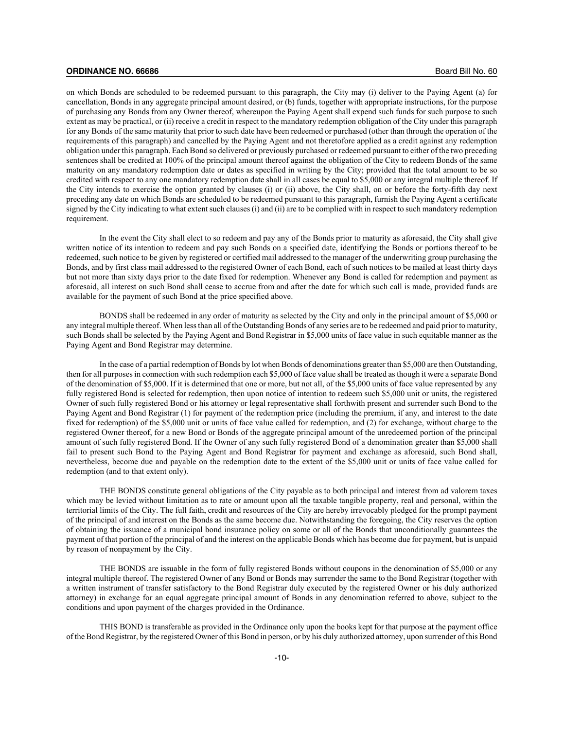on which Bonds are scheduled to be redeemed pursuant to this paragraph, the City may (i) deliver to the Paying Agent (a) for cancellation, Bonds in any aggregate principal amount desired, or (b) funds, together with appropriate instructions, for the purpose of purchasing any Bonds from any Owner thereof, whereupon the Paying Agent shall expend such funds for such purpose to such extent as may be practical, or (ii) receive a credit in respect to the mandatory redemption obligation of the City under this paragraph for any Bonds of the same maturity that prior to such date have been redeemed or purchased (other than through the operation of the requirements of this paragraph) and cancelled by the Paying Agent and not theretofore applied as a credit against any redemption obligation under this paragraph. Each Bond so delivered or previously purchased or redeemed pursuant to either of the two preceding sentences shall be credited at 100% of the principal amount thereof against the obligation of the City to redeem Bonds of the same maturity on any mandatory redemption date or dates as specified in writing by the City; provided that the total amount to be so credited with respect to any one mandatory redemption date shall in all cases be equal to $5,000 or any integral multiple thereof. If the City intends to exercise the option granted by clauses (i) or (ii) above, the City shall, on or before the forty-fifth day next preceding any date on which Bonds are scheduled to be redeemed pursuant to this paragraph, furnish the Paying Agent a certificate signed by the City indicating to what extent such clauses (i) and (ii) are to be complied with in respect to such mandatory redemption requirement.

In the event the City shall elect to so redeem and pay any of the Bonds prior to maturity as aforesaid, the City shall give written notice of its intention to redeem and pay such Bonds on a specified date, identifying the Bonds or portions thereof to be redeemed, such notice to be given by registered or certified mail addressed to the manager of the underwriting group purchasing the Bonds, and by first class mail addressed to the registered Owner of each Bond, each of such notices to be mailed at least thirty days but not more than sixty days prior to the date fixed for redemption. Whenever any Bond is called for redemption and payment as aforesaid, all interest on such Bond shall cease to accrue from and after the date for which such call is made, provided funds are available for the payment of such Bond at the price specified above.

BONDS shall be redeemed in any order of maturity as selected by the City and only in the principal amount of $5,000 or any integral multiple thereof. When less than all of the Outstanding Bonds of any series are to be redeemed and paid prior to maturity, such Bonds shall be selected by the Paying Agent and Bond Registrar in $5,000 units of face value in such equitable manner as the Paying Agent and Bond Registrar may determine.

In the case of a partial redemption of Bonds by lot when Bonds of denominations greater than $5,000 are then Outstanding, then for all purposes in connection with such redemption each $5,000 of face value shall be treated as though it were a separate Bond of the denomination of $5,000. If it is determined that one or more, but not all, of the $5,000 units of face value represented by any fully registered Bond is selected for redemption, then upon notice of intention to redeem such $5,000 unit or units, the registered Owner of such fully registered Bond or his attorney or legal representative shall forthwith present and surrender such Bond to the Paying Agent and Bond Registrar (1) for payment of the redemption price (including the premium, if any, and interest to the date fixed for redemption) of the $5,000 unit or units of face value called for redemption, and (2) for exchange, without charge to the registered Owner thereof, for a new Bond or Bonds of the aggregate principal amount of the unredeemed portion of the principal amount of such fully registered Bond. If the Owner of any such fully registered Bond of a denomination greater than $5,000 shall fail to present such Bond to the Paying Agent and Bond Registrar for payment and exchange as aforesaid, such Bond shall, nevertheless, become due and payable on the redemption date to the extent of the $5,000 unit or units of face value called for redemption (and to that extent only).

THE BONDS constitute general obligations of the City payable as to both principal and interest from ad valorem taxes which may be levied without limitation as to rate or amount upon all the taxable tangible property, real and personal, within the territorial limits of the City. The full faith, credit and resources of the City are hereby irrevocably pledged for the prompt payment of the principal of and interest on the Bonds as the same become due. Notwithstanding the foregoing, the City reserves the option of obtaining the issuance of a municipal bond insurance policy on some or all of the Bonds that unconditionally guarantees the payment of that portion of the principal of and the interest on the applicable Bonds which has become due for payment, but is unpaid by reason of nonpayment by the City.

THE BONDS are issuable in the form of fully registered Bonds without coupons in the denomination of $5,000 or any integral multiple thereof. The registered Owner of any Bond or Bonds may surrender the same to the Bond Registrar (together with a written instrument of transfer satisfactory to the Bond Registrar duly executed by the registered Owner or his duly authorized attorney) in exchange for an equal aggregate principal amount of Bonds in any denomination referred to above, subject to the conditions and upon payment of the charges provided in the Ordinance.

THIS BOND is transferable as provided in the Ordinance only upon the books kept for that purpose at the payment office of the Bond Registrar, by the registered Owner of this Bond in person, or by his duly authorized attorney, upon surrender of this Bond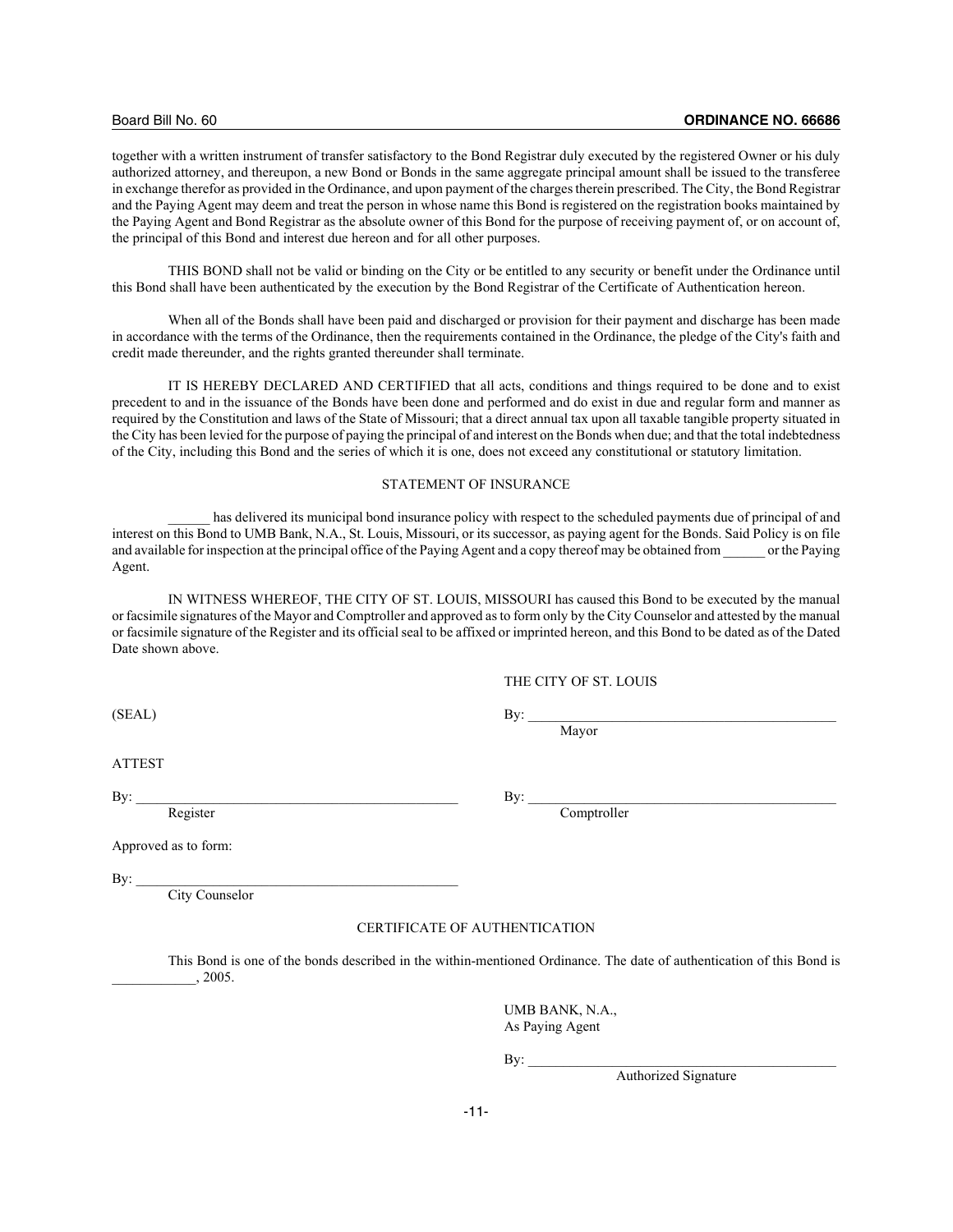together with a written instrument of transfer satisfactory to the Bond Registrar duly executed by the registered Owner or his duly authorized attorney, and thereupon, a new Bond or Bonds in the same aggregate principal amount shall be issued to the transferee in exchange therefor as provided in the Ordinance, and upon payment of the charges therein prescribed. The City, the Bond Registrar and the Paying Agent may deem and treat the person in whose name this Bond is registered on the registration books maintained by the Paying Agent and Bond Registrar as the absolute owner of this Bond for the purpose of receiving payment of, or on account of, the principal of this Bond and interest due hereon and for all other purposes.

THIS BOND shall not be valid or binding on the City or be entitled to any security or benefit under the Ordinance until this Bond shall have been authenticated by the execution by the Bond Registrar of the Certificate of Authentication hereon.

When all of the Bonds shall have been paid and discharged or provision for their payment and discharge has been made in accordance with the terms of the Ordinance, then the requirements contained in the Ordinance, the pledge of the City's faith and credit made thereunder, and the rights granted thereunder shall terminate.

IT IS HEREBY DECLARED AND CERTIFIED that all acts, conditions and things required to be done and to exist precedent to and in the issuance of the Bonds have been done and performed and do exist in due and regular form and manner as required by the Constitution and laws of the State of Missouri; that a direct annual tax upon all taxable tangible property situated in the City has been levied for the purpose of paying the principal of and interest on the Bonds when due; and that the total indebtedness of the City, including this Bond and the series of which it is one, does not exceed any constitutional or statutory limitation.

STATEMENT OF INSURANCE

______ has delivered its municipal bond insurance policy with respect to the scheduled payments due of principal of and interest on this Bond to UMB Bank, N.A., St. Louis, Missouri, or its successor, as paying agent for the Bonds. Said Policy is on file and available for inspection at the principal office of the Paying Agent and a copy thereof may be obtained from ______ or the Paying Agent.

IN WITNESS WHEREOF, THE CITY OF ST. LOUIS, MISSOURI has caused this Bond to be executed by the manual or facsimile signatures of the Mayor and Comptroller and approved as to form only by the City Counselor and attested by the manual or facsimile signature of the Register and its official seal to be affixed or imprinted hereon, and this Bond to be dated as of the Dated Date shown above.

THE CITY OF ST. LOUIS

(SEAL)

By: ____________________________________________
Mayor

ATTEST

By: ____________________________________________
Register

By: ____________________________________________
Comptroller

Approved as to form:

By: ____________________________________________
City Counselor

CERTIFICATE OF AUTHENTICATION

This Bond is one of the bonds described in the within-mentioned Ordinance. The date of authentication of this Bond is ____________, 2005.

UMB BANK, N.A.,
As Paying Agent

By: ____________________________________________
Authorized Signature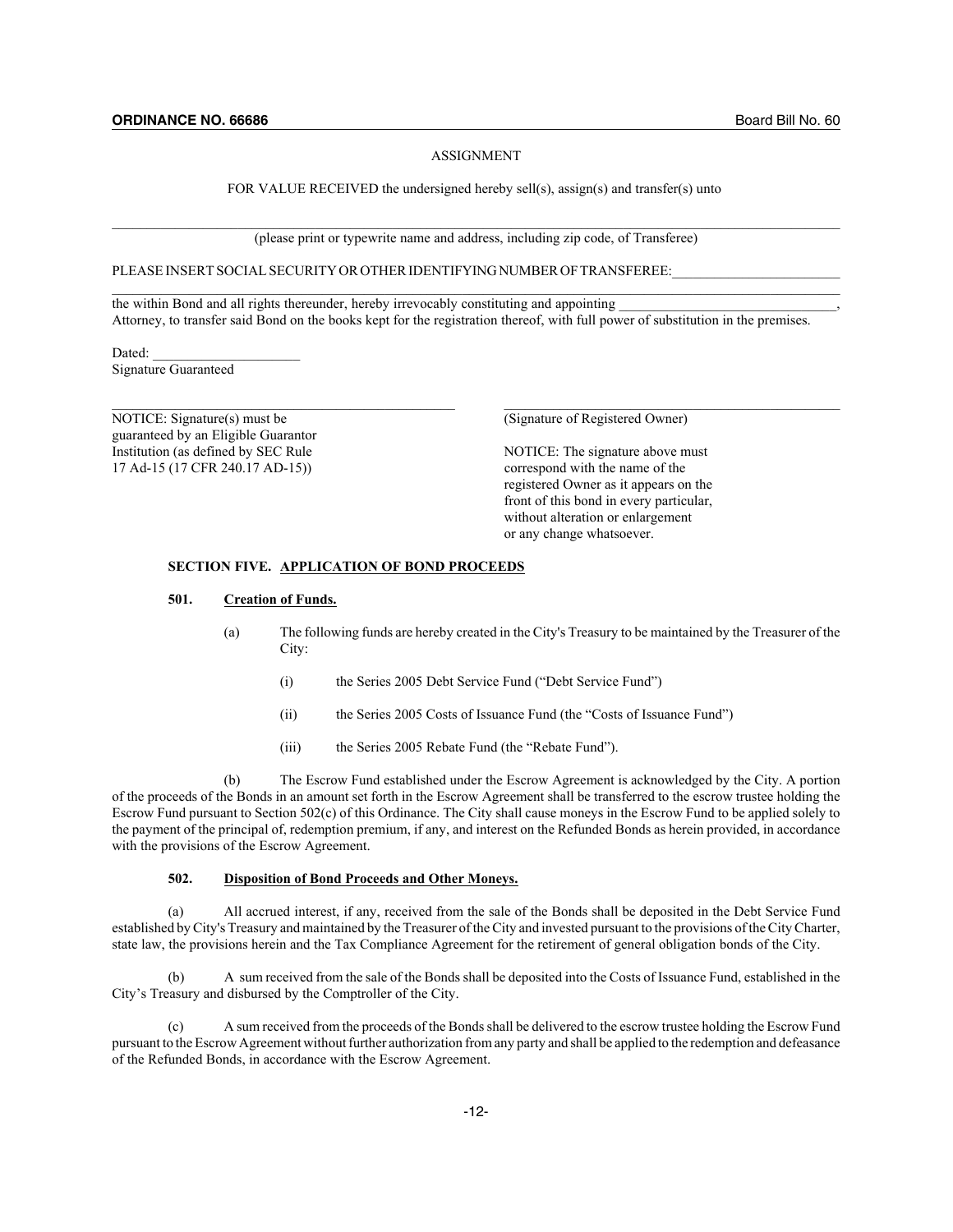ASSIGNMENT

FOR VALUE RECEIVED the undersigned hereby sell(s), assign(s) and transfer(s) unto

______________________________________________________________________________

(please print or typewrite name and address, including zip code, of Transferee)

PLEASE INSERT SOCIAL SECURITY OR OTHER IDENTIFYING NUMBER OF TRANSFEREE:________________________

______________________________________________________________________________

the within Bond and all rights thereunder, hereby irrevocably constituting and appointing ______________________________, Attorney, to transfer said Bond on the books kept for the registration thereof, with full power of substitution in the premises.

Dated: _____________________

Signature Guaranteed

______________________________________________

NOTICE: Signature(s) must be guaranteed by an Eligible Guarantor Institution (as defined by SEC Rule 17 Ad-15 (17 CFR 240.17 AD-15))

______________________________________________

(Signature of Registered Owner)

NOTICE: The signature above must correspond with the name of the registered Owner as it appears on the front of this bond in every particular, without alteration or enlargement or any change whatsoever.

### SECTION FIVE. APPLICATION OF BOND PROCEEDS

**501. Creation of Funds.**

(a) The following funds are hereby created in the City's Treasury to be maintained by the Treasurer of the City:

(i) the Series 2005 Debt Service Fund ("Debt Service Fund")

(ii) the Series 2005 Costs of Issuance Fund (the "Costs of Issuance Fund")

(iii) the Series 2005 Rebate Fund (the "Rebate Fund").

(b) The Escrow Fund established under the Escrow Agreement is acknowledged by the City. A portion of the proceeds of the Bonds in an amount set forth in the Escrow Agreement shall be transferred to the escrow trustee holding the Escrow Fund pursuant to Section 502(c) of this Ordinance. The City shall cause moneys in the Escrow Fund to be applied solely to the payment of the principal of, redemption premium, if any, and interest on the Refunded Bonds as herein provided, in accordance with the provisions of the Escrow Agreement.

**502. Disposition of Bond Proceeds and Other Moneys.**

(a) All accrued interest, if any, received from the sale of the Bonds shall be deposited in the Debt Service Fund established by City's Treasury and maintained by the Treasurer of the City and invested pursuant to the provisions of the City Charter, state law, the provisions herein and the Tax Compliance Agreement for the retirement of general obligation bonds of the City.

(b) A sum received from the sale of the Bonds shall be deposited into the Costs of Issuance Fund, established in the City's Treasury and disbursed by the Comptroller of the City.

(c) A sum received from the proceeds of the Bonds shall be delivered to the escrow trustee holding the Escrow Fund pursuant to the Escrow Agreement without further authorization from any party and shall be applied to the redemption and defeasance of the Refunded Bonds, in accordance with the Escrow Agreement.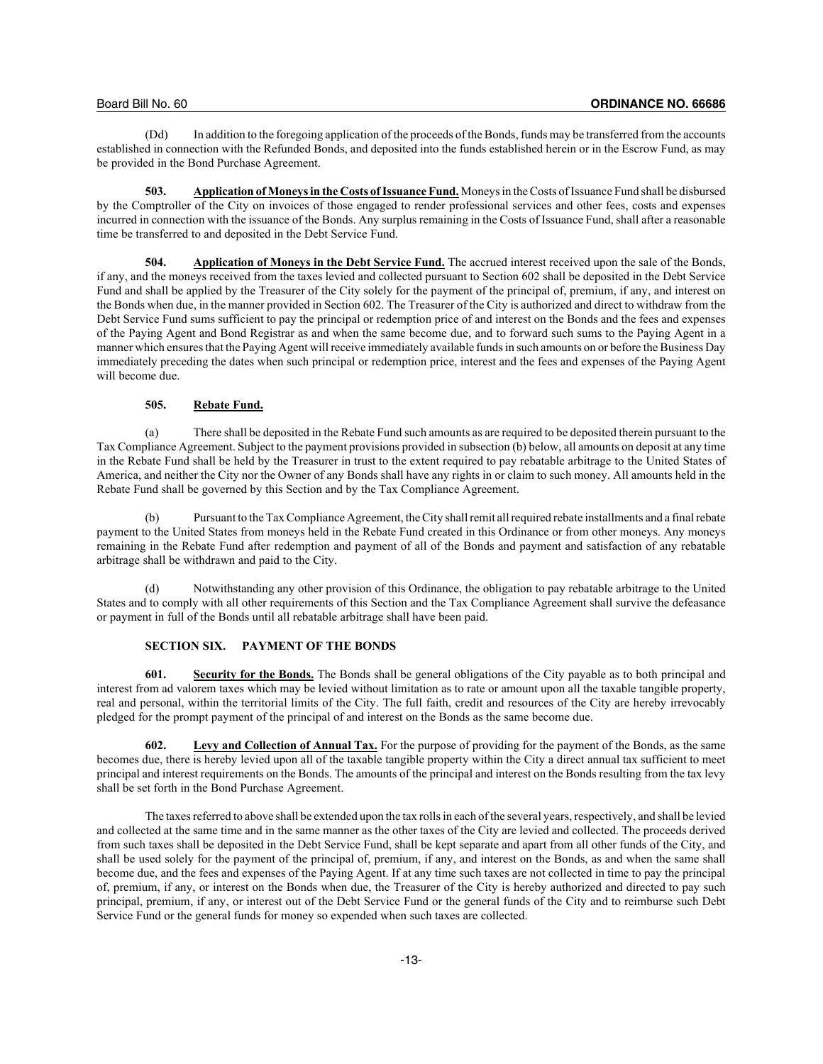(Dd) In addition to the foregoing application of the proceeds of the Bonds, funds may be transferred from the accounts established in connection with the Refunded Bonds, and deposited into the funds established herein or in the Escrow Fund, as may be provided in the Bond Purchase Agreement.

**503. Application of Moneys in the Costs of Issuance Fund.** Moneys in the Costs of Issuance Fund shall be disbursed by the Comptroller of the City on invoices of those engaged to render professional services and other fees, costs and expenses incurred in connection with the issuance of the Bonds. Any surplus remaining in the Costs of Issuance Fund, shall after a reasonable time be transferred to and deposited in the Debt Service Fund.

**504. Application of Moneys in the Debt Service Fund.** The accrued interest received upon the sale of the Bonds, if any, and the moneys received from the taxes levied and collected pursuant to Section 602 shall be deposited in the Debt Service Fund and shall be applied by the Treasurer of the City solely for the payment of the principal of, premium, if any, and interest on the Bonds when due, in the manner provided in Section 602. The Treasurer of the City is authorized and direct to withdraw from the Debt Service Fund sums sufficient to pay the principal or redemption price of and interest on the Bonds and the fees and expenses of the Paying Agent and Bond Registrar as and when the same become due, and to forward such sums to the Paying Agent in a manner which ensures that the Paying Agent will receive immediately available funds in such amounts on or before the Business Day immediately preceding the dates when such principal or redemption price, interest and the fees and expenses of the Paying Agent will become due.

**505. Rebate Fund.**

(a) There shall be deposited in the Rebate Fund such amounts as are required to be deposited therein pursuant to the Tax Compliance Agreement. Subject to the payment provisions provided in subsection (b) below, all amounts on deposit at any time in the Rebate Fund shall be held by the Treasurer in trust to the extent required to pay rebatable arbitrage to the United States of America, and neither the City nor the Owner of any Bonds shall have any rights in or claim to such money. All amounts held in the Rebate Fund shall be governed by this Section and by the Tax Compliance Agreement.

(b) Pursuant to the Tax Compliance Agreement, the City shall remit all required rebate installments and a final rebate payment to the United States from moneys held in the Rebate Fund created in this Ordinance or from other moneys. Any moneys remaining in the Rebate Fund after redemption and payment of all of the Bonds and payment and satisfaction of any rebatable arbitrage shall be withdrawn and paid to the City.

(d) Notwithstanding any other provision of this Ordinance, the obligation to pay rebatable arbitrage to the United States and to comply with all other requirements of this Section and the Tax Compliance Agreement shall survive the defeasance or payment in full of the Bonds until all rebatable arbitrage shall have been paid.

## SECTION SIX. PAYMENT OF THE BONDS

**601. Security for the Bonds.** The Bonds shall be general obligations of the City payable as to both principal and interest from ad valorem taxes which may be levied without limitation as to rate or amount upon all the taxable tangible property, real and personal, within the territorial limits of the City. The full faith, credit and resources of the City are hereby irrevocably pledged for the prompt payment of the principal of and interest on the Bonds as the same become due.

**602. Levy and Collection of Annual Tax.** For the purpose of providing for the payment of the Bonds, as the same becomes due, there is hereby levied upon all of the taxable tangible property within the City a direct annual tax sufficient to meet principal and interest requirements on the Bonds. The amounts of the principal and interest on the Bonds resulting from the tax levy shall be set forth in the Bond Purchase Agreement.

The taxes referred to above shall be extended upon the tax rolls in each of the several years, respectively, and shall be levied and collected at the same time and in the same manner as the other taxes of the City are levied and collected. The proceeds derived from such taxes shall be deposited in the Debt Service Fund, shall be kept separate and apart from all other funds of the City, and shall be used solely for the payment of the principal of, premium, if any, and interest on the Bonds, as and when the same shall become due, and the fees and expenses of the Paying Agent. If at any time such taxes are not collected in time to pay the principal of, premium, if any, or interest on the Bonds when due, the Treasurer of the City is hereby authorized and directed to pay such principal, premium, if any, or interest out of the Debt Service Fund or the general funds of the City and to reimburse such Debt Service Fund or the general funds for money so expended when such taxes are collected.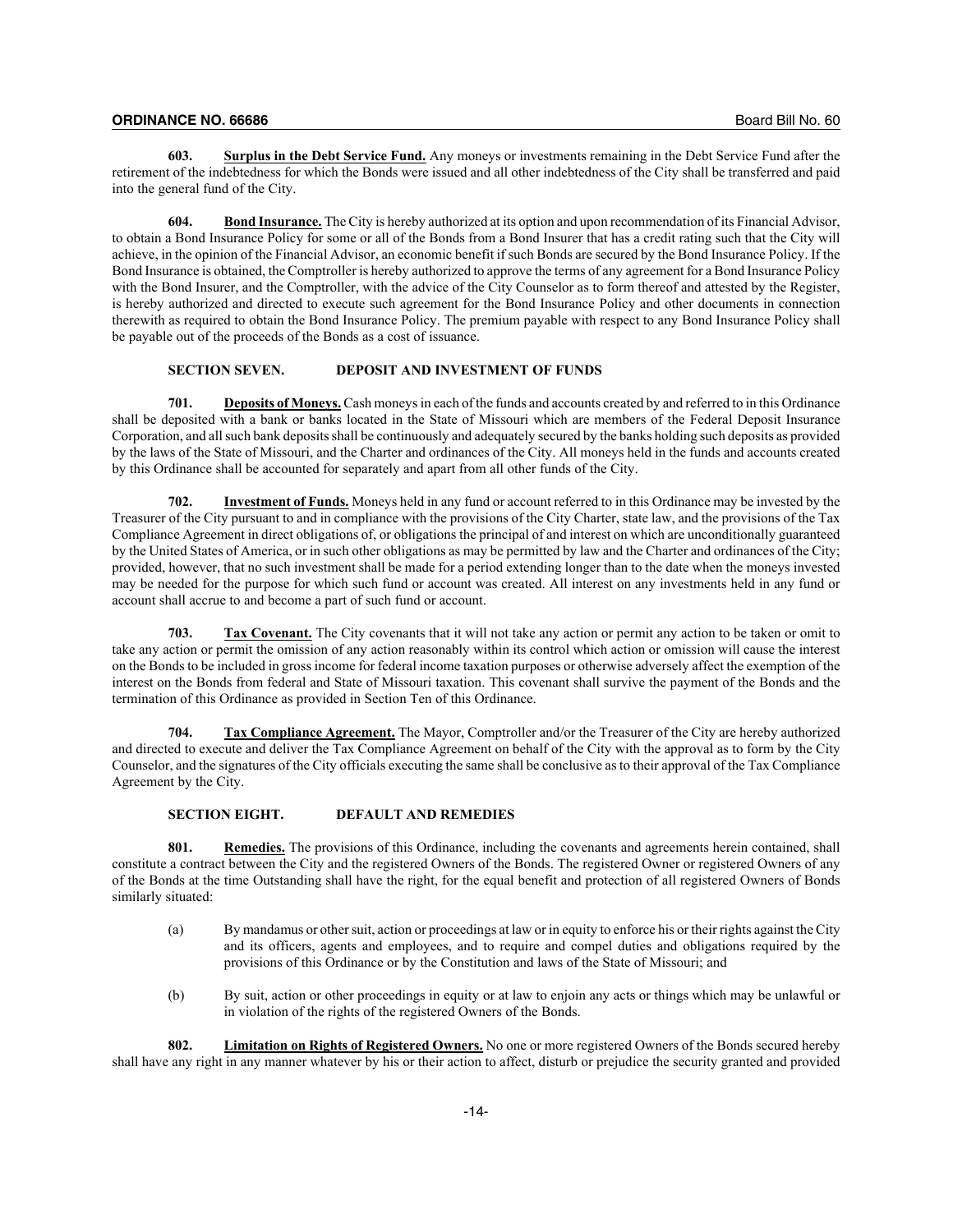**603. Surplus in the Debt Service Fund.** Any moneys or investments remaining in the Debt Service Fund after the retirement of the indebtedness for which the Bonds were issued and all other indebtedness of the City shall be transferred and paid into the general fund of the City.

**604. Bond Insurance.** The City is hereby authorized at its option and upon recommendation of its Financial Advisor, to obtain a Bond Insurance Policy for some or all of the Bonds from a Bond Insurer that has a credit rating such that the City will achieve, in the opinion of the Financial Advisor, an economic benefit if such Bonds are secured by the Bond Insurance Policy. If the Bond Insurance is obtained, the Comptroller is hereby authorized to approve the terms of any agreement for a Bond Insurance Policy with the Bond Insurer, and the Comptroller, with the advice of the City Counselor as to form thereof and attested by the Register, is hereby authorized and directed to execute such agreement for the Bond Insurance Policy and other documents in connection therewith as required to obtain the Bond Insurance Policy. The premium payable with respect to any Bond Insurance Policy shall be payable out of the proceeds of the Bonds as a cost of issuance.

## SECTION SEVEN. DEPOSIT AND INVESTMENT OF FUNDS

**701. Deposits of Moneys.** Cash moneys in each of the funds and accounts created by and referred to in this Ordinance shall be deposited with a bank or banks located in the State of Missouri which are members of the Federal Deposit Insurance Corporation, and all such bank deposits shall be continuously and adequately secured by the banks holding such deposits as provided by the laws of the State of Missouri, and the Charter and ordinances of the City. All moneys held in the funds and accounts created by this Ordinance shall be accounted for separately and apart from all other funds of the City.

**702. Investment of Funds.** Moneys held in any fund or account referred to in this Ordinance may be invested by the Treasurer of the City pursuant to and in compliance with the provisions of the City Charter, state law, and the provisions of the Tax Compliance Agreement in direct obligations of, or obligations the principal of and interest on which are unconditionally guaranteed by the United States of America, or in such other obligations as may be permitted by law and the Charter and ordinances of the City; provided, however, that no such investment shall be made for a period extending longer than to the date when the moneys invested may be needed for the purpose for which such fund or account was created. All interest on any investments held in any fund or account shall accrue to and become a part of such fund or account.

**703. Tax Covenant.** The City covenants that it will not take any action or permit any action to be taken or omit to take any action or permit the omission of any action reasonably within its control which action or omission will cause the interest on the Bonds to be included in gross income for federal income taxation purposes or otherwise adversely affect the exemption of the interest on the Bonds from federal and State of Missouri taxation. This covenant shall survive the payment of the Bonds and the termination of this Ordinance as provided in Section Ten of this Ordinance.

**704. Tax Compliance Agreement.** The Mayor, Comptroller and/or the Treasurer of the City are hereby authorized and directed to execute and deliver the Tax Compliance Agreement on behalf of the City with the approval as to form by the City Counselor, and the signatures of the City officials executing the same shall be conclusive as to their approval of the Tax Compliance Agreement by the City.

## SECTION EIGHT. DEFAULT AND REMEDIES

**801. Remedies.** The provisions of this Ordinance, including the covenants and agreements herein contained, shall constitute a contract between the City and the registered Owners of the Bonds. The registered Owner or registered Owners of any of the Bonds at the time Outstanding shall have the right, for the equal benefit and protection of all registered Owners of Bonds similarly situated:

(a) By mandamus or other suit, action or proceedings at law or in equity to enforce his or their rights against the City and its officers, agents and employees, and to require and compel duties and obligations required by the provisions of this Ordinance or by the Constitution and laws of the State of Missouri; and

(b) By suit, action or other proceedings in equity or at law to enjoin any acts or things which may be unlawful or in violation of the rights of the registered Owners of the Bonds.

**802. Limitation on Rights of Registered Owners.** No one or more registered Owners of the Bonds secured hereby shall have any right in any manner whatever by his or their action to affect, disturb or prejudice the security granted and provided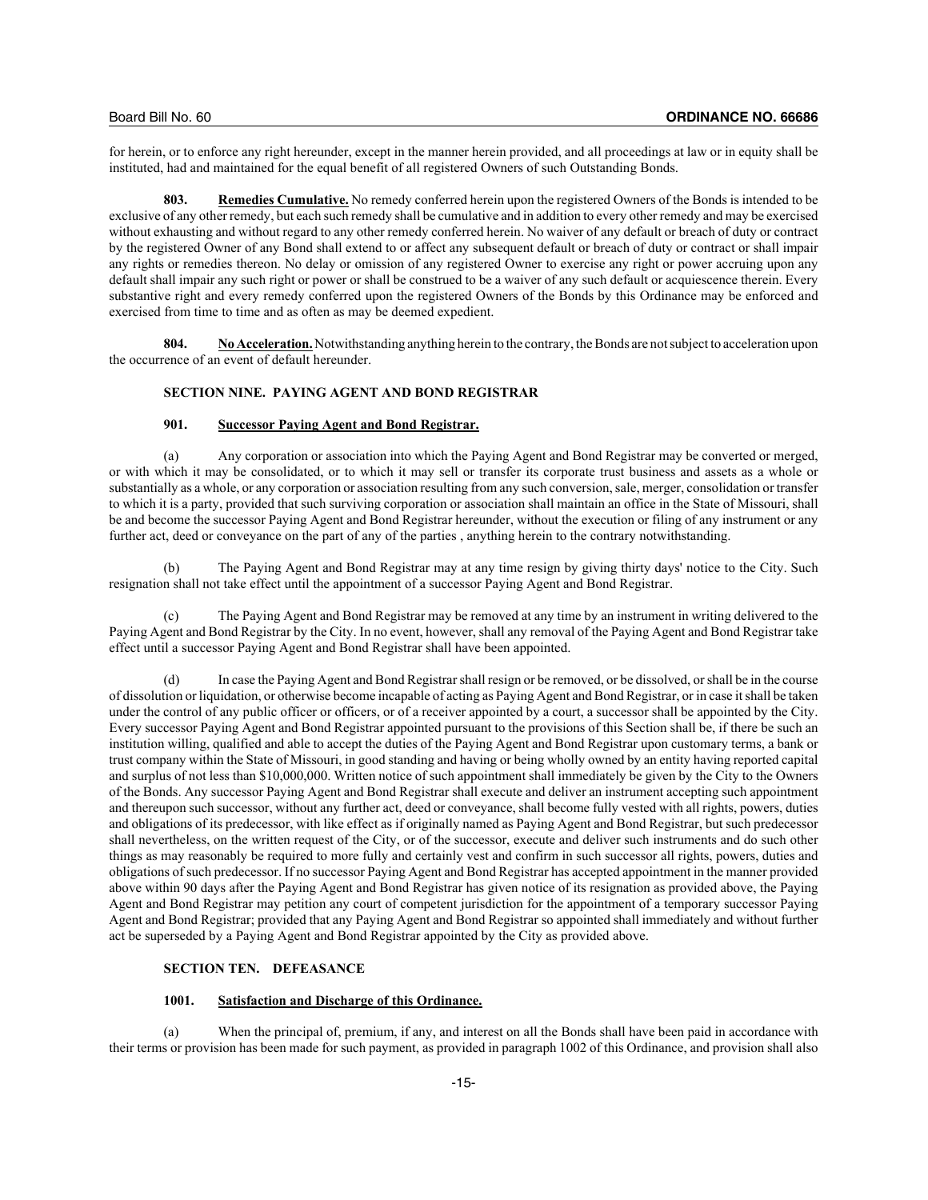for herein, or to enforce any right hereunder, except in the manner herein provided, and all proceedings at law or in equity shall be instituted, had and maintained for the equal benefit of all registered Owners of such Outstanding Bonds.

**803. Remedies Cumulative.** No remedy conferred herein upon the registered Owners of the Bonds is intended to be exclusive of any other remedy, but each such remedy shall be cumulative and in addition to every other remedy and may be exercised without exhausting and without regard to any other remedy conferred herein. No waiver of any default or breach of duty or contract by the registered Owner of any Bond shall extend to or affect any subsequent default or breach of duty or contract or shall impair any rights or remedies thereon. No delay or omission of any registered Owner to exercise any right or power accruing upon any default shall impair any such right or power or shall be construed to be a waiver of any such default or acquiescence therein. Every substantive right and every remedy conferred upon the registered Owners of the Bonds by this Ordinance may be enforced and exercised from time to time and as often as may be deemed expedient.

**804. No Acceleration.** Notwithstanding anything herein to the contrary, the Bonds are not subject to acceleration upon the occurrence of an event of default hereunder.

## SECTION NINE. PAYING AGENT AND BOND REGISTRAR

**901. Successor Paying Agent and Bond Registrar.**

(a) Any corporation or association into which the Paying Agent and Bond Registrar may be converted or merged, or with which it may be consolidated, or to which it may sell or transfer its corporate trust business and assets as a whole or substantially as a whole, or any corporation or association resulting from any such conversion, sale, merger, consolidation or transfer to which it is a party, provided that such surviving corporation or association shall maintain an office in the State of Missouri, shall be and become the successor Paying Agent and Bond Registrar hereunder, without the execution or filing of any instrument or any further act, deed or conveyance on the part of any of the parties , anything herein to the contrary notwithstanding.

(b) The Paying Agent and Bond Registrar may at any time resign by giving thirty days' notice to the City. Such resignation shall not take effect until the appointment of a successor Paying Agent and Bond Registrar.

(c) The Paying Agent and Bond Registrar may be removed at any time by an instrument in writing delivered to the Paying Agent and Bond Registrar by the City. In no event, however, shall any removal of the Paying Agent and Bond Registrar take effect until a successor Paying Agent and Bond Registrar shall have been appointed.

(d) In case the Paying Agent and Bond Registrar shall resign or be removed, or be dissolved, or shall be in the course of dissolution or liquidation, or otherwise become incapable of acting as Paying Agent and Bond Registrar, or in case it shall be taken under the control of any public officer or officers, or of a receiver appointed by a court, a successor shall be appointed by the City. Every successor Paying Agent and Bond Registrar appointed pursuant to the provisions of this Section shall be, if there be such an institution willing, qualified and able to accept the duties of the Paying Agent and Bond Registrar upon customary terms, a bank or trust company within the State of Missouri, in good standing and having or being wholly owned by an entity having reported capital and surplus of not less than $10,000,000. Written notice of such appointment shall immediately be given by the City to the Owners of the Bonds. Any successor Paying Agent and Bond Registrar shall execute and deliver an instrument accepting such appointment and thereupon such successor, without any further act, deed or conveyance, shall become fully vested with all rights, powers, duties and obligations of its predecessor, with like effect as if originally named as Paying Agent and Bond Registrar, but such predecessor shall nevertheless, on the written request of the City, or of the successor, execute and deliver such instruments and do such other things as may reasonably be required to more fully and certainly vest and confirm in such successor all rights, powers, duties and obligations of such predecessor. If no successor Paying Agent and Bond Registrar has accepted appointment in the manner provided above within 90 days after the Paying Agent and Bond Registrar has given notice of its resignation as provided above, the Paying Agent and Bond Registrar may petition any court of competent jurisdiction for the appointment of a temporary successor Paying Agent and Bond Registrar; provided that any Paying Agent and Bond Registrar so appointed shall immediately and without further act be superseded by a Paying Agent and Bond Registrar appointed by the City as provided above.

## SECTION TEN. DEFEASANCE

**1001. Satisfaction and Discharge of this Ordinance.**

(a) When the principal of, premium, if any, and interest on all the Bonds shall have been paid in accordance with their terms or provision has been made for such payment, as provided in paragraph 1002 of this Ordinance, and provision shall also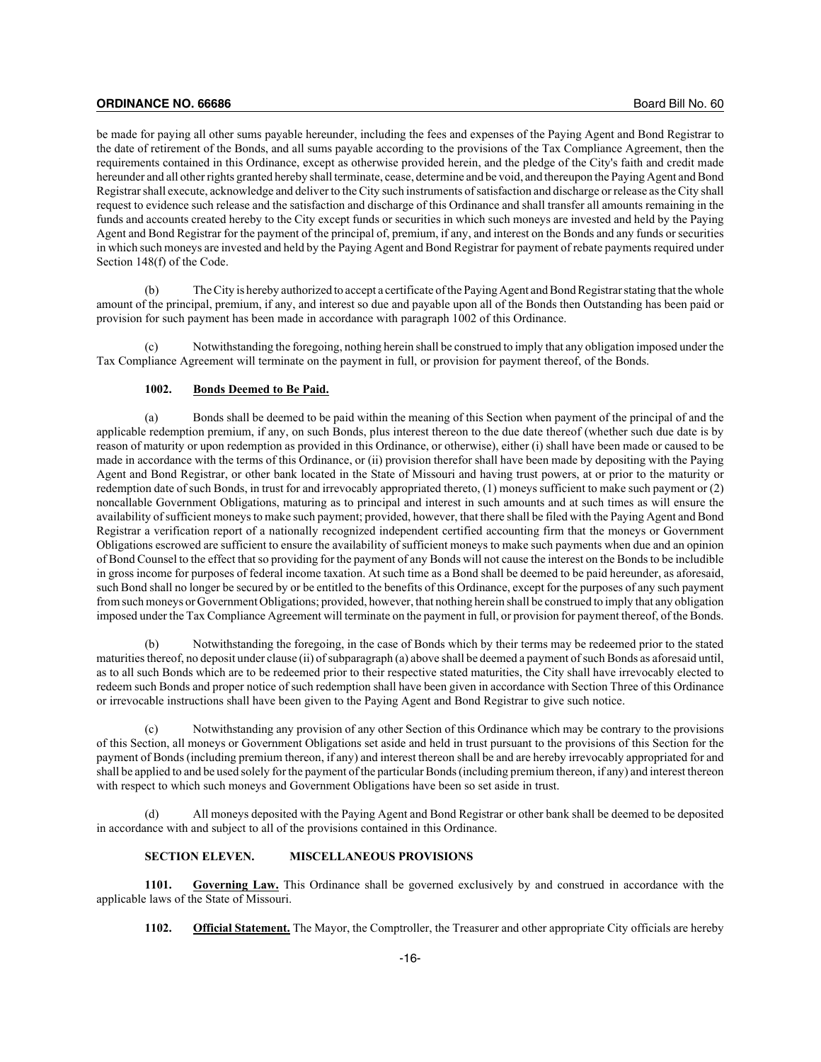be made for paying all other sums payable hereunder, including the fees and expenses of the Paying Agent and Bond Registrar to the date of retirement of the Bonds, and all sums payable according to the provisions of the Tax Compliance Agreement, then the requirements contained in this Ordinance, except as otherwise provided herein, and the pledge of the City's faith and credit made hereunder and all other rights granted hereby shall terminate, cease, determine and be void, and thereupon the Paying Agent and Bond Registrar shall execute, acknowledge and deliver to the City such instruments of satisfaction and discharge or release as the City shall request to evidence such release and the satisfaction and discharge of this Ordinance and shall transfer all amounts remaining in the funds and accounts created hereby to the City except funds or securities in which such moneys are invested and held by the Paying Agent and Bond Registrar for the payment of the principal of, premium, if any, and interest on the Bonds and any funds or securities in which such moneys are invested and held by the Paying Agent and Bond Registrar for payment of rebate payments required under Section 148(f) of the Code.

(b) The City is hereby authorized to accept a certificate of the Paying Agent and Bond Registrar stating that the whole amount of the principal, premium, if any, and interest so due and payable upon all of the Bonds then Outstanding has been paid or provision for such payment has been made in accordance with paragraph 1002 of this Ordinance.

(c) Notwithstanding the foregoing, nothing herein shall be construed to imply that any obligation imposed under the Tax Compliance Agreement will terminate on the payment in full, or provision for payment thereof, of the Bonds.

**1002. Bonds Deemed to Be Paid.**

(a) Bonds shall be deemed to be paid within the meaning of this Section when payment of the principal of and the applicable redemption premium, if any, on such Bonds, plus interest thereon to the due date thereof (whether such due date is by reason of maturity or upon redemption as provided in this Ordinance, or otherwise), either (i) shall have been made or caused to be made in accordance with the terms of this Ordinance, or (ii) provision therefor shall have been made by depositing with the Paying Agent and Bond Registrar, or other bank located in the State of Missouri and having trust powers, at or prior to the maturity or redemption date of such Bonds, in trust for and irrevocably appropriated thereto, (1) moneys sufficient to make such payment or (2) noncallable Government Obligations, maturing as to principal and interest in such amounts and at such times as will ensure the availability of sufficient moneys to make such payment; provided, however, that there shall be filed with the Paying Agent and Bond Registrar a verification report of a nationally recognized independent certified accounting firm that the moneys or Government Obligations escrowed are sufficient to ensure the availability of sufficient moneys to make such payments when due and an opinion of Bond Counsel to the effect that so providing for the payment of any Bonds will not cause the interest on the Bonds to be includible in gross income for purposes of federal income taxation. At such time as a Bond shall be deemed to be paid hereunder, as aforesaid, such Bond shall no longer be secured by or be entitled to the benefits of this Ordinance, except for the purposes of any such payment from such moneys or Government Obligations; provided, however, that nothing herein shall be construed to imply that any obligation imposed under the Tax Compliance Agreement will terminate on the payment in full, or provision for payment thereof, of the Bonds.

(b) Notwithstanding the foregoing, in the case of Bonds which by their terms may be redeemed prior to the stated maturities thereof, no deposit under clause (ii) of subparagraph (a) above shall be deemed a payment of such Bonds as aforesaid until, as to all such Bonds which are to be redeemed prior to their respective stated maturities, the City shall have irrevocably elected to redeem such Bonds and proper notice of such redemption shall have been given in accordance with Section Three of this Ordinance or irrevocable instructions shall have been given to the Paying Agent and Bond Registrar to give such notice.

(c) Notwithstanding any provision of any other Section of this Ordinance which may be contrary to the provisions of this Section, all moneys or Government Obligations set aside and held in trust pursuant to the provisions of this Section for the payment of Bonds (including premium thereon, if any) and interest thereon shall be and are hereby irrevocably appropriated for and shall be applied to and be used solely for the payment of the particular Bonds (including premium thereon, if any) and interest thereon with respect to which such moneys and Government Obligations have been so set aside in trust.

(d) All moneys deposited with the Paying Agent and Bond Registrar or other bank shall be deemed to be deposited in accordance with and subject to all of the provisions contained in this Ordinance.

## SECTION ELEVEN. MISCELLANEOUS PROVISIONS

**1101. Governing Law.** This Ordinance shall be governed exclusively by and construed in accordance with the applicable laws of the State of Missouri.

**1102. Official Statement.** The Mayor, the Comptroller, the Treasurer and other appropriate City officials are hereby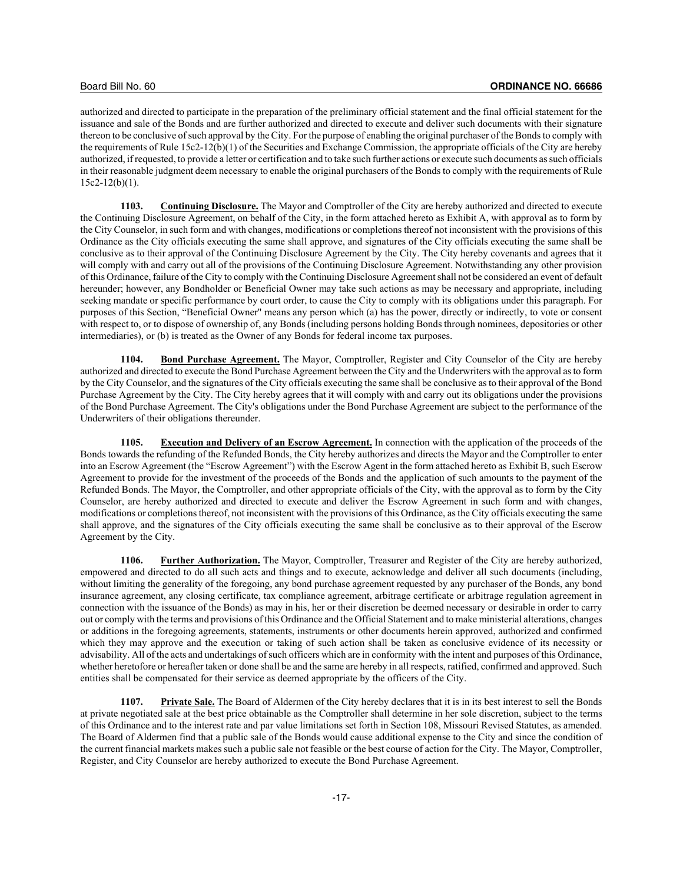authorized and directed to participate in the preparation of the preliminary official statement and the final official statement for the issuance and sale of the Bonds and are further authorized and directed to execute and deliver such documents with their signature thereon to be conclusive of such approval by the City. For the purpose of enabling the original purchaser of the Bonds to comply with the requirements of Rule 15c2-12(b)(1) of the Securities and Exchange Commission, the appropriate officials of the City are hereby authorized, if requested, to provide a letter or certification and to take such further actions or execute such documents as such officials in their reasonable judgment deem necessary to enable the original purchasers of the Bonds to comply with the requirements of Rule 15c2-12(b)(1).

**1103. Continuing Disclosure.** The Mayor and Comptroller of the City are hereby authorized and directed to execute the Continuing Disclosure Agreement, on behalf of the City, in the form attached hereto as Exhibit A, with approval as to form by the City Counselor, in such form and with changes, modifications or completions thereof not inconsistent with the provisions of this Ordinance as the City officials executing the same shall approve, and signatures of the City officials executing the same shall be conclusive as to their approval of the Continuing Disclosure Agreement by the City. The City hereby covenants and agrees that it will comply with and carry out all of the provisions of the Continuing Disclosure Agreement. Notwithstanding any other provision of this Ordinance, failure of the City to comply with the Continuing Disclosure Agreement shall not be considered an event of default hereunder; however, any Bondholder or Beneficial Owner may take such actions as may be necessary and appropriate, including seeking mandate or specific performance by court order, to cause the City to comply with its obligations under this paragraph. For purposes of this Section, "Beneficial Owner" means any person which (a) has the power, directly or indirectly, to vote or consent with respect to, or to dispose of ownership of, any Bonds (including persons holding Bonds through nominees, depositories or other intermediaries), or (b) is treated as the Owner of any Bonds for federal income tax purposes.

**1104. Bond Purchase Agreement.** The Mayor, Comptroller, Register and City Counselor of the City are hereby authorized and directed to execute the Bond Purchase Agreement between the City and the Underwriters with the approval as to form by the City Counselor, and the signatures of the City officials executing the same shall be conclusive as to their approval of the Bond Purchase Agreement by the City. The City hereby agrees that it will comply with and carry out its obligations under the provisions of the Bond Purchase Agreement. The City's obligations under the Bond Purchase Agreement are subject to the performance of the Underwriters of their obligations thereunder.

**1105. Execution and Delivery of an Escrow Agreement.** In connection with the application of the proceeds of the Bonds towards the refunding of the Refunded Bonds, the City hereby authorizes and directs the Mayor and the Comptroller to enter into an Escrow Agreement (the "Escrow Agreement") with the Escrow Agent in the form attached hereto as Exhibit B, such Escrow Agreement to provide for the investment of the proceeds of the Bonds and the application of such amounts to the payment of the Refunded Bonds. The Mayor, the Comptroller, and other appropriate officials of the City, with the approval as to form by the City Counselor, are hereby authorized and directed to execute and deliver the Escrow Agreement in such form and with changes, modifications or completions thereof, not inconsistent with the provisions of this Ordinance, as the City officials executing the same shall approve, and the signatures of the City officials executing the same shall be conclusive as to their approval of the Escrow Agreement by the City.

**1106. Further Authorization.** The Mayor, Comptroller, Treasurer and Register of the City are hereby authorized, empowered and directed to do all such acts and things and to execute, acknowledge and deliver all such documents (including, without limiting the generality of the foregoing, any bond purchase agreement requested by any purchaser of the Bonds, any bond insurance agreement, any closing certificate, tax compliance agreement, arbitrage certificate or arbitrage regulation agreement in connection with the issuance of the Bonds) as may in his, her or their discretion be deemed necessary or desirable in order to carry out or comply with the terms and provisions of this Ordinance and the Official Statement and to make ministerial alterations, changes or additions in the foregoing agreements, statements, instruments or other documents herein approved, authorized and confirmed which they may approve and the execution or taking of such action shall be taken as conclusive evidence of its necessity or advisability. All of the acts and undertakings of such officers which are in conformity with the intent and purposes of this Ordinance, whether heretofore or hereafter taken or done shall be and the same are hereby in all respects, ratified, confirmed and approved. Such entities shall be compensated for their service as deemed appropriate by the officers of the City.

**1107. Private Sale.** The Board of Aldermen of the City hereby declares that it is in its best interest to sell the Bonds at private negotiated sale at the best price obtainable as the Comptroller shall determine in her sole discretion, subject to the terms of this Ordinance and to the interest rate and par value limitations set forth in Section 108, Missouri Revised Statutes, as amended. The Board of Aldermen find that a public sale of the Bonds would cause additional expense to the City and since the condition of the current financial markets makes such a public sale not feasible or the best course of action for the City. The Mayor, Comptroller, Register, and City Counselor are hereby authorized to execute the Bond Purchase Agreement.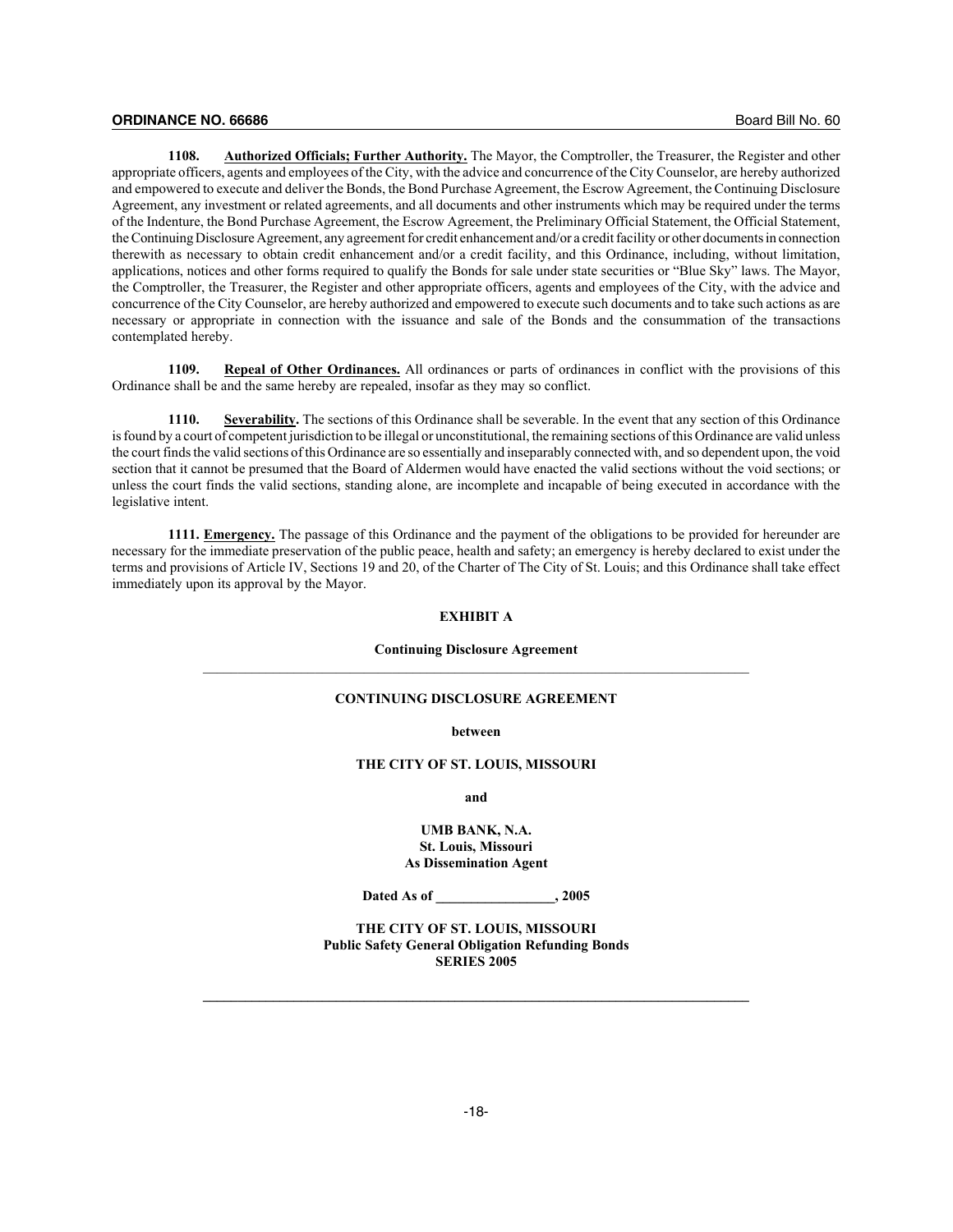**1108. Authorized Officials; Further Authority.** The Mayor, the Comptroller, the Treasurer, the Register and other appropriate officers, agents and employees of the City, with the advice and concurrence of the City Counselor, are hereby authorized and empowered to execute and deliver the Bonds, the Bond Purchase Agreement, the Escrow Agreement, the Continuing Disclosure Agreement, any investment or related agreements, and all documents and other instruments which may be required under the terms of the Indenture, the Bond Purchase Agreement, the Escrow Agreement, the Preliminary Official Statement, the Official Statement, the Continuing Disclosure Agreement, any agreement for credit enhancement and/or a credit facility or other documents in connection therewith as necessary to obtain credit enhancement and/or a credit facility, and this Ordinance, including, without limitation, applications, notices and other forms required to qualify the Bonds for sale under state securities or "Blue Sky" laws. The Mayor, the Comptroller, the Treasurer, the Register and other appropriate officers, agents and employees of the City, with the advice and concurrence of the City Counselor, are hereby authorized and empowered to execute such documents and to take such actions as are necessary or appropriate in connection with the issuance and sale of the Bonds and the consummation of the transactions contemplated hereby.

**1109. Repeal of Other Ordinances.** All ordinances or parts of ordinances in conflict with the provisions of this Ordinance shall be and the same hereby are repealed, insofar as they may so conflict.

**1110. Severability.** The sections of this Ordinance shall be severable. In the event that any section of this Ordinance is found by a court of competent jurisdiction to be illegal or unconstitutional, the remaining sections of this Ordinance are valid unless the court finds the valid sections of this Ordinance are so essentially and inseparably connected with, and so dependent upon, the void section that it cannot be presumed that the Board of Aldermen would have enacted the valid sections without the void sections; or unless the court finds the valid sections, standing alone, are incomplete and incapable of being executed in accordance with the legislative intent.

**1111. Emergency.** The passage of this Ordinance and the payment of the obligations to be provided for hereunder are necessary for the immediate preservation of the public peace, health and safety; an emergency is hereby declared to exist under the terms and provisions of Article IV, Sections 19 and 20, of the Charter of The City of St. Louis; and this Ordinance shall take effect immediately upon its approval by the Mayor.

**EXHIBIT A**

**Continuing Disclosure Agreement**

---

**CONTINUING DISCLOSURE AGREEMENT**

**between**

**THE CITY OF ST. LOUIS, MISSOURI**

**and**

**UMB BANK, N.A.**
**St. Louis, Missouri**
**As Dissemination Agent**

**Dated As of _________________, 2005**

**THE CITY OF ST. LOUIS, MISSOURI**
**Public Safety General Obligation Refunding Bonds**
**SERIES 2005**

---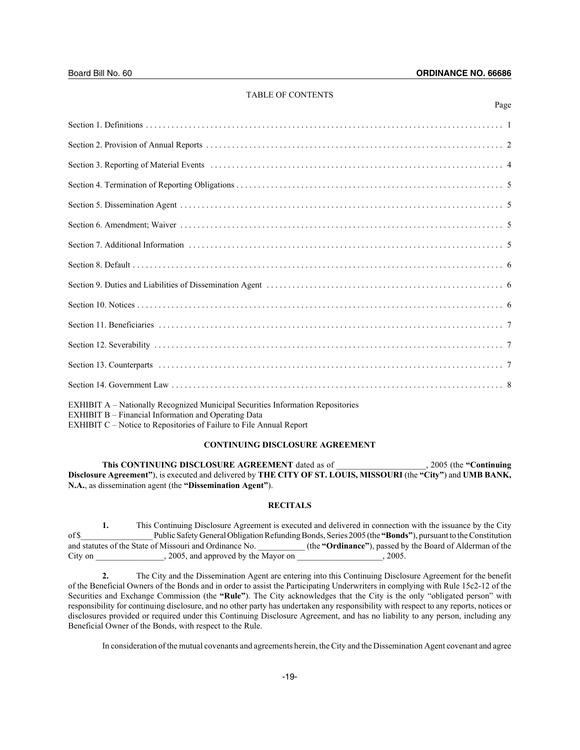TABLE OF CONTENTS

| | Page |
|---|---|
| Section 1. Definitions | 1 |
| Section 2. Provision of Annual Reports | 2 |
| Section 3. Reporting of Material Events | 4 |
| Section 4. Termination of Reporting Obligations | 5 |
| Section 5. Dissemination Agent | 5 |
| Section 6. Amendment; Waiver | 5 |
| Section 7. Additional Information | 5 |
| Section 8. Default | 6 |
| Section 9. Duties and Liabilities of Dissemination Agent | 6 |
| Section 10. Notices | 6 |
| Section 11. Beneficiaries | 7 |
| Section 12. Severability | 7 |
| Section 13. Counterparts | 7 |
| Section 14. Government Law | 8 |

EXHIBIT A – Nationally Recognized Municipal Securities Information Repositories
EXHIBIT B – Financial Information and Operating Data
EXHIBIT C – Notice to Repositories of Failure to File Annual Report

**CONTINUING DISCLOSURE AGREEMENT**

**This CONTINUING DISCLOSURE AGREEMENT** dated as of ____________________, 2005 (the **"Continuing Disclosure Agreement"**), is executed and delivered by **THE CITY OF ST. LOUIS, MISSOURI** (the **"City"**) and **UMB BANK, N.A.**, as dissemination agent (the **"Dissemination Agent"**).

**RECITALS**

**1.** This Continuing Disclosure Agreement is executed and delivered in connection with the issuance by the City of $________________ Public Safety General Obligation Refunding Bonds, Series 2005 (the **"Bonds"**), pursuant to the Constitution and statutes of the State of Missouri and Ordinance No. __________ (the **"Ordinance"**), passed by the Board of Alderman of the City on _______________, 2005, and approved by the Mayor on ___________________, 2005.

**2.** The City and the Dissemination Agent are entering into this Continuing Disclosure Agreement for the benefit of the Beneficial Owners of the Bonds and in order to assist the Participating Underwriters in complying with Rule 15c2-12 of the Securities and Exchange Commission (the **"Rule"**). The City acknowledges that the City is the only "obligated person" with responsibility for continuing disclosure, and no other party has undertaken any responsibility with respect to any reports, notices or disclosures provided or required under this Continuing Disclosure Agreement, and has no liability to any person, including any Beneficial Owner of the Bonds, with respect to the Rule.

In consideration of the mutual covenants and agreements herein, the City and the Dissemination Agent covenant and agree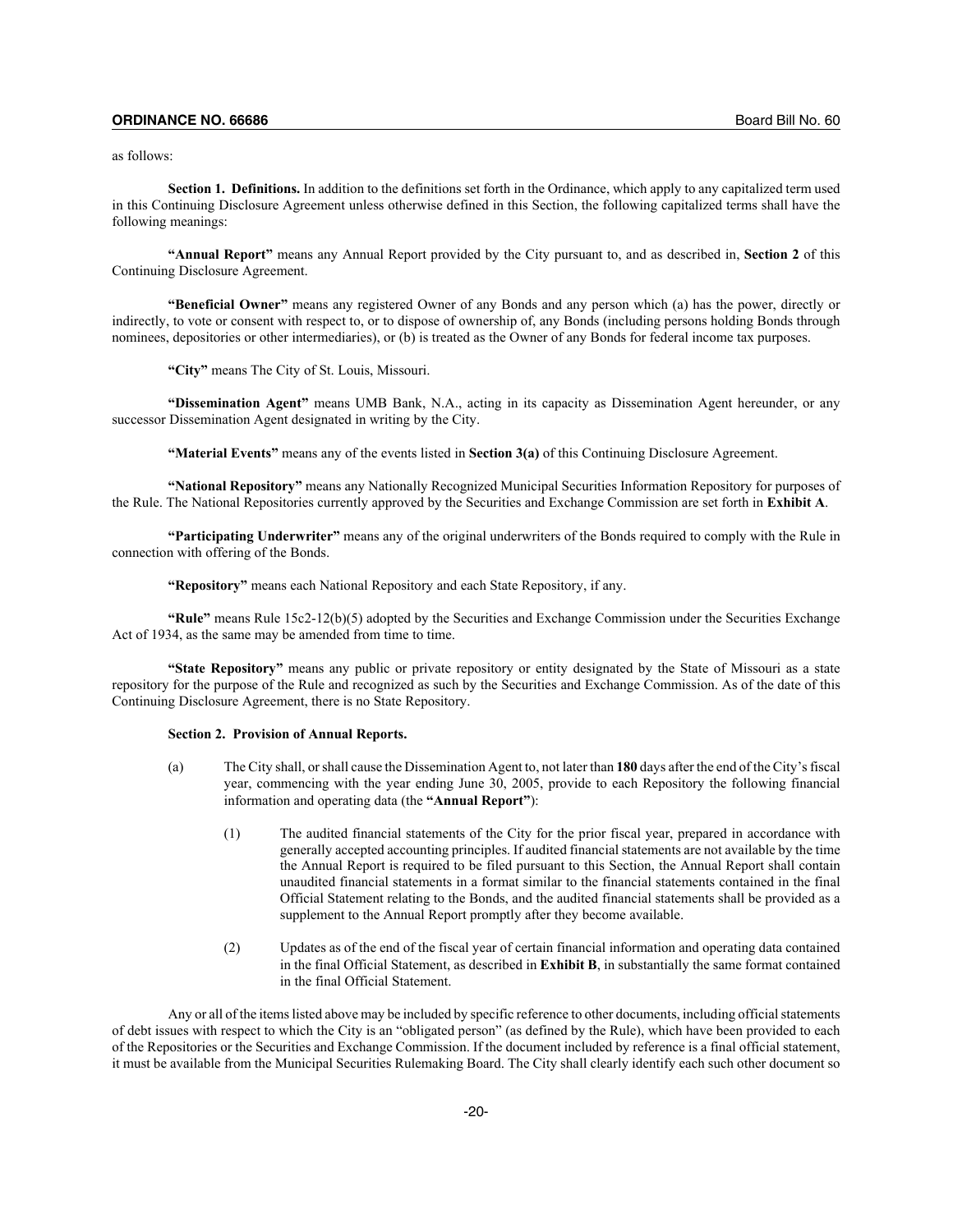as follows:

**Section 1. Definitions.** In addition to the definitions set forth in the Ordinance, which apply to any capitalized term used in this Continuing Disclosure Agreement unless otherwise defined in this Section, the following capitalized terms shall have the following meanings:

**"Annual Report"** means any Annual Report provided by the City pursuant to, and as described in, **Section 2** of this Continuing Disclosure Agreement.

**"Beneficial Owner"** means any registered Owner of any Bonds and any person which (a) has the power, directly or indirectly, to vote or consent with respect to, or to dispose of ownership of, any Bonds (including persons holding Bonds through nominees, depositories or other intermediaries), or (b) is treated as the Owner of any Bonds for federal income tax purposes.

**"City"** means The City of St. Louis, Missouri.

**"Dissemination Agent"** means UMB Bank, N.A., acting in its capacity as Dissemination Agent hereunder, or any successor Dissemination Agent designated in writing by the City.

**"Material Events"** means any of the events listed in **Section 3(a)** of this Continuing Disclosure Agreement.

**"National Repository"** means any Nationally Recognized Municipal Securities Information Repository for purposes of the Rule. The National Repositories currently approved by the Securities and Exchange Commission are set forth in **Exhibit A**.

**"Participating Underwriter"** means any of the original underwriters of the Bonds required to comply with the Rule in connection with offering of the Bonds.

**"Repository"** means each National Repository and each State Repository, if any.

**"Rule"** means Rule 15c2-12(b)(5) adopted by the Securities and Exchange Commission under the Securities Exchange Act of 1934, as the same may be amended from time to time.

**"State Repository"** means any public or private repository or entity designated by the State of Missouri as a state repository for the purpose of the Rule and recognized as such by the Securities and Exchange Commission. As of the date of this Continuing Disclosure Agreement, there is no State Repository.

**Section 2. Provision of Annual Reports.**

(a) The City shall, or shall cause the Dissemination Agent to, not later than **180** days after the end of the City's fiscal year, commencing with the year ending June 30, 2005, provide to each Repository the following financial information and operating data (the **"Annual Report"**):

(1) The audited financial statements of the City for the prior fiscal year, prepared in accordance with generally accepted accounting principles. If audited financial statements are not available by the time the Annual Report is required to be filed pursuant to this Section, the Annual Report shall contain unaudited financial statements in a format similar to the financial statements contained in the final Official Statement relating to the Bonds, and the audited financial statements shall be provided as a supplement to the Annual Report promptly after they become available.

(2) Updates as of the end of the fiscal year of certain financial information and operating data contained in the final Official Statement, as described in **Exhibit B**, in substantially the same format contained in the final Official Statement.

Any or all of the items listed above may be included by specific reference to other documents, including official statements of debt issues with respect to which the City is an "obligated person" (as defined by the Rule), which have been provided to each of the Repositories or the Securities and Exchange Commission. If the document included by reference is a final official statement, it must be available from the Municipal Securities Rulemaking Board. The City shall clearly identify each such other document so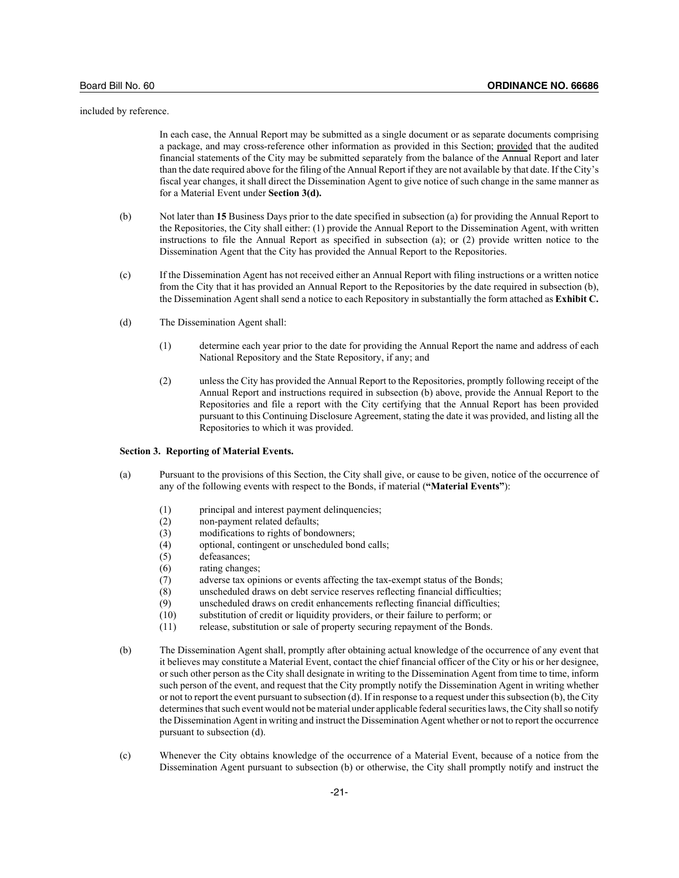included by reference.

In each case, the Annual Report may be submitted as a single document or as separate documents comprising a package, and may cross-reference other information as provided in this Section; provided that the audited financial statements of the City may be submitted separately from the balance of the Annual Report and later than the date required above for the filing of the Annual Report if they are not available by that date. If the City's fiscal year changes, it shall direct the Dissemination Agent to give notice of such change in the same manner as for a Material Event under **Section 3(d).**

(b) Not later than **15** Business Days prior to the date specified in subsection (a) for providing the Annual Report to the Repositories, the City shall either: (1) provide the Annual Report to the Dissemination Agent, with written instructions to file the Annual Report as specified in subsection (a); or (2) provide written notice to the Dissemination Agent that the City has provided the Annual Report to the Repositories.

(c) If the Dissemination Agent has not received either an Annual Report with filing instructions or a written notice from the City that it has provided an Annual Report to the Repositories by the date required in subsection (b), the Dissemination Agent shall send a notice to each Repository in substantially the form attached as **Exhibit C.**

(d) The Dissemination Agent shall:

(1) determine each year prior to the date for providing the Annual Report the name and address of each National Repository and the State Repository, if any; and

(2) unless the City has provided the Annual Report to the Repositories, promptly following receipt of the Annual Report and instructions required in subsection (b) above, provide the Annual Report to the Repositories and file a report with the City certifying that the Annual Report has been provided pursuant to this Continuing Disclosure Agreement, stating the date it was provided, and listing all the Repositories to which it was provided.

**Section 3. Reporting of Material Events.**

(a) Pursuant to the provisions of this Section, the City shall give, or cause to be given, notice of the occurrence of any of the following events with respect to the Bonds, if material (**"Material Events"**):

(1) principal and interest payment delinquencies;
(2) non-payment related defaults;
(3) modifications to rights of bondowners;
(4) optional, contingent or unscheduled bond calls;
(5) defeasances;
(6) rating changes;
(7) adverse tax opinions or events affecting the tax-exempt status of the Bonds;
(8) unscheduled draws on debt service reserves reflecting financial difficulties;
(9) unscheduled draws on credit enhancements reflecting financial difficulties;
(10) substitution of credit or liquidity providers, or their failure to perform; or
(11) release, substitution or sale of property securing repayment of the Bonds.

(b) The Dissemination Agent shall, promptly after obtaining actual knowledge of the occurrence of any event that it believes may constitute a Material Event, contact the chief financial officer of the City or his or her designee, or such other person as the City shall designate in writing to the Dissemination Agent from time to time, inform such person of the event, and request that the City promptly notify the Dissemination Agent in writing whether or not to report the event pursuant to subsection (d). If in response to a request under this subsection (b), the City determines that such event would not be material under applicable federal securities laws, the City shall so notify the Dissemination Agent in writing and instruct the Dissemination Agent whether or not to report the occurrence pursuant to subsection (d).

(c) Whenever the City obtains knowledge of the occurrence of a Material Event, because of a notice from the Dissemination Agent pursuant to subsection (b) or otherwise, the City shall promptly notify and instruct the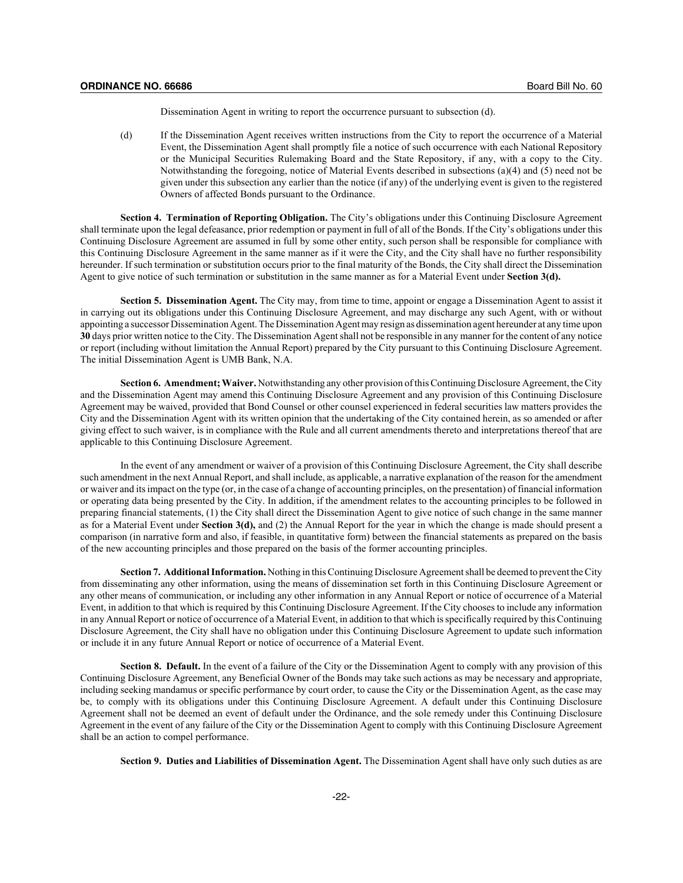Dissemination Agent in writing to report the occurrence pursuant to subsection (d).

(d) If the Dissemination Agent receives written instructions from the City to report the occurrence of a Material Event, the Dissemination Agent shall promptly file a notice of such occurrence with each National Repository or the Municipal Securities Rulemaking Board and the State Repository, if any, with a copy to the City. Notwithstanding the foregoing, notice of Material Events described in subsections (a)(4) and (5) need not be given under this subsection any earlier than the notice (if any) of the underlying event is given to the registered Owners of affected Bonds pursuant to the Ordinance.

**Section 4. Termination of Reporting Obligation.** The City's obligations under this Continuing Disclosure Agreement shall terminate upon the legal defeasance, prior redemption or payment in full of all of the Bonds. If the City's obligations under this Continuing Disclosure Agreement are assumed in full by some other entity, such person shall be responsible for compliance with this Continuing Disclosure Agreement in the same manner as if it were the City, and the City shall have no further responsibility hereunder. If such termination or substitution occurs prior to the final maturity of the Bonds, the City shall direct the Dissemination Agent to give notice of such termination or substitution in the same manner as for a Material Event under **Section 3(d).**

**Section 5. Dissemination Agent.** The City may, from time to time, appoint or engage a Dissemination Agent to assist it in carrying out its obligations under this Continuing Disclosure Agreement, and may discharge any such Agent, with or without appointing a successor Dissemination Agent. The Dissemination Agent may resign as dissemination agent hereunder at any time upon **30** days prior written notice to the City. The Dissemination Agent shall not be responsible in any manner for the content of any notice or report (including without limitation the Annual Report) prepared by the City pursuant to this Continuing Disclosure Agreement. The initial Dissemination Agent is UMB Bank, N.A.

**Section 6. Amendment; Waiver.** Notwithstanding any other provision of this Continuing Disclosure Agreement, the City and the Dissemination Agent may amend this Continuing Disclosure Agreement and any provision of this Continuing Disclosure Agreement may be waived, provided that Bond Counsel or other counsel experienced in federal securities law matters provides the City and the Dissemination Agent with its written opinion that the undertaking of the City contained herein, as so amended or after giving effect to such waiver, is in compliance with the Rule and all current amendments thereto and interpretations thereof that are applicable to this Continuing Disclosure Agreement.

In the event of any amendment or waiver of a provision of this Continuing Disclosure Agreement, the City shall describe such amendment in the next Annual Report, and shall include, as applicable, a narrative explanation of the reason for the amendment or waiver and its impact on the type (or, in the case of a change of accounting principles, on the presentation) of financial information or operating data being presented by the City. In addition, if the amendment relates to the accounting principles to be followed in preparing financial statements, (1) the City shall direct the Dissemination Agent to give notice of such change in the same manner as for a Material Event under **Section 3(d),** and (2) the Annual Report for the year in which the change is made should present a comparison (in narrative form and also, if feasible, in quantitative form) between the financial statements as prepared on the basis of the new accounting principles and those prepared on the basis of the former accounting principles.

**Section 7. Additional Information.** Nothing in this Continuing Disclosure Agreement shall be deemed to prevent the City from disseminating any other information, using the means of dissemination set forth in this Continuing Disclosure Agreement or any other means of communication, or including any other information in any Annual Report or notice of occurrence of a Material Event, in addition to that which is required by this Continuing Disclosure Agreement. If the City chooses to include any information in any Annual Report or notice of occurrence of a Material Event, in addition to that which is specifically required by this Continuing Disclosure Agreement, the City shall have no obligation under this Continuing Disclosure Agreement to update such information or include it in any future Annual Report or notice of occurrence of a Material Event.

**Section 8. Default.** In the event of a failure of the City or the Dissemination Agent to comply with any provision of this Continuing Disclosure Agreement, any Beneficial Owner of the Bonds may take such actions as may be necessary and appropriate, including seeking mandamus or specific performance by court order, to cause the City or the Dissemination Agent, as the case may be, to comply with its obligations under this Continuing Disclosure Agreement. A default under this Continuing Disclosure Agreement shall not be deemed an event of default under the Ordinance, and the sole remedy under this Continuing Disclosure Agreement in the event of any failure of the City or the Dissemination Agent to comply with this Continuing Disclosure Agreement shall be an action to compel performance.

**Section 9. Duties and Liabilities of Dissemination Agent.** The Dissemination Agent shall have only such duties as are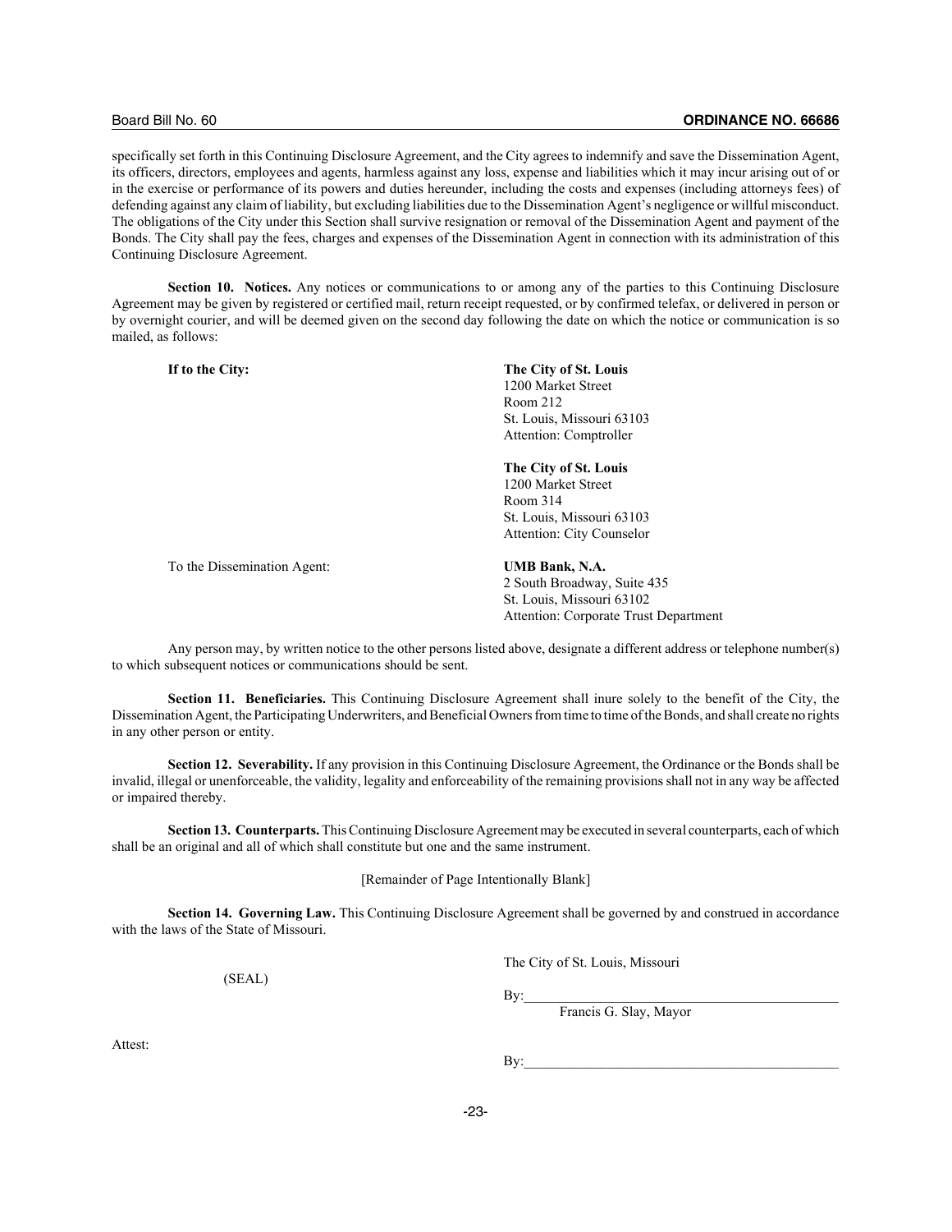specifically set forth in this Continuing Disclosure Agreement, and the City agrees to indemnify and save the Dissemination Agent, its officers, directors, employees and agents, harmless against any loss, expense and liabilities which it may incur arising out of or in the exercise or performance of its powers and duties hereunder, including the costs and expenses (including attorneys fees) of defending against any claim of liability, but excluding liabilities due to the Dissemination Agent's negligence or willful misconduct. The obligations of the City under this Section shall survive resignation or removal of the Dissemination Agent and payment of the Bonds. The City shall pay the fees, charges and expenses of the Dissemination Agent in connection with its administration of this Continuing Disclosure Agreement.

**Section 10. Notices.** Any notices or communications to or among any of the parties to this Continuing Disclosure Agreement may be given by registered or certified mail, return receipt requested, or by confirmed telefax, or delivered in person or by overnight courier, and will be deemed given on the second day following the date on which the notice or communication is so mailed, as follows:

**If to the City:**

**The City of St. Louis**
1200 Market Street
Room 212
St. Louis, Missouri 63103
Attention: Comptroller

**The City of St. Louis**
1200 Market Street
Room 314
St. Louis, Missouri 63103
Attention: City Counselor

To the Dissemination Agent:

**UMB Bank, N.A.**
2 South Broadway, Suite 435
St. Louis, Missouri 63102
Attention: Corporate Trust Department

Any person may, by written notice to the other persons listed above, designate a different address or telephone number(s) to which subsequent notices or communications should be sent.

**Section 11. Beneficiaries.** This Continuing Disclosure Agreement shall inure solely to the benefit of the City, the Dissemination Agent, the Participating Underwriters, and Beneficial Owners from time to time of the Bonds, and shall create no rights in any other person or entity.

**Section 12. Severability.** If any provision in this Continuing Disclosure Agreement, the Ordinance or the Bonds shall be invalid, illegal or unenforceable, the validity, legality and enforceability of the remaining provisions shall not in any way be affected or impaired thereby.

**Section 13. Counterparts.** This Continuing Disclosure Agreement may be executed in several counterparts, each of which shall be an original and all of which shall constitute but one and the same instrument.

[Remainder of Page Intentionally Blank]

**Section 14. Governing Law.** This Continuing Disclosure Agreement shall be governed by and construed in accordance with the laws of the State of Missouri.

The City of St. Louis, Missouri

(SEAL)

By:\_\_\_\_\_\_\_\_\_\_\_\_\_\_\_\_\_\_\_\_\_\_\_\_\_\_\_\_\_\_\_\_\_\_\_\_\_\_\_\_
Francis G. Slay, Mayor

Attest:

By:\_\_\_\_\_\_\_\_\_\_\_\_\_\_\_\_\_\_\_\_\_\_\_\_\_\_\_\_\_\_\_\_\_\_\_\_\_\_\_\_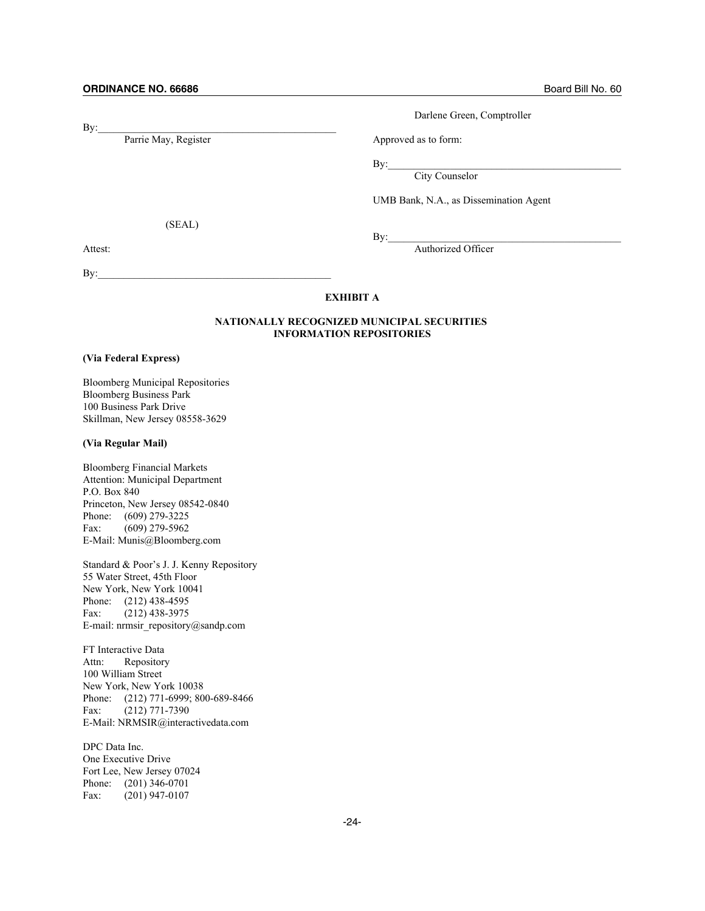By:_____________________________________________
Parrie May, Register

(SEAL)

Attest:

By:_____________________________________________

Darlene Green, Comptroller

Approved as to form:

By:_____________________________________________
City Counselor

UMB Bank, N.A., as Dissemination Agent

By:_____________________________________________
Authorized Officer

## EXHIBIT A

### NATIONALLY RECOGNIZED MUNICIPAL SECURITIES INFORMATION REPOSITORIES

**(Via Federal Express)**

Bloomberg Municipal Repositories
Bloomberg Business Park
100 Business Park Drive
Skillman, New Jersey 08558-3629

**(Via Regular Mail)**

Bloomberg Financial Markets
Attention: Municipal Department
P.O. Box 840
Princeton, New Jersey 08542-0840
Phone: (609) 279-3225
Fax: (609) 279-5962
E-Mail: Munis@Bloomberg.com

Standard & Poor's J. J. Kenny Repository
55 Water Street, 45th Floor
New York, New York 10041
Phone: (212) 438-4595
Fax: (212) 438-3975
E-mail: nrmsir_repository@sandp.com

FT Interactive Data
Attn: Repository
100 William Street
New York, New York 10038
Phone: (212) 771-6999; 800-689-8466
Fax: (212) 771-7390
E-Mail: NRMSIR@interactivedata.com

DPC Data Inc.
One Executive Drive
Fort Lee, New Jersey 07024
Phone: (201) 346-0701
Fax: (201) 947-0107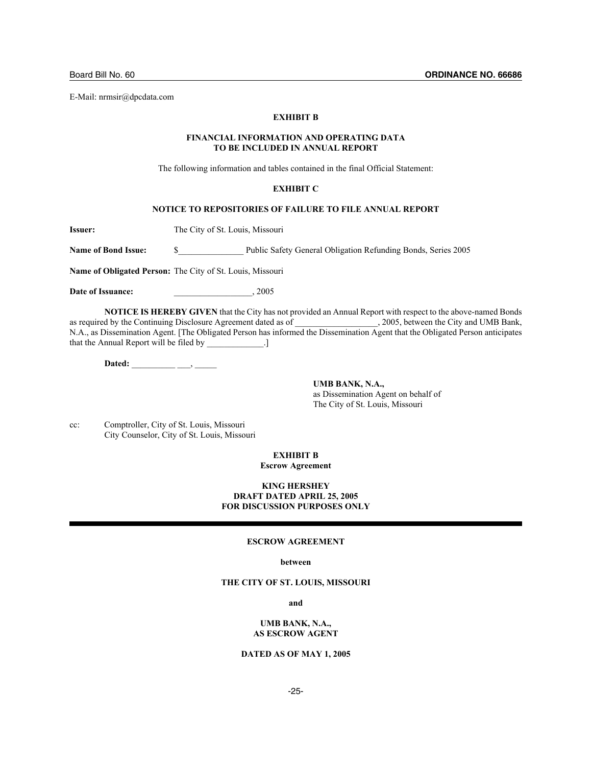E-Mail: nrmsir@dpcdata.com

**EXHIBIT B**

**FINANCIAL INFORMATION AND OPERATING DATA
TO BE INCLUDED IN ANNUAL REPORT**

The following information and tables contained in the final Official Statement:

**EXHIBIT C**

**NOTICE TO REPOSITORIES OF FAILURE TO FILE ANNUAL REPORT**

**Issuer:** The City of St. Louis, Missouri

**Name of Bond Issue:** $_______________ Public Safety General Obligation Refunding Bonds, Series 2005

**Name of Obligated Person:** The City of St. Louis, Missouri

**Date of Issuance:** __________________, 2005

**NOTICE IS HEREBY GIVEN** that the City has not provided an Annual Report with respect to the above-named Bonds as required by the Continuing Disclosure Agreement dated as of ___________________, 2005, between the City and UMB Bank, N.A., as Dissemination Agent. [The Obligated Person has informed the Dissemination Agent that the Obligated Person anticipates that the Annual Report will be filed by _____________.]

**Dated:** __________ ___, _____

**UMB BANK, N.A.,**
as Dissemination Agent on behalf of
The City of St. Louis, Missouri

cc: Comptroller, City of St. Louis, Missouri
City Counselor, City of St. Louis, Missouri

**EXHIBIT B**
**Escrow Agreement**

**KING HERSHEY
DRAFT DATED APRIL 25, 2005
FOR DISCUSSION PURPOSES ONLY**

---

**ESCROW AGREEMENT**

**between**

**THE CITY OF ST. LOUIS, MISSOURI**

**and**

**UMB BANK, N.A.,
AS ESCROW AGENT**

**DATED AS OF MAY 1, 2005**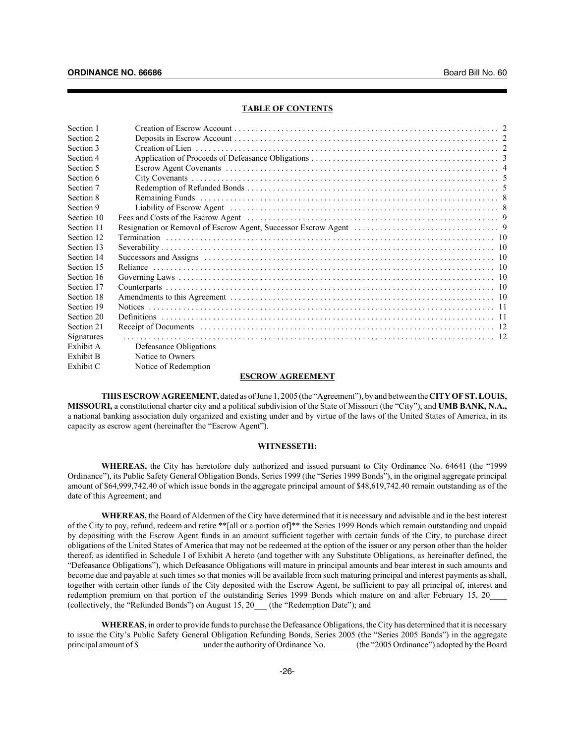## TABLE OF CONTENTS

| | | |
|---|---|---|
| Section 1 | Creation of Escrow Account | 2 |
| Section 2 | Deposits in Escrow Account | 2 |
| Section 3 | Creation of Lien | 2 |
| Section 4 | Application of Proceeds of Defeasance Obligations | 3 |
| Section 5 | Escrow Agent Covenants | 4 |
| Section 6 | City Covenants | 5 |
| Section 7 | Redemption of Refunded Bonds | 5 |
| Section 8 | Remaining Funds | 8 |
| Section 9 | Liability of Escrow Agent | 8 |
| Section 10 | Fees and Costs of the Escrow Agent | 9 |
| Section 11 | Resignation or Removal of Escrow Agent, Successor Escrow Agent | 9 |
| Section 12 | Termination | 10 |
| Section 13 | Severability | 10 |
| Section 14 | Successors and Assigns | 10 |
| Section 15 | Reliance | 10 |
| Section 16 | Governing Laws | 10 |
| Section 17 | Counterparts | 10 |
| Section 18 | Amendments to this Agreement | 10 |
| Section 19 | Notices | 11 |
| Section 20 | Definitions | 11 |
| Section 21 | Receipt of Documents | 12 |
| Signatures | | 12 |
| Exhibit A | Defeasance Obligations | |
| Exhibit B | Notice to Owners | |
| Exhibit C | Notice of Redemption | |

## ESCROW AGREEMENT

**THIS ESCROW AGREEMENT,** dated as of June 1, 2005 (the "Agreement"), by and between the **CITY OF ST. LOUIS, MISSOURI,** a constitutional charter city and a political subdivision of the State of Missouri (the "City"), and **UMB BANK, N.A.,** a national banking association duly organized and existing under and by virtue of the laws of the United States of America, in its capacity as escrow agent (hereinafter the "Escrow Agent").

**WITNESSETH:**

**WHEREAS,** the City has heretofore duly authorized and issued pursuant to City Ordinance No. 64641 (the "1999 Ordinance"), its Public Safety General Obligation Bonds, Series 1999 (the "Series 1999 Bonds"), in the original aggregate principal amount of $64,999,742.40 of which issue bonds in the aggregate principal amount of $48,619,742.40 remain outstanding as of the date of this Agreement; and

**WHEREAS,** the Board of Aldermen of the City have determined that it is necessary and advisable and in the best interest of the City to pay, refund, redeem and retire **[all or a portion of]** the Series 1999 Bonds which remain outstanding and unpaid by depositing with the Escrow Agent funds in an amount sufficient together with certain funds of the City, to purchase direct obligations of the United States of America that may not be redeemed at the option of the issuer or any person other than the holder thereof, as identified in Schedule I of Exhibit A hereto (and together with any Substitute Obligations, as hereinafter defined, the "Defeasance Obligations"), which Defeasance Obligations will mature in principal amounts and bear interest in such amounts and become due and payable at such times so that monies will be available from such maturing principal and interest payments as shall, together with certain other funds of the City deposited with the Escrow Agent, be sufficient to pay all principal of, interest and redemption premium on that portion of the outstanding Series 1999 Bonds which mature on and after February 15, 20____ (collectively, the "Refunded Bonds") on August 15, 20___ (the "Redemption Date"); and

**WHEREAS,** in order to provide funds to purchase the Defeasance Obligations, the City has determined that it is necessary to issue the City's Public Safety General Obligation Refunding Bonds, Series 2005 (the "Series 2005 Bonds") in the aggregate principal amount of $_______________ under the authority of Ordinance No._______ (the "2005 Ordinance") adopted by the Board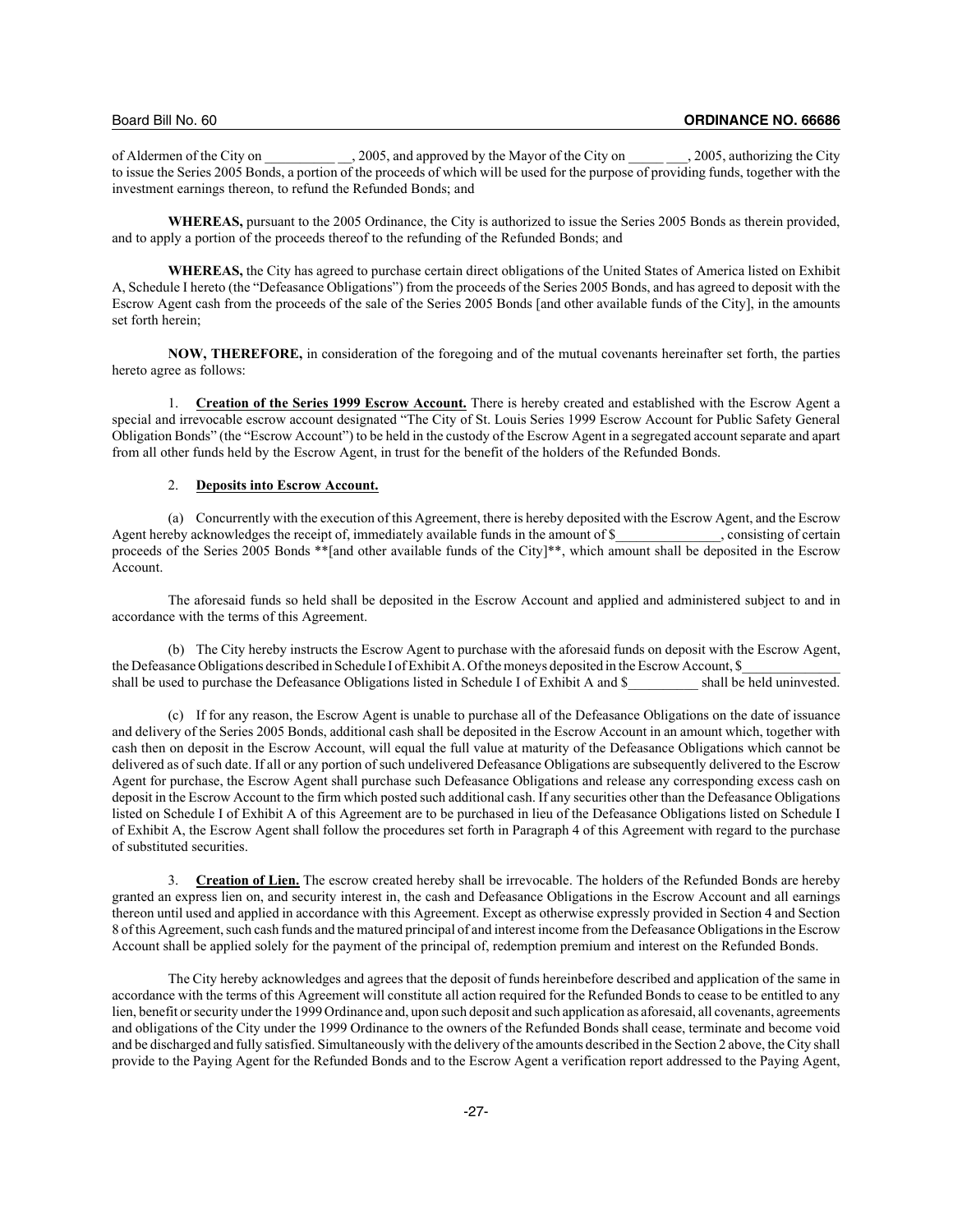of Aldermen of the City on __________ __, 2005, and approved by the Mayor of the City on _____ ___, 2005, authorizing the City to issue the Series 2005 Bonds, a portion of the proceeds of which will be used for the purpose of providing funds, together with the investment earnings thereon, to refund the Refunded Bonds; and

**WHEREAS,** pursuant to the 2005 Ordinance, the City is authorized to issue the Series 2005 Bonds as therein provided, and to apply a portion of the proceeds thereof to the refunding of the Refunded Bonds; and

**WHEREAS,** the City has agreed to purchase certain direct obligations of the United States of America listed on Exhibit A, Schedule I hereto (the "Defeasance Obligations") from the proceeds of the Series 2005 Bonds, and has agreed to deposit with the Escrow Agent cash from the proceeds of the sale of the Series 2005 Bonds [and other available funds of the City], in the amounts set forth herein;

**NOW, THEREFORE,** in consideration of the foregoing and of the mutual covenants hereinafter set forth, the parties hereto agree as follows:

1. **Creation of the Series 1999 Escrow Account.** There is hereby created and established with the Escrow Agent a special and irrevocable escrow account designated "The City of St. Louis Series 1999 Escrow Account for Public Safety General Obligation Bonds" (the "Escrow Account") to be held in the custody of the Escrow Agent in a segregated account separate and apart from all other funds held by the Escrow Agent, in trust for the benefit of the holders of the Refunded Bonds.

2. **Deposits into Escrow Account.**

(a) Concurrently with the execution of this Agreement, there is hereby deposited with the Escrow Agent, and the Escrow Agent hereby acknowledges the receipt of, immediately available funds in the amount of $_______________, consisting of certain proceeds of the Series 2005 Bonds **[and other available funds of the City]**, which amount shall be deposited in the Escrow Account.

The aforesaid funds so held shall be deposited in the Escrow Account and applied and administered subject to and in accordance with the terms of this Agreement.

(b) The City hereby instructs the Escrow Agent to purchase with the aforesaid funds on deposit with the Escrow Agent, the Defeasance Obligations described in Schedule I of Exhibit A. Of the moneys deposited in the Escrow Account, $______________ shall be used to purchase the Defeasance Obligations listed in Schedule I of Exhibit A and $__________ shall be held uninvested.

(c) If for any reason, the Escrow Agent is unable to purchase all of the Defeasance Obligations on the date of issuance and delivery of the Series 2005 Bonds, additional cash shall be deposited in the Escrow Account in an amount which, together with cash then on deposit in the Escrow Account, will equal the full value at maturity of the Defeasance Obligations which cannot be delivered as of such date. If all or any portion of such undelivered Defeasance Obligations are subsequently delivered to the Escrow Agent for purchase, the Escrow Agent shall purchase such Defeasance Obligations and release any corresponding excess cash on deposit in the Escrow Account to the firm which posted such additional cash. If any securities other than the Defeasance Obligations listed on Schedule I of Exhibit A of this Agreement are to be purchased in lieu of the Defeasance Obligations listed on Schedule I of Exhibit A, the Escrow Agent shall follow the procedures set forth in Paragraph 4 of this Agreement with regard to the purchase of substituted securities.

3. **Creation of Lien.** The escrow created hereby shall be irrevocable. The holders of the Refunded Bonds are hereby granted an express lien on, and security interest in, the cash and Defeasance Obligations in the Escrow Account and all earnings thereon until used and applied in accordance with this Agreement. Except as otherwise expressly provided in Section 4 and Section 8 of this Agreement, such cash funds and the matured principal of and interest income from the Defeasance Obligations in the Escrow Account shall be applied solely for the payment of the principal of, redemption premium and interest on the Refunded Bonds.

The City hereby acknowledges and agrees that the deposit of funds hereinbefore described and application of the same in accordance with the terms of this Agreement will constitute all action required for the Refunded Bonds to cease to be entitled to any lien, benefit or security under the 1999 Ordinance and, upon such deposit and such application as aforesaid, all covenants, agreements and obligations of the City under the 1999 Ordinance to the owners of the Refunded Bonds shall cease, terminate and become void and be discharged and fully satisfied. Simultaneously with the delivery of the amounts described in the Section 2 above, the City shall provide to the Paying Agent for the Refunded Bonds and to the Escrow Agent a verification report addressed to the Paying Agent,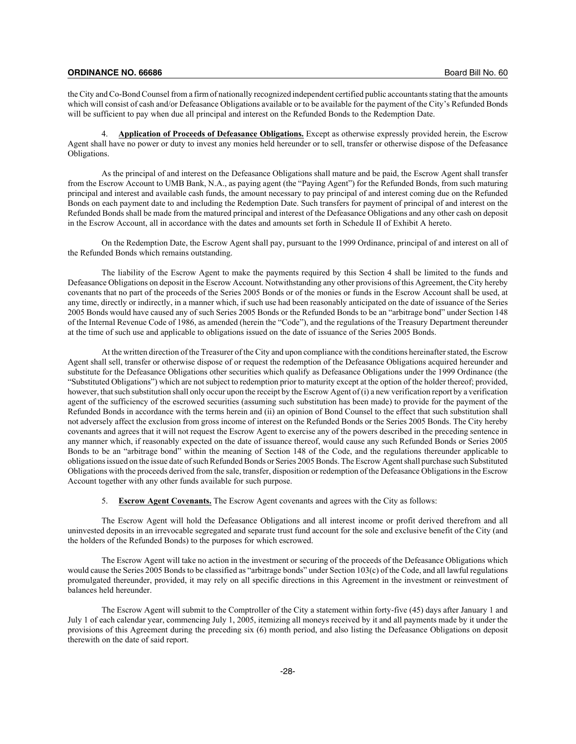the City and Co-Bond Counsel from a firm of nationally recognized independent certified public accountants stating that the amounts which will consist of cash and/or Defeasance Obligations available or to be available for the payment of the City's Refunded Bonds will be sufficient to pay when due all principal and interest on the Refunded Bonds to the Redemption Date.

4. **Application of Proceeds of Defeasance Obligations.** Except as otherwise expressly provided herein, the Escrow Agent shall have no power or duty to invest any monies held hereunder or to sell, transfer or otherwise dispose of the Defeasance Obligations.

As the principal of and interest on the Defeasance Obligations shall mature and be paid, the Escrow Agent shall transfer from the Escrow Account to UMB Bank, N.A., as paying agent (the "Paying Agent") for the Refunded Bonds, from such maturing principal and interest and available cash funds, the amount necessary to pay principal of and interest coming due on the Refunded Bonds on each payment date to and including the Redemption Date. Such transfers for payment of principal of and interest on the Refunded Bonds shall be made from the matured principal and interest of the Defeasance Obligations and any other cash on deposit in the Escrow Account, all in accordance with the dates and amounts set forth in Schedule II of Exhibit A hereto.

On the Redemption Date, the Escrow Agent shall pay, pursuant to the 1999 Ordinance, principal of and interest on all of the Refunded Bonds which remains outstanding.

The liability of the Escrow Agent to make the payments required by this Section 4 shall be limited to the funds and Defeasance Obligations on deposit in the Escrow Account. Notwithstanding any other provisions of this Agreement, the City hereby covenants that no part of the proceeds of the Series 2005 Bonds or of the monies or funds in the Escrow Account shall be used, at any time, directly or indirectly, in a manner which, if such use had been reasonably anticipated on the date of issuance of the Series 2005 Bonds would have caused any of such Series 2005 Bonds or the Refunded Bonds to be an "arbitrage bond" under Section 148 of the Internal Revenue Code of 1986, as amended (herein the "Code"), and the regulations of the Treasury Department thereunder at the time of such use and applicable to obligations issued on the date of issuance of the Series 2005 Bonds.

At the written direction of the Treasurer of the City and upon compliance with the conditions hereinafter stated, the Escrow Agent shall sell, transfer or otherwise dispose of or request the redemption of the Defeasance Obligations acquired hereunder and substitute for the Defeasance Obligations other securities which qualify as Defeasance Obligations under the 1999 Ordinance (the "Substituted Obligations") which are not subject to redemption prior to maturity except at the option of the holder thereof; provided, however, that such substitution shall only occur upon the receipt by the Escrow Agent of (i) a new verification report by a verification agent of the sufficiency of the escrowed securities (assuming such substitution has been made) to provide for the payment of the Refunded Bonds in accordance with the terms herein and (ii) an opinion of Bond Counsel to the effect that such substitution shall not adversely affect the exclusion from gross income of interest on the Refunded Bonds or the Series 2005 Bonds. The City hereby covenants and agrees that it will not request the Escrow Agent to exercise any of the powers described in the preceding sentence in any manner which, if reasonably expected on the date of issuance thereof, would cause any such Refunded Bonds or Series 2005 Bonds to be an "arbitrage bond" within the meaning of Section 148 of the Code, and the regulations thereunder applicable to obligations issued on the issue date of such Refunded Bonds or Series 2005 Bonds. The Escrow Agent shall purchase such Substituted Obligations with the proceeds derived from the sale, transfer, disposition or redemption of the Defeasance Obligations in the Escrow Account together with any other funds available for such purpose.

5. **Escrow Agent Covenants.** The Escrow Agent covenants and agrees with the City as follows:

The Escrow Agent will hold the Defeasance Obligations and all interest income or profit derived therefrom and all uninvested deposits in an irrevocable segregated and separate trust fund account for the sole and exclusive benefit of the City (and the holders of the Refunded Bonds) to the purposes for which escrowed.

The Escrow Agent will take no action in the investment or securing of the proceeds of the Defeasance Obligations which would cause the Series 2005 Bonds to be classified as "arbitrage bonds" under Section 103(c) of the Code, and all lawful regulations promulgated thereunder, provided, it may rely on all specific directions in this Agreement in the investment or reinvestment of balances held hereunder.

The Escrow Agent will submit to the Comptroller of the City a statement within forty-five (45) days after January 1 and July 1 of each calendar year, commencing July 1, 2005, itemizing all moneys received by it and all payments made by it under the provisions of this Agreement during the preceding six (6) month period, and also listing the Defeasance Obligations on deposit therewith on the date of said report.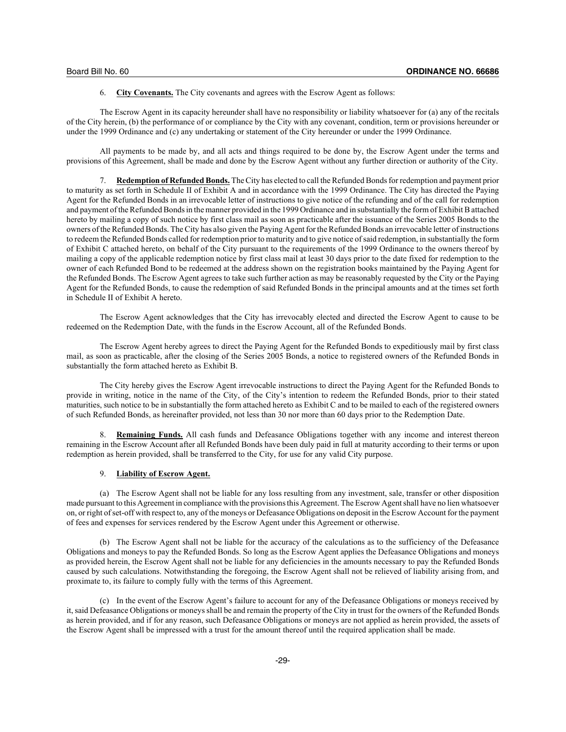6. **City Covenants.** The City covenants and agrees with the Escrow Agent as follows:

The Escrow Agent in its capacity hereunder shall have no responsibility or liability whatsoever for (a) any of the recitals of the City herein, (b) the performance of or compliance by the City with any covenant, condition, term or provisions hereunder or under the 1999 Ordinance and (c) any undertaking or statement of the City hereunder or under the 1999 Ordinance.

All payments to be made by, and all acts and things required to be done by, the Escrow Agent under the terms and provisions of this Agreement, shall be made and done by the Escrow Agent without any further direction or authority of the City.

7. **Redemption of Refunded Bonds.** The City has elected to call the Refunded Bonds for redemption and payment prior to maturity as set forth in Schedule II of Exhibit A and in accordance with the 1999 Ordinance. The City has directed the Paying Agent for the Refunded Bonds in an irrevocable letter of instructions to give notice of the refunding and of the call for redemption and payment of the Refunded Bonds in the manner provided in the 1999 Ordinance and in substantially the form of Exhibit B attached hereto by mailing a copy of such notice by first class mail as soon as practicable after the issuance of the Series 2005 Bonds to the owners of the Refunded Bonds. The City has also given the Paying Agent for the Refunded Bonds an irrevocable letter of instructions to redeem the Refunded Bonds called for redemption prior to maturity and to give notice of said redemption, in substantially the form of Exhibit C attached hereto, on behalf of the City pursuant to the requirements of the 1999 Ordinance to the owners thereof by mailing a copy of the applicable redemption notice by first class mail at least 30 days prior to the date fixed for redemption to the owner of each Refunded Bond to be redeemed at the address shown on the registration books maintained by the Paying Agent for the Refunded Bonds. The Escrow Agent agrees to take such further action as may be reasonably requested by the City or the Paying Agent for the Refunded Bonds, to cause the redemption of said Refunded Bonds in the principal amounts and at the times set forth in Schedule II of Exhibit A hereto.

The Escrow Agent acknowledges that the City has irrevocably elected and directed the Escrow Agent to cause to be redeemed on the Redemption Date, with the funds in the Escrow Account, all of the Refunded Bonds.

The Escrow Agent hereby agrees to direct the Paying Agent for the Refunded Bonds to expeditiously mail by first class mail, as soon as practicable, after the closing of the Series 2005 Bonds, a notice to registered owners of the Refunded Bonds in substantially the form attached hereto as Exhibit B.

The City hereby gives the Escrow Agent irrevocable instructions to direct the Paying Agent for the Refunded Bonds to provide in writing, notice in the name of the City, of the City's intention to redeem the Refunded Bonds, prior to their stated maturities, such notice to be in substantially the form attached hereto as Exhibit C and to be mailed to each of the registered owners of such Refunded Bonds, as hereinafter provided, not less than 30 nor more than 60 days prior to the Redemption Date.

8. **Remaining Funds.** All cash funds and Defeasance Obligations together with any income and interest thereon remaining in the Escrow Account after all Refunded Bonds have been duly paid in full at maturity according to their terms or upon redemption as herein provided, shall be transferred to the City, for use for any valid City purpose.

9. **Liability of Escrow Agent.**

(a) The Escrow Agent shall not be liable for any loss resulting from any investment, sale, transfer or other disposition made pursuant to this Agreement in compliance with the provisions this Agreement. The Escrow Agent shall have no lien whatsoever on, or right of set-off with respect to, any of the moneys or Defeasance Obligations on deposit in the Escrow Account for the payment of fees and expenses for services rendered by the Escrow Agent under this Agreement or otherwise.

(b) The Escrow Agent shall not be liable for the accuracy of the calculations as to the sufficiency of the Defeasance Obligations and moneys to pay the Refunded Bonds. So long as the Escrow Agent applies the Defeasance Obligations and moneys as provided herein, the Escrow Agent shall not be liable for any deficiencies in the amounts necessary to pay the Refunded Bonds caused by such calculations. Notwithstanding the foregoing, the Escrow Agent shall not be relieved of liability arising from, and proximate to, its failure to comply fully with the terms of this Agreement.

(c) In the event of the Escrow Agent's failure to account for any of the Defeasance Obligations or moneys received by it, said Defeasance Obligations or moneys shall be and remain the property of the City in trust for the owners of the Refunded Bonds as herein provided, and if for any reason, such Defeasance Obligations or moneys are not applied as herein provided, the assets of the Escrow Agent shall be impressed with a trust for the amount thereof until the required application shall be made.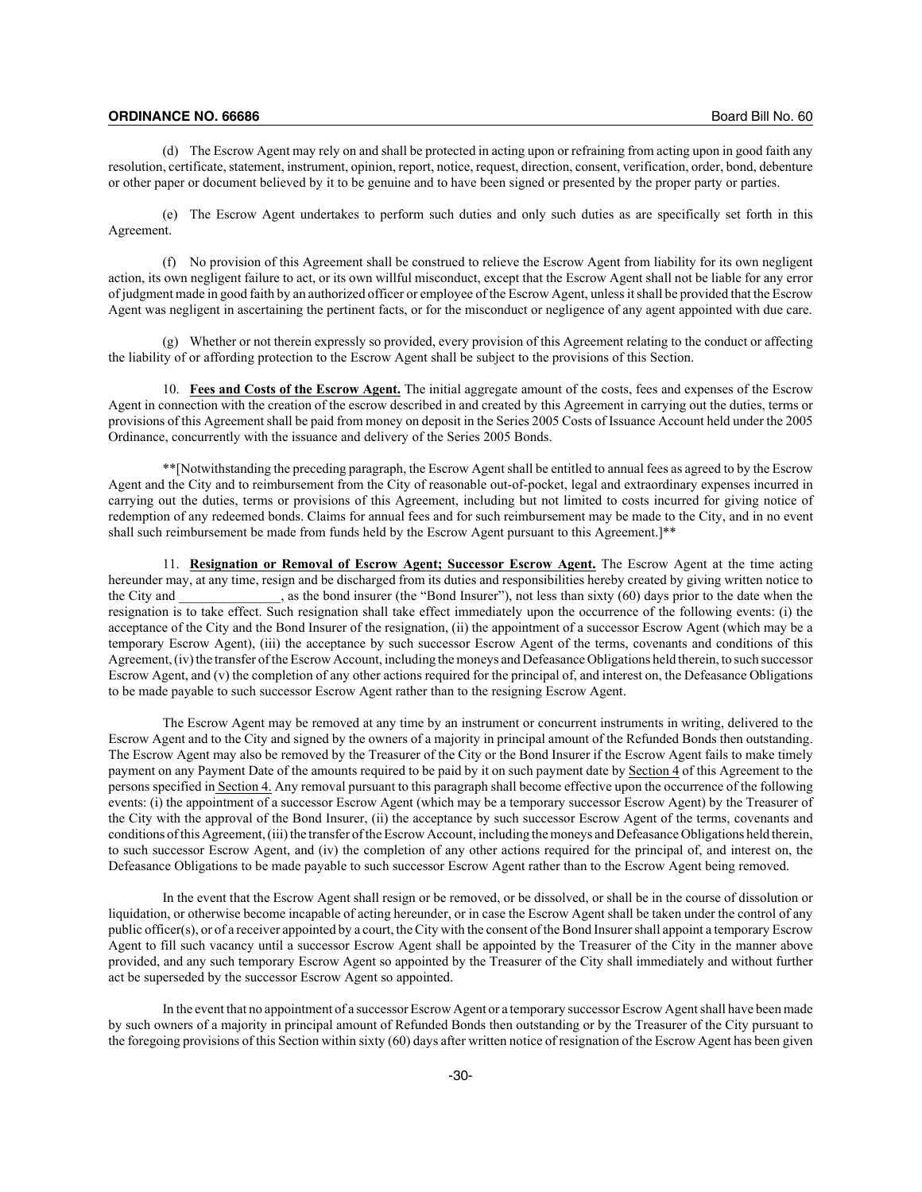(d) The Escrow Agent may rely on and shall be protected in acting upon or refraining from acting upon in good faith any resolution, certificate, statement, instrument, opinion, report, notice, request, direction, consent, verification, order, bond, debenture or other paper or document believed by it to be genuine and to have been signed or presented by the proper party or parties.

(e) The Escrow Agent undertakes to perform such duties and only such duties as are specifically set forth in this Agreement.

(f) No provision of this Agreement shall be construed to relieve the Escrow Agent from liability for its own negligent action, its own negligent failure to act, or its own willful misconduct, except that the Escrow Agent shall not be liable for any error of judgment made in good faith by an authorized officer or employee of the Escrow Agent, unless it shall be provided that the Escrow Agent was negligent in ascertaining the pertinent facts, or for the misconduct or negligence of any agent appointed with due care.

(g) Whether or not therein expressly so provided, every provision of this Agreement relating to the conduct or affecting the liability of or affording protection to the Escrow Agent shall be subject to the provisions of this Section.

10. **Fees and Costs of the Escrow Agent.** The initial aggregate amount of the costs, fees and expenses of the Escrow Agent in connection with the creation of the escrow described in and created by this Agreement in carrying out the duties, terms or provisions of this Agreement shall be paid from money on deposit in the Series 2005 Costs of Issuance Account held under the 2005 Ordinance, concurrently with the issuance and delivery of the Series 2005 Bonds.

**[Notwithstanding the preceding paragraph, the Escrow Agent shall be entitled to annual fees as agreed to by the Escrow Agent and the City and to reimbursement from the City of reasonable out-of-pocket, legal and extraordinary expenses incurred in carrying out the duties, terms or provisions of this Agreement, including but not limited to costs incurred for giving notice of redemption of any redeemed bonds. Claims for annual fees and for such reimbursement may be made to the City, and in no event shall such reimbursement be made from funds held by the Escrow Agent pursuant to this Agreement.]**

11. **Resignation or Removal of Escrow Agent; Successor Escrow Agent.** The Escrow Agent at the time acting hereunder may, at any time, resign and be discharged from its duties and responsibilities hereby created by giving written notice to the City and _______________, as the bond insurer (the "Bond Insurer"), not less than sixty (60) days prior to the date when the resignation is to take effect. Such resignation shall take effect immediately upon the occurrence of the following events: (i) the acceptance of the City and the Bond Insurer of the resignation, (ii) the appointment of a successor Escrow Agent (which may be a temporary Escrow Agent), (iii) the acceptance by such successor Escrow Agent of the terms, covenants and conditions of this Agreement, (iv) the transfer of the Escrow Account, including the moneys and Defeasance Obligations held therein, to such successor Escrow Agent, and (v) the completion of any other actions required for the principal of, and interest on, the Defeasance Obligations to be made payable to such successor Escrow Agent rather than to the resigning Escrow Agent.

The Escrow Agent may be removed at any time by an instrument or concurrent instruments in writing, delivered to the Escrow Agent and to the City and signed by the owners of a majority in principal amount of the Refunded Bonds then outstanding. The Escrow Agent may also be removed by the Treasurer of the City or the Bond Insurer if the Escrow Agent fails to make timely payment on any Payment Date of the amounts required to be paid by it on such payment date by Section 4 of this Agreement to the persons specified in Section 4. Any removal pursuant to this paragraph shall become effective upon the occurrence of the following events: (i) the appointment of a successor Escrow Agent (which may be a temporary successor Escrow Agent) by the Treasurer of the City with the approval of the Bond Insurer, (ii) the acceptance by such successor Escrow Agent of the terms, covenants and conditions of this Agreement, (iii) the transfer of the Escrow Account, including the moneys and Defeasance Obligations held therein, to such successor Escrow Agent, and (iv) the completion of any other actions required for the principal of, and interest on, the Defeasance Obligations to be made payable to such successor Escrow Agent rather than to the Escrow Agent being removed.

In the event that the Escrow Agent shall resign or be removed, or be dissolved, or shall be in the course of dissolution or liquidation, or otherwise become incapable of acting hereunder, or in case the Escrow Agent shall be taken under the control of any public officer(s), or of a receiver appointed by a court, the City with the consent of the Bond Insurer shall appoint a temporary Escrow Agent to fill such vacancy until a successor Escrow Agent shall be appointed by the Treasurer of the City in the manner above provided, and any such temporary Escrow Agent so appointed by the Treasurer of the City shall immediately and without further act be superseded by the successor Escrow Agent so appointed.

In the event that no appointment of a successor Escrow Agent or a temporary successor Escrow Agent shall have been made by such owners of a majority in principal amount of Refunded Bonds then outstanding or by the Treasurer of the City pursuant to the foregoing provisions of this Section within sixty (60) days after written notice of resignation of the Escrow Agent has been given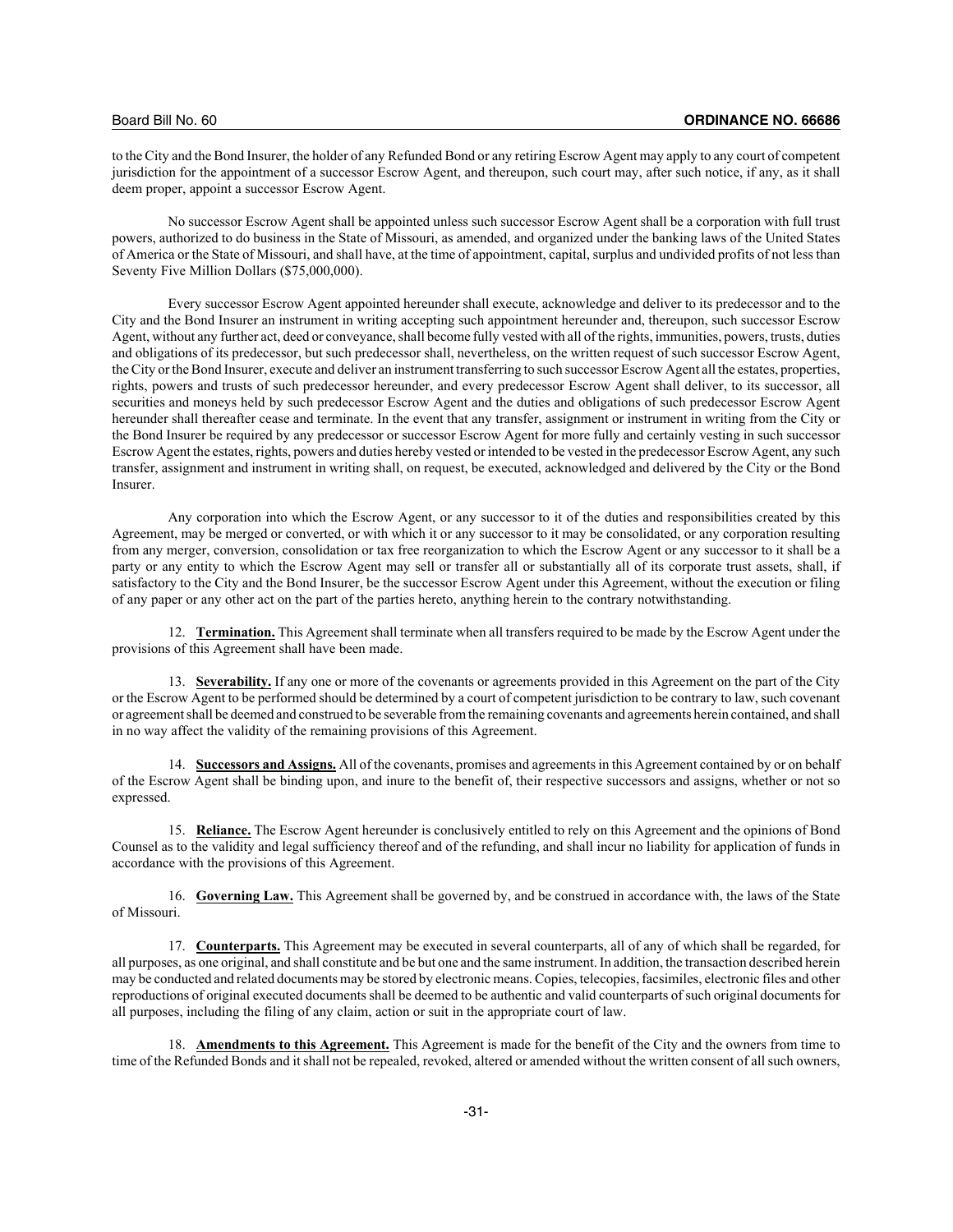to the City and the Bond Insurer, the holder of any Refunded Bond or any retiring Escrow Agent may apply to any court of competent jurisdiction for the appointment of a successor Escrow Agent, and thereupon, such court may, after such notice, if any, as it shall deem proper, appoint a successor Escrow Agent.

No successor Escrow Agent shall be appointed unless such successor Escrow Agent shall be a corporation with full trust powers, authorized to do business in the State of Missouri, as amended, and organized under the banking laws of the United States of America or the State of Missouri, and shall have, at the time of appointment, capital, surplus and undivided profits of not less than Seventy Five Million Dollars ($75,000,000).

Every successor Escrow Agent appointed hereunder shall execute, acknowledge and deliver to its predecessor and to the City and the Bond Insurer an instrument in writing accepting such appointment hereunder and, thereupon, such successor Escrow Agent, without any further act, deed or conveyance, shall become fully vested with all of the rights, immunities, powers, trusts, duties and obligations of its predecessor, but such predecessor shall, nevertheless, on the written request of such successor Escrow Agent, the City or the Bond Insurer, execute and deliver an instrument transferring to such successor Escrow Agent all the estates, properties, rights, powers and trusts of such predecessor hereunder, and every predecessor Escrow Agent shall deliver, to its successor, all securities and moneys held by such predecessor Escrow Agent and the duties and obligations of such predecessor Escrow Agent hereunder shall thereafter cease and terminate. In the event that any transfer, assignment or instrument in writing from the City or the Bond Insurer be required by any predecessor or successor Escrow Agent for more fully and certainly vesting in such successor Escrow Agent the estates, rights, powers and duties hereby vested or intended to be vested in the predecessor Escrow Agent, any such transfer, assignment and instrument in writing shall, on request, be executed, acknowledged and delivered by the City or the Bond Insurer.

Any corporation into which the Escrow Agent, or any successor to it of the duties and responsibilities created by this Agreement, may be merged or converted, or with which it or any successor to it may be consolidated, or any corporation resulting from any merger, conversion, consolidation or tax free reorganization to which the Escrow Agent or any successor to it shall be a party or any entity to which the Escrow Agent may sell or transfer all or substantially all of its corporate trust assets, shall, if satisfactory to the City and the Bond Insurer, be the successor Escrow Agent under this Agreement, without the execution or filing of any paper or any other act on the part of the parties hereto, anything herein to the contrary notwithstanding.

12. **Termination.** This Agreement shall terminate when all transfers required to be made by the Escrow Agent under the provisions of this Agreement shall have been made.

13. **Severability.** If any one or more of the covenants or agreements provided in this Agreement on the part of the City or the Escrow Agent to be performed should be determined by a court of competent jurisdiction to be contrary to law, such covenant or agreement shall be deemed and construed to be severable from the remaining covenants and agreements herein contained, and shall in no way affect the validity of the remaining provisions of this Agreement.

14. **Successors and Assigns.** All of the covenants, promises and agreements in this Agreement contained by or on behalf of the Escrow Agent shall be binding upon, and inure to the benefit of, their respective successors and assigns, whether or not so expressed.

15. **Reliance.** The Escrow Agent hereunder is conclusively entitled to rely on this Agreement and the opinions of Bond Counsel as to the validity and legal sufficiency thereof and of the refunding, and shall incur no liability for application of funds in accordance with the provisions of this Agreement.

16. **Governing Law.** This Agreement shall be governed by, and be construed in accordance with, the laws of the State of Missouri.

17. **Counterparts.** This Agreement may be executed in several counterparts, all of any of which shall be regarded, for all purposes, as one original, and shall constitute and be but one and the same instrument. In addition, the transaction described herein may be conducted and related documents may be stored by electronic means. Copies, telecopies, facsimiles, electronic files and other reproductions of original executed documents shall be deemed to be authentic and valid counterparts of such original documents for all purposes, including the filing of any claim, action or suit in the appropriate court of law.

18. **Amendments to this Agreement.** This Agreement is made for the benefit of the City and the owners from time to time of the Refunded Bonds and it shall not be repealed, revoked, altered or amended without the written consent of all such owners,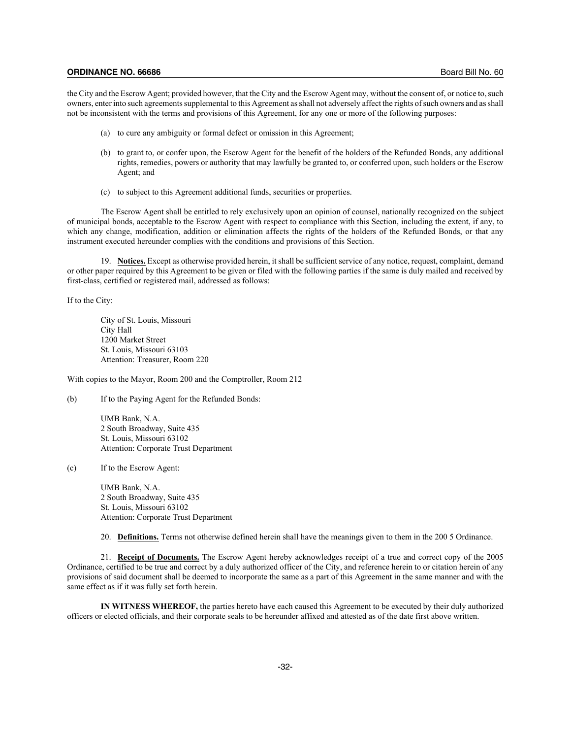the City and the Escrow Agent; provided however, that the City and the Escrow Agent may, without the consent of, or notice to, such owners, enter into such agreements supplemental to this Agreement as shall not adversely affect the rights of such owners and as shall not be inconsistent with the terms and provisions of this Agreement, for any one or more of the following purposes:

(a) to cure any ambiguity or formal defect or omission in this Agreement;

(b) to grant to, or confer upon, the Escrow Agent for the benefit of the holders of the Refunded Bonds, any additional rights, remedies, powers or authority that may lawfully be granted to, or conferred upon, such holders or the Escrow Agent; and

(c) to subject to this Agreement additional funds, securities or properties.

The Escrow Agent shall be entitled to rely exclusively upon an opinion of counsel, nationally recognized on the subject of municipal bonds, acceptable to the Escrow Agent with respect to compliance with this Section, including the extent, if any, to which any change, modification, addition or elimination affects the rights of the holders of the Refunded Bonds, or that any instrument executed hereunder complies with the conditions and provisions of this Section.

19. **Notices.** Except as otherwise provided herein, it shall be sufficient service of any notice, request, complaint, demand or other paper required by this Agreement to be given or filed with the following parties if the same is duly mailed and received by first-class, certified or registered mail, addressed as follows:

If to the City:

City of St. Louis, Missouri
City Hall
1200 Market Street
St. Louis, Missouri 63103
Attention: Treasurer, Room 220

With copies to the Mayor, Room 200 and the Comptroller, Room 212

(b) If to the Paying Agent for the Refunded Bonds:

UMB Bank, N.A.
2 South Broadway, Suite 435
St. Louis, Missouri 63102
Attention: Corporate Trust Department

(c) If to the Escrow Agent:

UMB Bank, N.A.
2 South Broadway, Suite 435
St. Louis, Missouri 63102
Attention: Corporate Trust Department

20. **Definitions.** Terms not otherwise defined herein shall have the meanings given to them in the 200 5 Ordinance.

21. **Receipt of Documents.** The Escrow Agent hereby acknowledges receipt of a true and correct copy of the 2005 Ordinance, certified to be true and correct by a duly authorized officer of the City, and reference herein to or citation herein of any provisions of said document shall be deemed to incorporate the same as a part of this Agreement in the same manner and with the same effect as if it was fully set forth herein.

**IN WITNESS WHEREOF,** the parties hereto have each caused this Agreement to be executed by their duly authorized officers or elected officials, and their corporate seals to be hereunder affixed and attested as of the date first above written.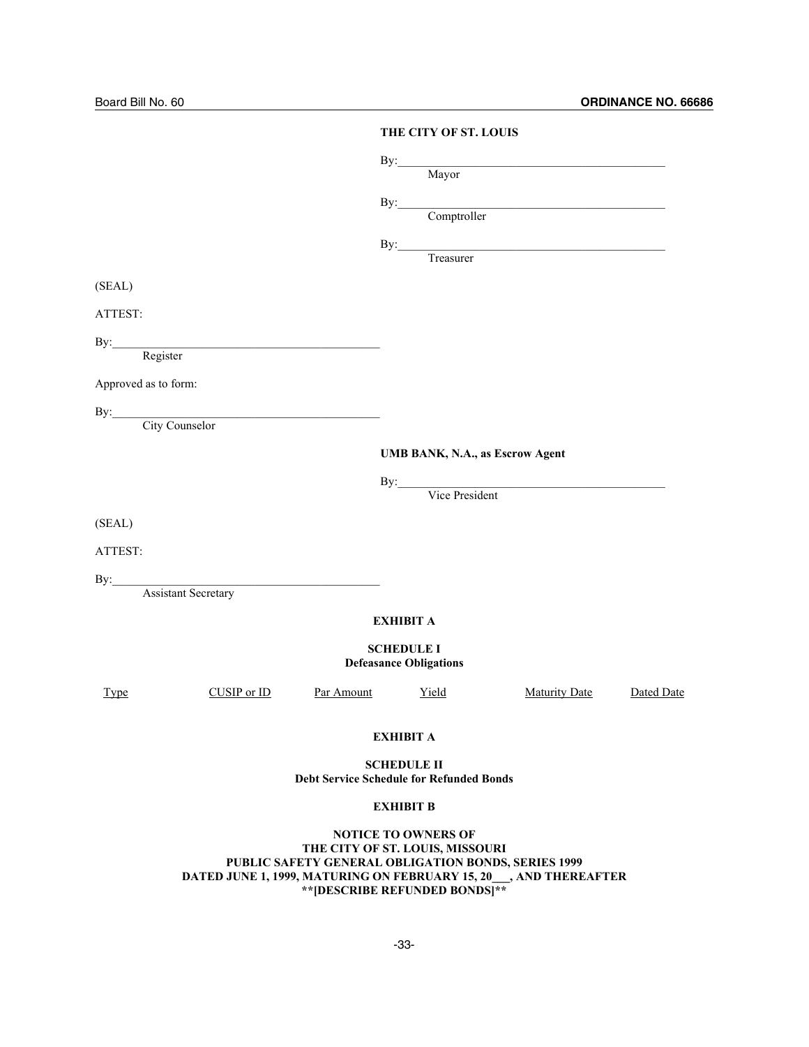**THE CITY OF ST. LOUIS**

By:\_\_\_\_\_\_\_\_\_\_\_\_\_\_\_\_\_\_\_\_\_\_\_\_\_\_\_\_\_\_\_\_\_\_\_\_\_\_\_\_\_\_\_\_
Mayor

By:\_\_\_\_\_\_\_\_\_\_\_\_\_\_\_\_\_\_\_\_\_\_\_\_\_\_\_\_\_\_\_\_\_\_\_\_\_\_\_\_\_\_\_\_
Comptroller

By:\_\_\_\_\_\_\_\_\_\_\_\_\_\_\_\_\_\_\_\_\_\_\_\_\_\_\_\_\_\_\_\_\_\_\_\_\_\_\_\_\_\_\_\_
Treasurer

(SEAL)

ATTEST:

By:\_\_\_\_\_\_\_\_\_\_\_\_\_\_\_\_\_\_\_\_\_\_\_\_\_\_\_\_\_\_\_\_\_\_\_\_\_\_\_\_\_\_\_\_
Register

Approved as to form:

By:\_\_\_\_\_\_\_\_\_\_\_\_\_\_\_\_\_\_\_\_\_\_\_\_\_\_\_\_\_\_\_\_\_\_\_\_\_\_\_\_\_\_\_\_
City Counselor

**UMB BANK, N.A., as Escrow Agent**

By:\_\_\_\_\_\_\_\_\_\_\_\_\_\_\_\_\_\_\_\_\_\_\_\_\_\_\_\_\_\_\_\_\_\_\_\_\_\_\_\_\_\_\_\_
Vice President

(SEAL)

ATTEST:

By:\_\_\_\_\_\_\_\_\_\_\_\_\_\_\_\_\_\_\_\_\_\_\_\_\_\_\_\_\_\_\_\_\_\_\_\_\_\_\_\_\_\_\_\_
Assistant Secretary

**EXHIBIT A**

**SCHEDULE I**
**Defeasance Obligations**

| Type | CUSIP or ID | Par Amount | Yield | Maturity Date | Dated Date |
|---|---|---|---|---|---|

**EXHIBIT A**

**SCHEDULE II**
**Debt Service Schedule for Refunded Bonds**

**EXHIBIT B**

**NOTICE TO OWNERS OF**
**THE CITY OF ST. LOUIS, MISSOURI**
**PUBLIC SAFETY GENERAL OBLIGATION BONDS, SERIES 1999**
**DATED JUNE 1, 1999, MATURING ON FEBRUARY 15, 20\_\_\_, AND THEREAFTER**
**\*\*[DESCRIBE REFUNDED BONDS]\*\***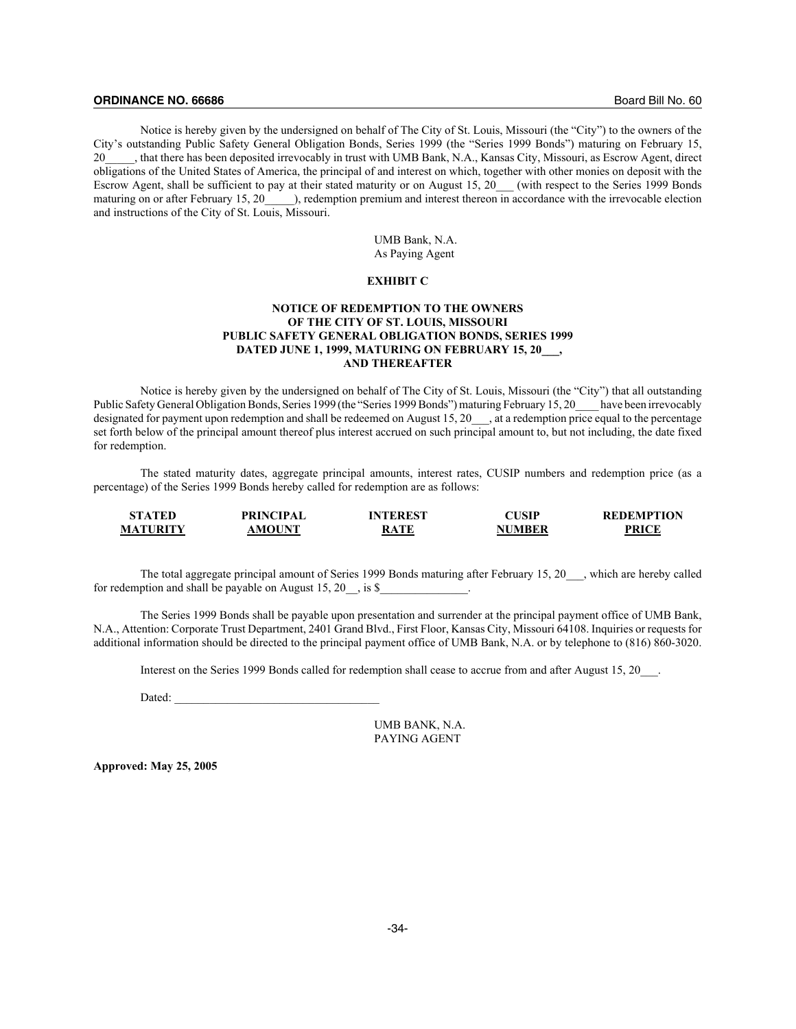Notice is hereby given by the undersigned on behalf of The City of St. Louis, Missouri (the "City") to the owners of the City's outstanding Public Safety General Obligation Bonds, Series 1999 (the "Series 1999 Bonds") maturing on February 15, 20_____, that there has been deposited irrevocably in trust with UMB Bank, N.A., Kansas City, Missouri, as Escrow Agent, direct obligations of the United States of America, the principal of and interest on which, together with other monies on deposit with the Escrow Agent, shall be sufficient to pay at their stated maturity or on August 15, 20___ (with respect to the Series 1999 Bonds maturing on or after February 15, 20_____), redemption premium and interest thereon in accordance with the irrevocable election and instructions of the City of St. Louis, Missouri.

UMB Bank, N.A.
As Paying Agent

**EXHIBIT C**

**NOTICE OF REDEMPTION TO THE OWNERS OF THE CITY OF ST. LOUIS, MISSOURI PUBLIC SAFETY GENERAL OBLIGATION BONDS, SERIES 1999 DATED JUNE 1, 1999, MATURING ON FEBRUARY 15, 20___, AND THEREAFTER**

Notice is hereby given by the undersigned on behalf of The City of St. Louis, Missouri (the "City") that all outstanding Public Safety General Obligation Bonds, Series 1999 (the "Series 1999 Bonds") maturing February 15, 20____ have been irrevocably designated for payment upon redemption and shall be redeemed on August 15, 20___, at a redemption price equal to the percentage set forth below of the principal amount thereof plus interest accrued on such principal amount to, but not including, the date fixed for redemption.

The stated maturity dates, aggregate principal amounts, interest rates, CUSIP numbers and redemption price (as a percentage) of the Series 1999 Bonds hereby called for redemption are as follows:

| STATED MATURITY | PRINCIPAL AMOUNT | INTEREST RATE | CUSIP NUMBER | REDEMPTION PRICE |
|---|---|---|---|---|

The total aggregate principal amount of Series 1999 Bonds maturing after February 15, 20___, which are hereby called for redemption and shall be payable on August 15, 20__, is $_______________.

The Series 1999 Bonds shall be payable upon presentation and surrender at the principal payment office of UMB Bank, N.A., Attention: Corporate Trust Department, 2401 Grand Blvd., First Floor, Kansas City, Missouri 64108. Inquiries or requests for additional information should be directed to the principal payment office of UMB Bank, N.A. or by telephone to (816) 860-3020.

Interest on the Series 1999 Bonds called for redemption shall cease to accrue from and after August 15, 20___.

Dated: ___________________________________

UMB BANK, N.A.
PAYING AGENT

**Approved: May 25, 2005**